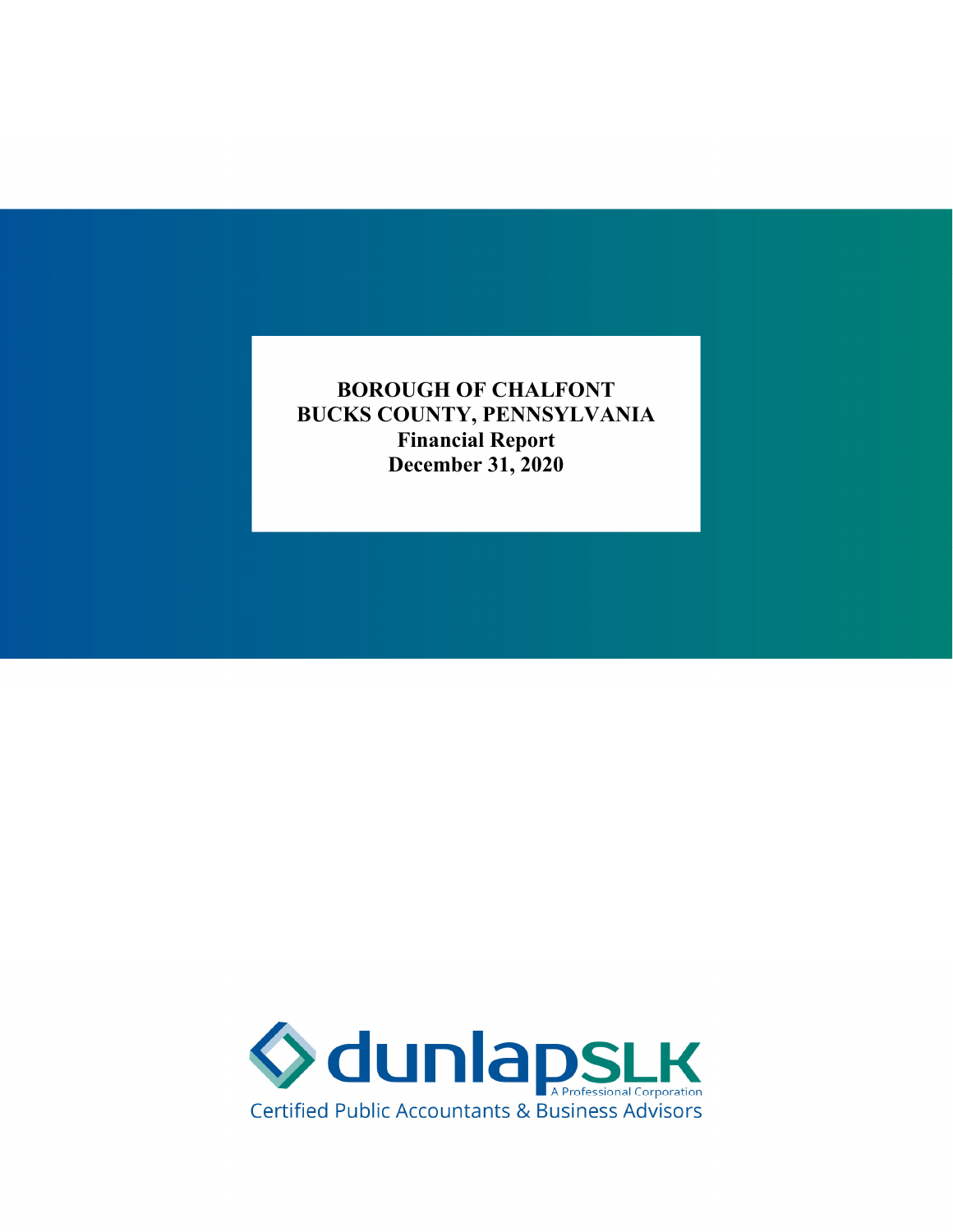# BOROUGH OF CHALFONT
# BUCKS COUNTY, PENNSYLVANIA
## Financial Report
## December 31, 2020

dunlapSLK
A Professional Corporation
Certified Public Accountants & Business Advisors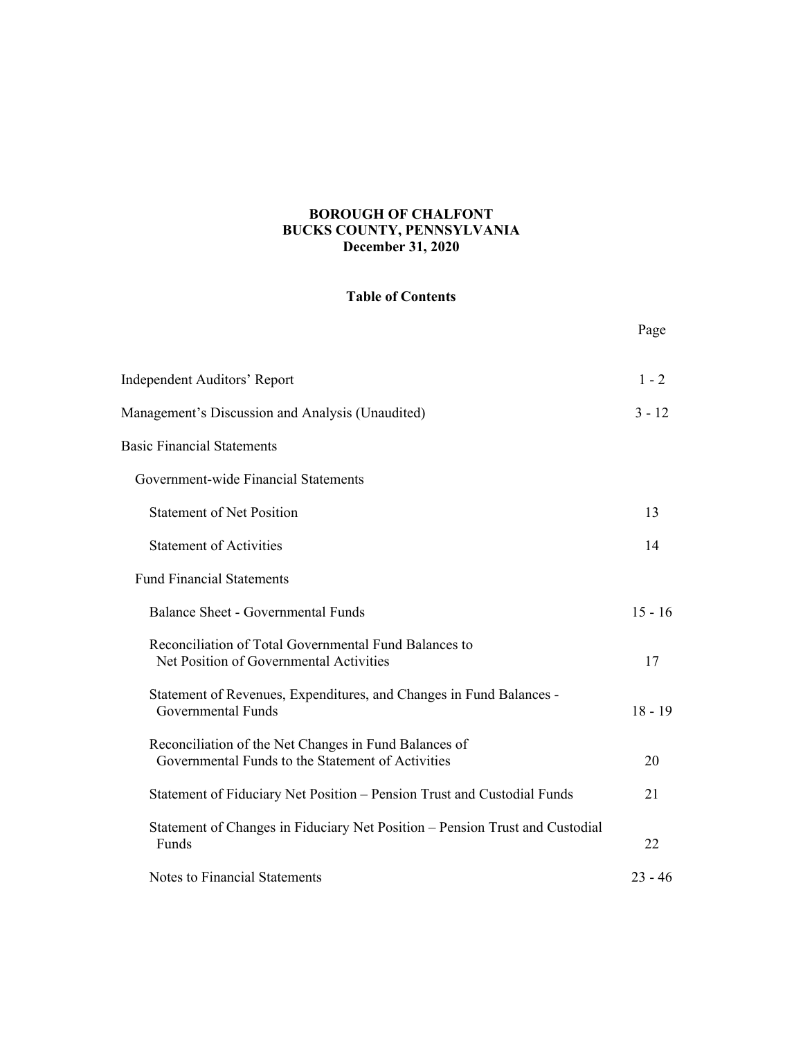**BOROUGH OF CHALFONT**
**BUCKS COUNTY, PENNSYLVANIA**
**December 31, 2020**

## Table of Contents

| | Page |
|---|---|
| Independent Auditors' Report | 1 - 2 |
| Management's Discussion and Analysis (Unaudited) | 3 - 12 |
| Basic Financial Statements | |
| Government-wide Financial Statements | |
| Statement of Net Position | 13 |
| Statement of Activities | 14 |
| Fund Financial Statements | |
| Balance Sheet - Governmental Funds | 15 - 16 |
| Reconciliation of Total Governmental Fund Balances to Net Position of Governmental Activities | 17 |
| Statement of Revenues, Expenditures, and Changes in Fund Balances - Governmental Funds | 18 - 19 |
| Reconciliation of the Net Changes in Fund Balances of Governmental Funds to the Statement of Activities | 20 |
| Statement of Fiduciary Net Position – Pension Trust and Custodial Funds | 21 |
| Statement of Changes in Fiduciary Net Position – Pension Trust and Custodial Funds | 22 |
| Notes to Financial Statements | 23 - 46 |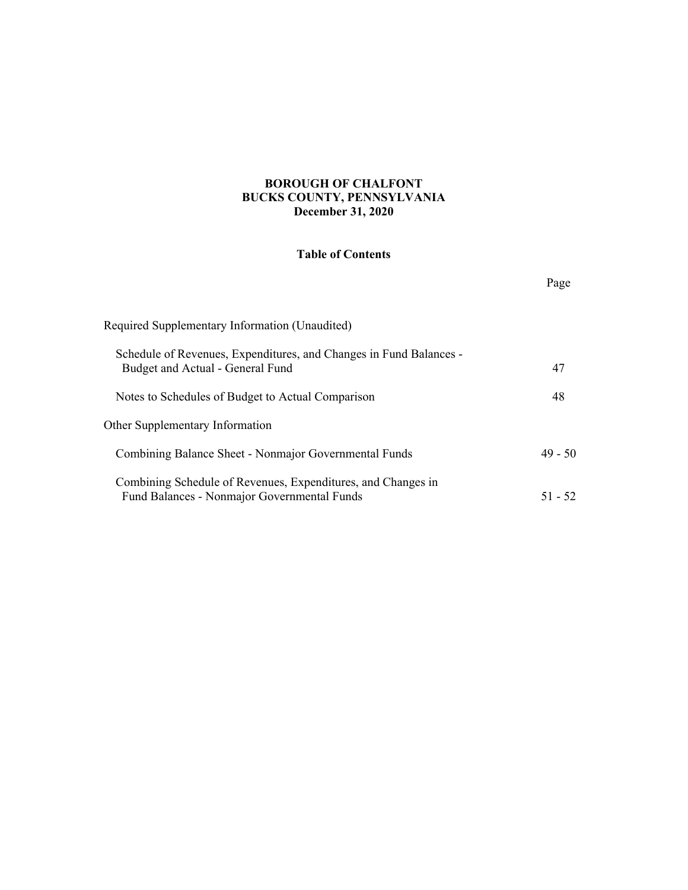**BOROUGH OF CHALFONT**
**BUCKS COUNTY, PENNSYLVANIA**
**December 31, 2020**

## Table of Contents

| | Page |
|---|---|
| Required Supplementary Information (Unaudited) | |
| Schedule of Revenues, Expenditures, and Changes in Fund Balances - Budget and Actual - General Fund | 47 |
| Notes to Schedules of Budget to Actual Comparison | 48 |
| Other Supplementary Information | |
| Combining Balance Sheet - Nonmajor Governmental Funds | 49 - 50 |
| Combining Schedule of Revenues, Expenditures, and Changes in Fund Balances - Nonmajor Governmental Funds | 51 - 52 |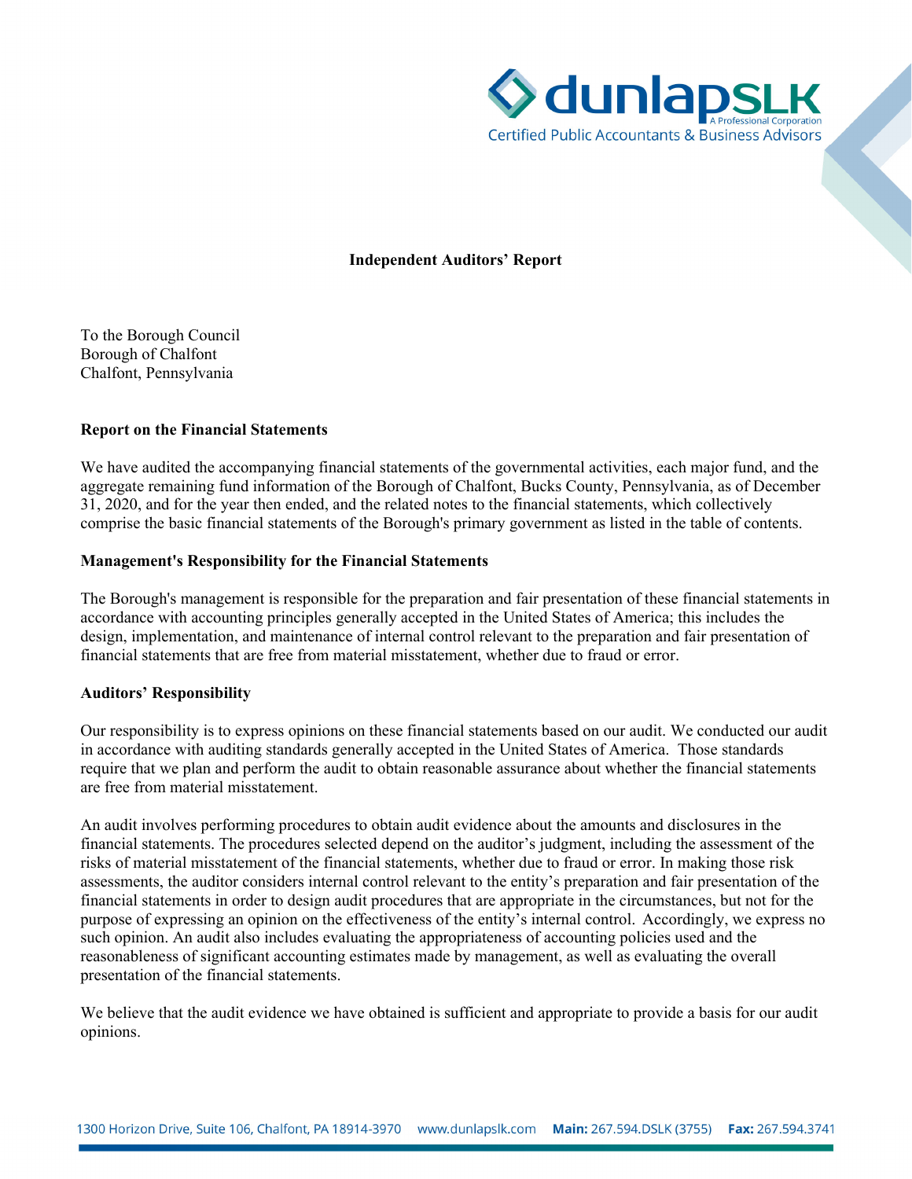dunlapSLK

A Professional Corporation

Certified Public Accountants & Business Advisors

**Independent Auditors' Report**

To the Borough Council
Borough of Chalfont
Chalfont, Pennsylvania

**Report on the Financial Statements**

We have audited the accompanying financial statements of the governmental activities, each major fund, and the aggregate remaining fund information of the Borough of Chalfont, Bucks County, Pennsylvania, as of December 31, 2020, and for the year then ended, and the related notes to the financial statements, which collectively comprise the basic financial statements of the Borough's primary government as listed in the table of contents.

**Management's Responsibility for the Financial Statements**

The Borough's management is responsible for the preparation and fair presentation of these financial statements in accordance with accounting principles generally accepted in the United States of America; this includes the design, implementation, and maintenance of internal control relevant to the preparation and fair presentation of financial statements that are free from material misstatement, whether due to fraud or error.

**Auditors' Responsibility**

Our responsibility is to express opinions on these financial statements based on our audit. We conducted our audit in accordance with auditing standards generally accepted in the United States of America. Those standards require that we plan and perform the audit to obtain reasonable assurance about whether the financial statements are free from material misstatement.

An audit involves performing procedures to obtain audit evidence about the amounts and disclosures in the financial statements. The procedures selected depend on the auditor's judgment, including the assessment of the risks of material misstatement of the financial statements, whether due to fraud or error. In making those risk assessments, the auditor considers internal control relevant to the entity's preparation and fair presentation of the financial statements in order to design audit procedures that are appropriate in the circumstances, but not for the purpose of expressing an opinion on the effectiveness of the entity's internal control. Accordingly, we express no such opinion. An audit also includes evaluating the appropriateness of accounting policies used and the reasonableness of significant accounting estimates made by management, as well as evaluating the overall presentation of the financial statements.

We believe that the audit evidence we have obtained is sufficient and appropriate to provide a basis for our audit opinions.

1300 Horizon Drive, Suite 106, Chalfont, PA 18914-3970 www.dunlapslk.com **Main:** 267.594.DSLK (3755) **Fax:** 267.594.3741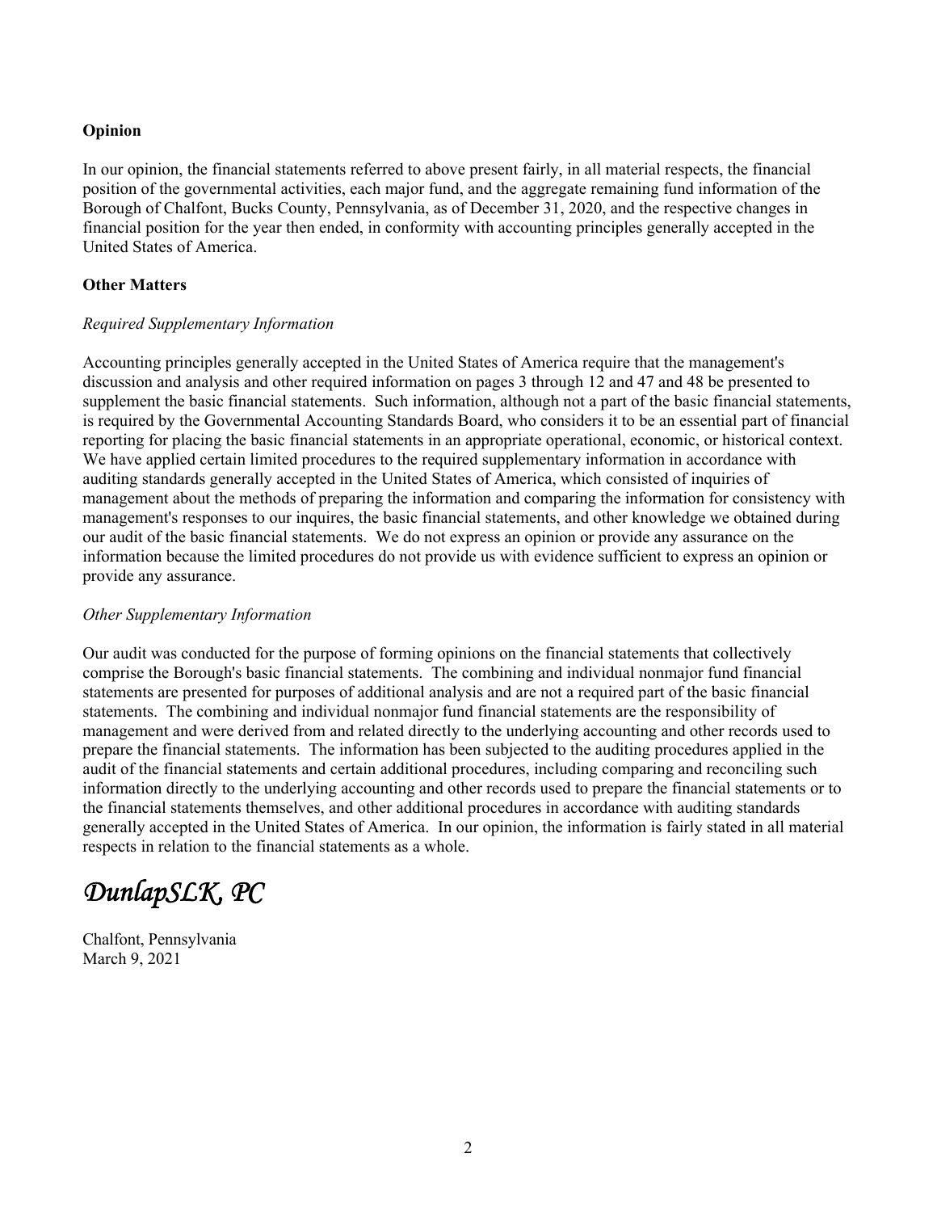**Opinion**

In our opinion, the financial statements referred to above present fairly, in all material respects, the financial position of the governmental activities, each major fund, and the aggregate remaining fund information of the Borough of Chalfont, Bucks County, Pennsylvania, as of December 31, 2020, and the respective changes in financial position for the year then ended, in conformity with accounting principles generally accepted in the United States of America.

**Other Matters**

*Required Supplementary Information*

Accounting principles generally accepted in the United States of America require that the management's discussion and analysis and other required information on pages 3 through 12 and 47 and 48 be presented to supplement the basic financial statements. Such information, although not a part of the basic financial statements, is required by the Governmental Accounting Standards Board, who considers it to be an essential part of financial reporting for placing the basic financial statements in an appropriate operational, economic, or historical context. We have applied certain limited procedures to the required supplementary information in accordance with auditing standards generally accepted in the United States of America, which consisted of inquiries of management about the methods of preparing the information and comparing the information for consistency with management's responses to our inquires, the basic financial statements, and other knowledge we obtained during our audit of the basic financial statements. We do not express an opinion or provide any assurance on the information because the limited procedures do not provide us with evidence sufficient to express an opinion or provide any assurance.

*Other Supplementary Information*

Our audit was conducted for the purpose of forming opinions on the financial statements that collectively comprise the Borough's basic financial statements. The combining and individual nonmajor fund financial statements are presented for purposes of additional analysis and are not a required part of the basic financial statements. The combining and individual nonmajor fund financial statements are the responsibility of management and were derived from and related directly to the underlying accounting and other records used to prepare the financial statements. The information has been subjected to the auditing procedures applied in the audit of the financial statements and certain additional procedures, including comparing and reconciling such information directly to the underlying accounting and other records used to prepare the financial statements or to the financial statements themselves, and other additional procedures in accordance with auditing standards generally accepted in the United States of America. In our opinion, the information is fairly stated in all material respects in relation to the financial statements as a whole.

*DunlapSLK, PC*

Chalfont, Pennsylvania
March 9, 2021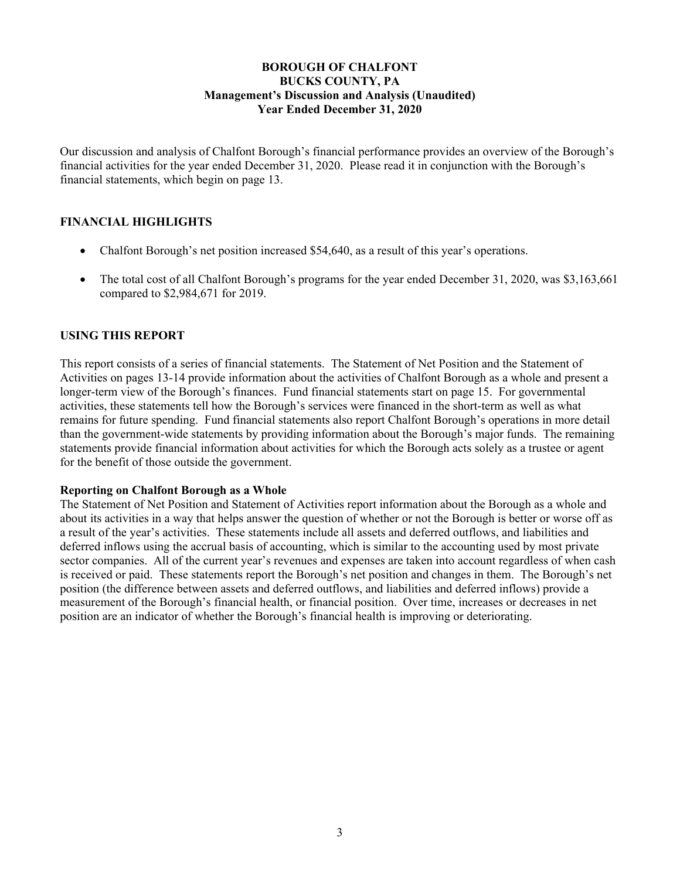**BOROUGH OF CHALFONT**
**BUCKS COUNTY, PA**
**Management's Discussion and Analysis (Unaudited)**
**Year Ended December 31, 2020**

Our discussion and analysis of Chalfont Borough's financial performance provides an overview of the Borough's financial activities for the year ended December 31, 2020. Please read it in conjunction with the Borough's financial statements, which begin on page 13.

## FINANCIAL HIGHLIGHTS

- Chalfont Borough's net position increased $54,640, as a result of this year's operations.
- The total cost of all Chalfont Borough's programs for the year ended December 31, 2020, was $3,163,661 compared to $2,984,671 for 2019.

## USING THIS REPORT

This report consists of a series of financial statements. The Statement of Net Position and the Statement of Activities on pages 13-14 provide information about the activities of Chalfont Borough as a whole and present a longer-term view of the Borough's finances. Fund financial statements start on page 15. For governmental activities, these statements tell how the Borough's services were financed in the short-term as well as what remains for future spending. Fund financial statements also report Chalfont Borough's operations in more detail than the government-wide statements by providing information about the Borough's major funds. The remaining statements provide financial information about activities for which the Borough acts solely as a trustee or agent for the benefit of those outside the government.

### Reporting on Chalfont Borough as a Whole

The Statement of Net Position and Statement of Activities report information about the Borough as a whole and about its activities in a way that helps answer the question of whether or not the Borough is better or worse off as a result of the year's activities. These statements include all assets and deferred outflows, and liabilities and deferred inflows using the accrual basis of accounting, which is similar to the accounting used by most private sector companies. All of the current year's revenues and expenses are taken into account regardless of when cash is received or paid. These statements report the Borough's net position and changes in them. The Borough's net position (the difference between assets and deferred outflows, and liabilities and deferred inflows) provide a measurement of the Borough's financial health, or financial position. Over time, increases or decreases in net position are an indicator of whether the Borough's financial health is improving or deteriorating.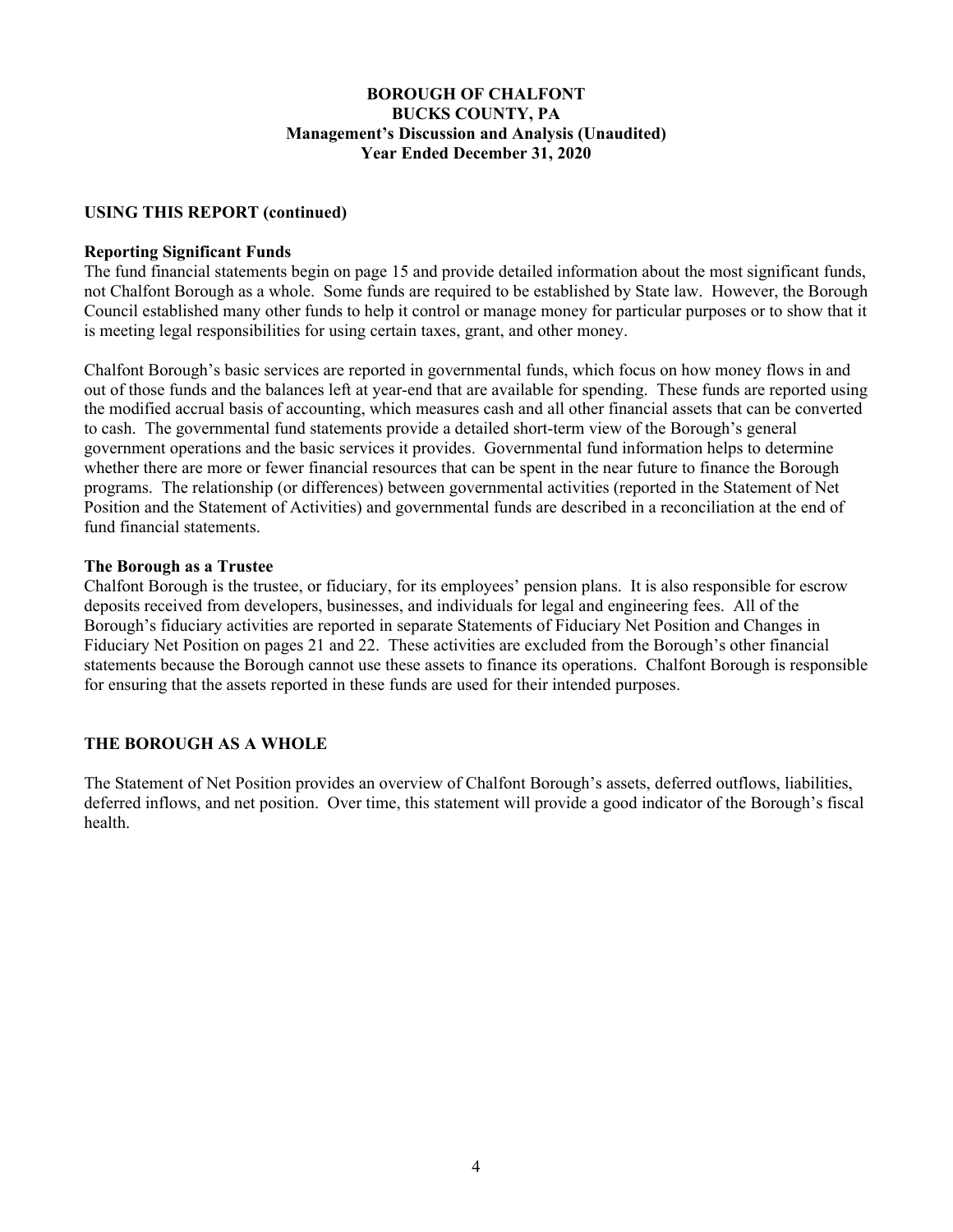## USING THIS REPORT (continued)

### Reporting Significant Funds

The fund financial statements begin on page 15 and provide detailed information about the most significant funds, not Chalfont Borough as a whole. Some funds are required to be established by State law. However, the Borough Council established many other funds to help it control or manage money for particular purposes or to show that it is meeting legal responsibilities for using certain taxes, grant, and other money.

Chalfont Borough's basic services are reported in governmental funds, which focus on how money flows in and out of those funds and the balances left at year-end that are available for spending. These funds are reported using the modified accrual basis of accounting, which measures cash and all other financial assets that can be converted to cash. The governmental fund statements provide a detailed short-term view of the Borough's general government operations and the basic services it provides. Governmental fund information helps to determine whether there are more or fewer financial resources that can be spent in the near future to finance the Borough programs. The relationship (or differences) between governmental activities (reported in the Statement of Net Position and the Statement of Activities) and governmental funds are described in a reconciliation at the end of fund financial statements.

### The Borough as a Trustee

Chalfont Borough is the trustee, or fiduciary, for its employees' pension plans. It is also responsible for escrow deposits received from developers, businesses, and individuals for legal and engineering fees. All of the Borough's fiduciary activities are reported in separate Statements of Fiduciary Net Position and Changes in Fiduciary Net Position on pages 21 and 22. These activities are excluded from the Borough's other financial statements because the Borough cannot use these assets to finance its operations. Chalfont Borough is responsible for ensuring that the assets reported in these funds are used for their intended purposes.

## THE BOROUGH AS A WHOLE

The Statement of Net Position provides an overview of Chalfont Borough's assets, deferred outflows, liabilities, deferred inflows, and net position. Over time, this statement will provide a good indicator of the Borough's fiscal health.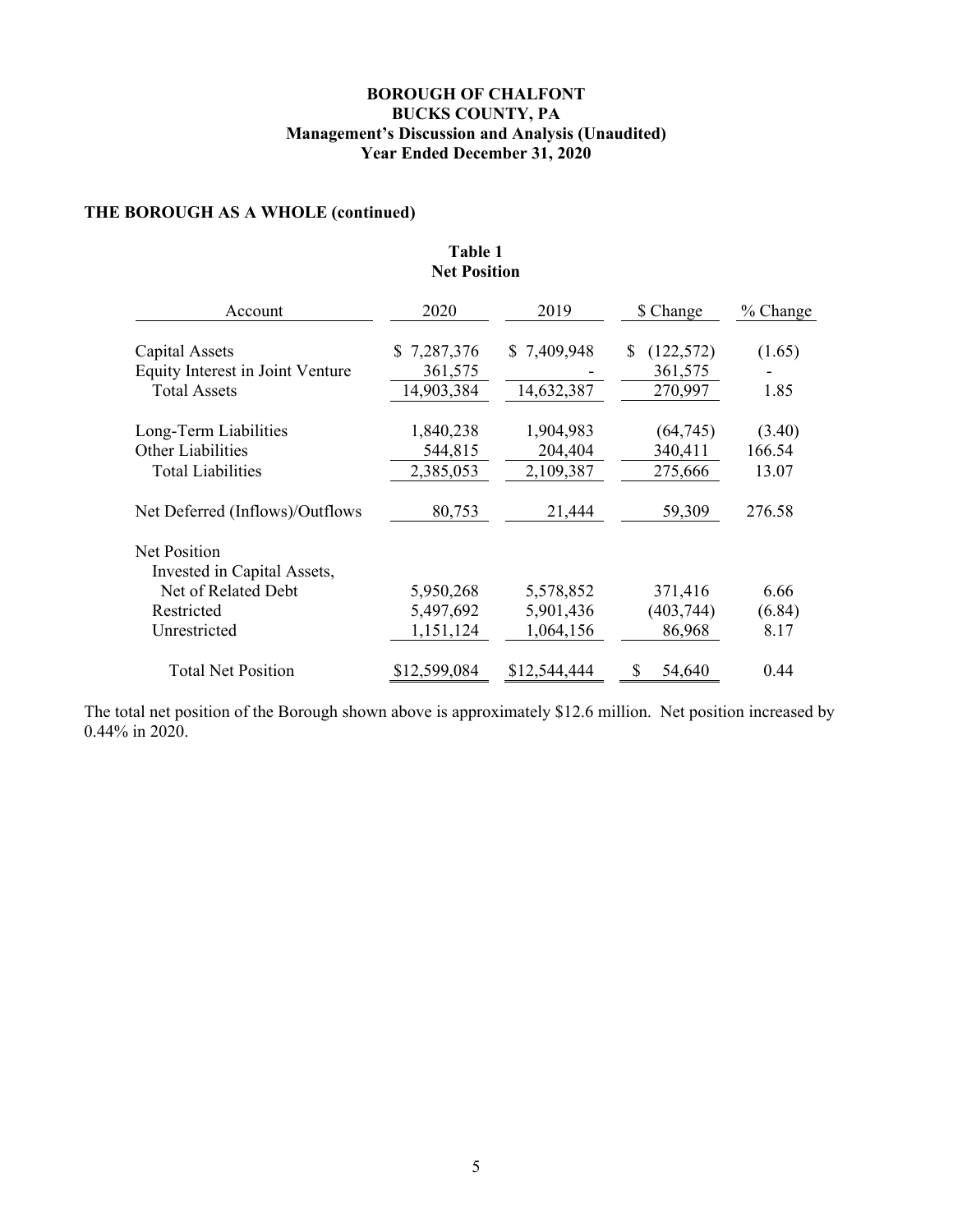**BOROUGH OF CHALFONT**
**BUCKS COUNTY, PA**
**Management's Discussion and Analysis (Unaudited)**
**Year Ended December 31, 2020**

## THE BOROUGH AS A WHOLE (continued)

**Table 1**
**Net Position**

| Account | 2020 | 2019 | $ Change | % Change |
|---|---|---|---|---|
| Capital Assets | $ 7,287,376 | $ 7,409,948 | $ (122,572) | (1.65) |
| Equity Interest in Joint Venture | 361,575 | - | 361,575 | - |
| Total Assets | 14,903,384 | 14,632,387 | 270,997 | 1.85 |
| Long-Term Liabilities | 1,840,238 | 1,904,983 | (64,745) | (3.40) |
| Other Liabilities | 544,815 | 204,404 | 340,411 | 166.54 |
| Total Liabilities | 2,385,053 | 2,109,387 | 275,666 | 13.07 |
| Net Deferred (Inflows)/Outflows | 80,753 | 21,444 | 59,309 | 276.58 |
| Net Position | | | | |
| Invested in Capital Assets, Net of Related Debt | 5,950,268 | 5,578,852 | 371,416 | 6.66 |
| Restricted | 5,497,692 | 5,901,436 | (403,744) | (6.84) |
| Unrestricted | 1,151,124 | 1,064,156 | 86,968 | 8.17 |
| Total Net Position | $12,599,084 | $12,544,444 | $ 54,640 | 0.44 |

The total net position of the Borough shown above is approximately $12.6 million. Net position increased by 0.44% in 2020.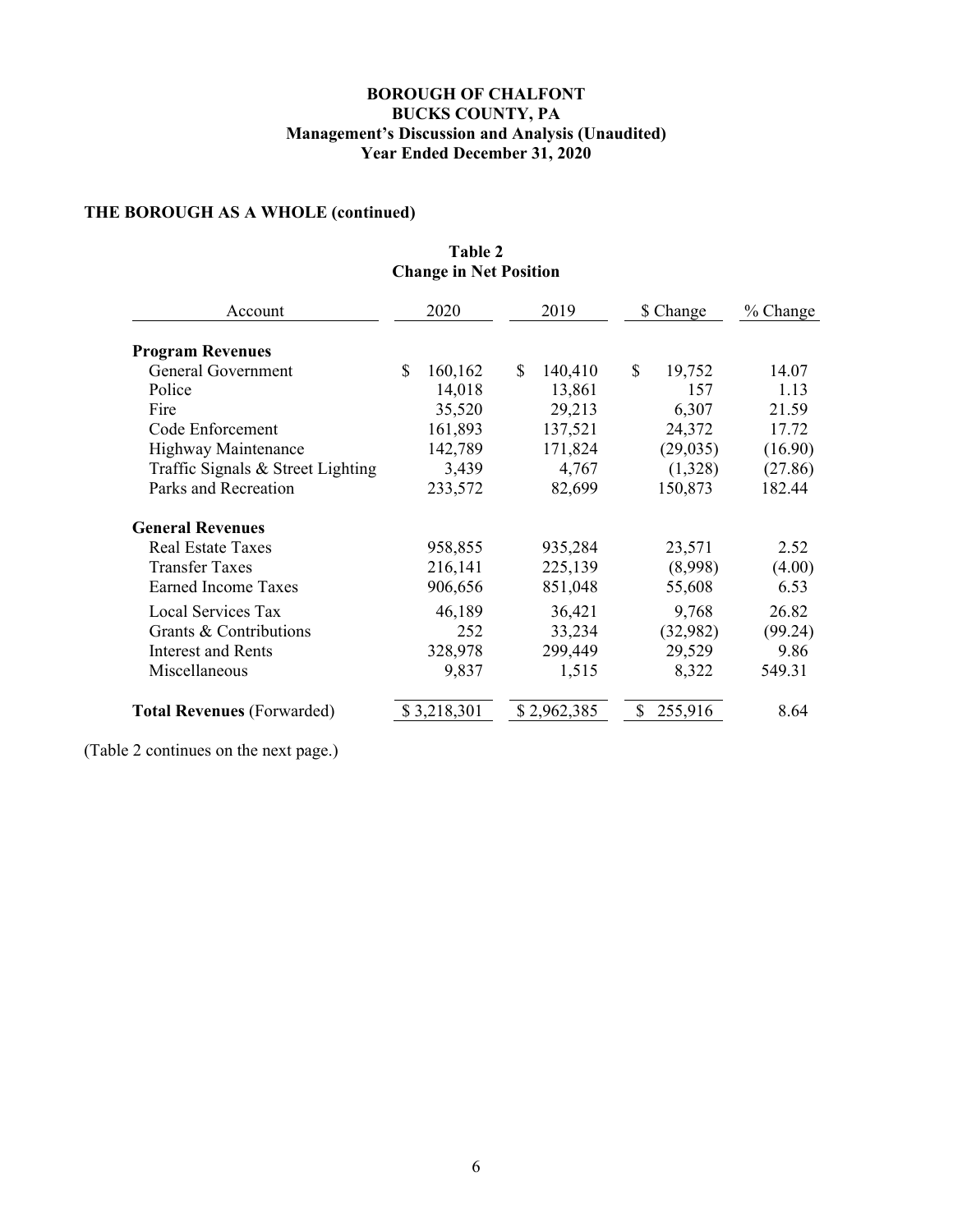**BOROUGH OF CHALFONT**
**BUCKS COUNTY, PA**
**Management's Discussion and Analysis (Unaudited)**
**Year Ended December 31, 2020**

## THE BOROUGH AS A WHOLE (continued)

**Table 2**
**Change in Net Position**

| Account | 2020 | 2019 | $ Change | % Change |
|---|---|---|---|---|
| **Program Revenues** | | | | |
| General Government | $ 160,162 | $ 140,410 | $ 19,752 | 14.07 |
| Police | 14,018 | 13,861 | 157 | 1.13 |
| Fire | 35,520 | 29,213 | 6,307 | 21.59 |
| Code Enforcement | 161,893 | 137,521 | 24,372 | 17.72 |
| Highway Maintenance | 142,789 | 171,824 | (29,035) | (16.90) |
| Traffic Signals & Street Lighting | 3,439 | 4,767 | (1,328) | (27.86) |
| Parks and Recreation | 233,572 | 82,699 | 150,873 | 182.44 |
| **General Revenues** | | | | |
| Real Estate Taxes | 958,855 | 935,284 | 23,571 | 2.52 |
| Transfer Taxes | 216,141 | 225,139 | (8,998) | (4.00) |
| Earned Income Taxes | 906,656 | 851,048 | 55,608 | 6.53 |
| Local Services Tax | 46,189 | 36,421 | 9,768 | 26.82 |
| Grants & Contributions | 252 | 33,234 | (32,982) | (99.24) |
| Interest and Rents | 328,978 | 299,449 | 29,529 | 9.86 |
| Miscellaneous | 9,837 | 1,515 | 8,322 | 549.31 |
| **Total Revenues** (Forwarded) | $ 3,218,301 | $ 2,962,385 | $ 255,916 | 8.64 |

(Table 2 continues on the next page.)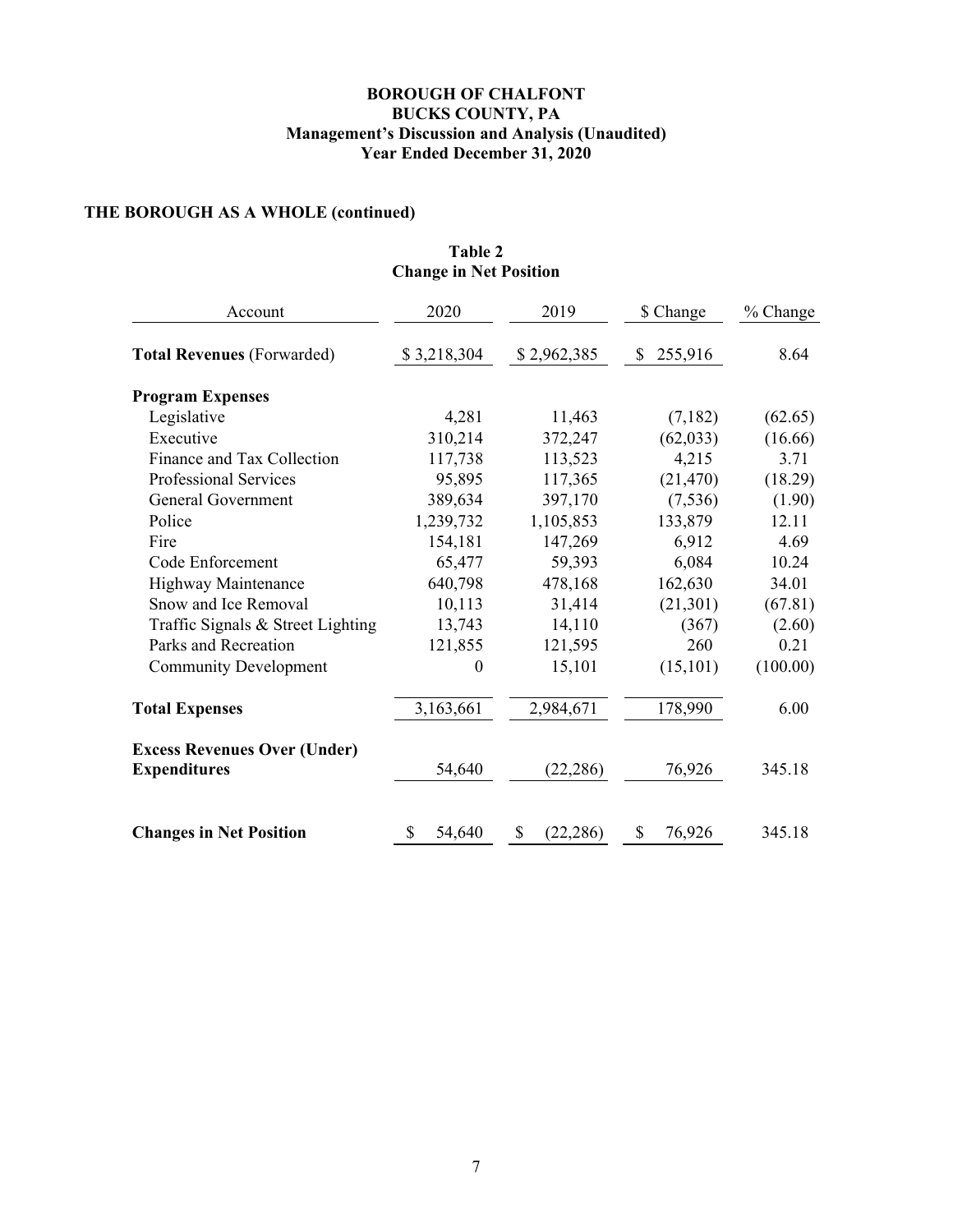**BOROUGH OF CHALFONT**
**BUCKS COUNTY, PA**
**Management's Discussion and Analysis (Unaudited)**
**Year Ended December 31, 2020**

## THE BOROUGH AS A WHOLE (continued)

### Table 2
### Change in Net Position

| Account | 2020 | 2019 | $ Change | % Change |
|---|---|---|---|---|
| **Total Revenues** (Forwarded) | $ 3,218,304 | $ 2,962,385 | $ 255,916 | 8.64 |
| **Program Expenses** | | | | |
| Legislative | 4,281 | 11,463 | (7,182) | (62.65) |
| Executive | 310,214 | 372,247 | (62,033) | (16.66) |
| Finance and Tax Collection | 117,738 | 113,523 | 4,215 | 3.71 |
| Professional Services | 95,895 | 117,365 | (21,470) | (18.29) |
| General Government | 389,634 | 397,170 | (7,536) | (1.90) |
| Police | 1,239,732 | 1,105,853 | 133,879 | 12.11 |
| Fire | 154,181 | 147,269 | 6,912 | 4.69 |
| Code Enforcement | 65,477 | 59,393 | 6,084 | 10.24 |
| Highway Maintenance | 640,798 | 478,168 | 162,630 | 34.01 |
| Snow and Ice Removal | 10,113 | 31,414 | (21,301) | (67.81) |
| Traffic Signals & Street Lighting | 13,743 | 14,110 | (367) | (2.60) |
| Parks and Recreation | 121,855 | 121,595 | 260 | 0.21 |
| Community Development | 0 | 15,101 | (15,101) | (100.00) |
| **Total Expenses** | 3,163,661 | 2,984,671 | 178,990 | 6.00 |
| **Excess Revenues Over (Under) Expenditures** | 54,640 | (22,286) | 76,926 | 345.18 |
| **Changes in Net Position** | $ 54,640 | $ (22,286) | $ 76,926 | 345.18 |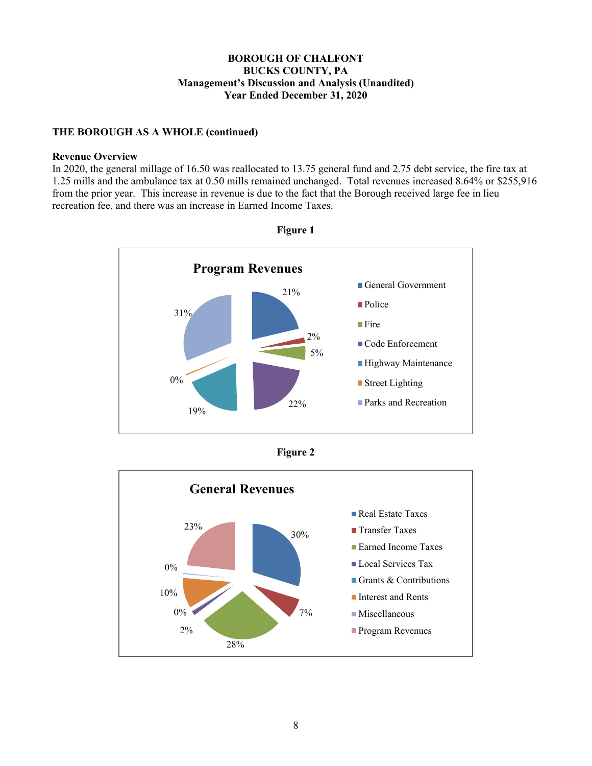**BOROUGH OF CHALFONT**
**BUCKS COUNTY, PA**
**Management's Discussion and Analysis (Unaudited)**
**Year Ended December 31, 2020**

**THE BOROUGH AS A WHOLE (continued)**

**Revenue Overview**

In 2020, the general millage of 16.50 was reallocated to 13.75 general fund and 2.75 debt service, the fire tax at 1.25 mills and the ambulance tax at 0.50 mills remained unchanged. Total revenues increased 8.64% or $255,916 from the prior year. This increase in revenue is due to the fact that the Borough received large fee in lieu recreation fee, and there was an increase in Earned Income Taxes.

**Figure 1**

**Program Revenues**

| Category | Percentage |
|---|---|
| General Government | 21% |
| Police | 2% |
| Fire | 5% |
| Code Enforcement | 22% |
| Highway Maintenance | 19% |
| Street Lighting | 0% |
| Parks and Recreation | 31% |

**Figure 2**

**General Revenues**

| Category | Percentage |
|---|---|
| Real Estate Taxes | 30% |
| Transfer Taxes | 7% |
| Earned Income Taxes | 28% |
| Local Services Tax | 2% |
| Grants & Contributions | 0% |
| Interest and Rents | 10% |
| Miscellaneous | 0% |
| Program Revenues | 23% |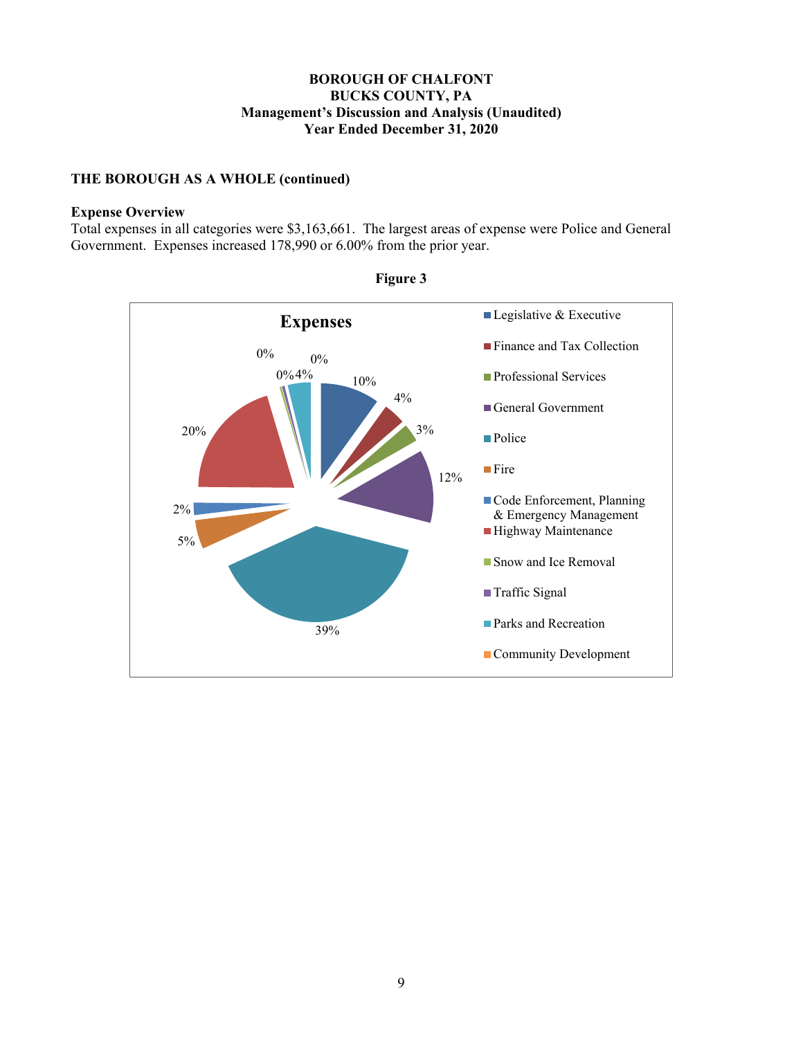**BOROUGH OF CHALFONT**
**BUCKS COUNTY, PA**
**Management's Discussion and Analysis (Unaudited)**
**Year Ended December 31, 2020**

## THE BOROUGH AS A WHOLE (continued)

### Expense Overview

Total expenses in all categories were $3,163,661. The largest areas of expense were Police and General Government. Expenses increased 178,990 or 6.00% from the prior year.

**Figure 3**

**Expenses**

| Category | Percentage |
|---|---|
| Legislative & Executive | 10% |
| Finance and Tax Collection | 4% |
| Professional Services | 3% |
| General Government | 12% |
| Police | 39% |
| Fire | 5% |
| Code Enforcement, Planning & Emergency Management | 2% |
| Highway Maintenance | 20% |
| Snow and Ice Removal | 0% |
| Traffic Signal | 0% |
| Parks and Recreation | 4% |
| Community Development | 0% |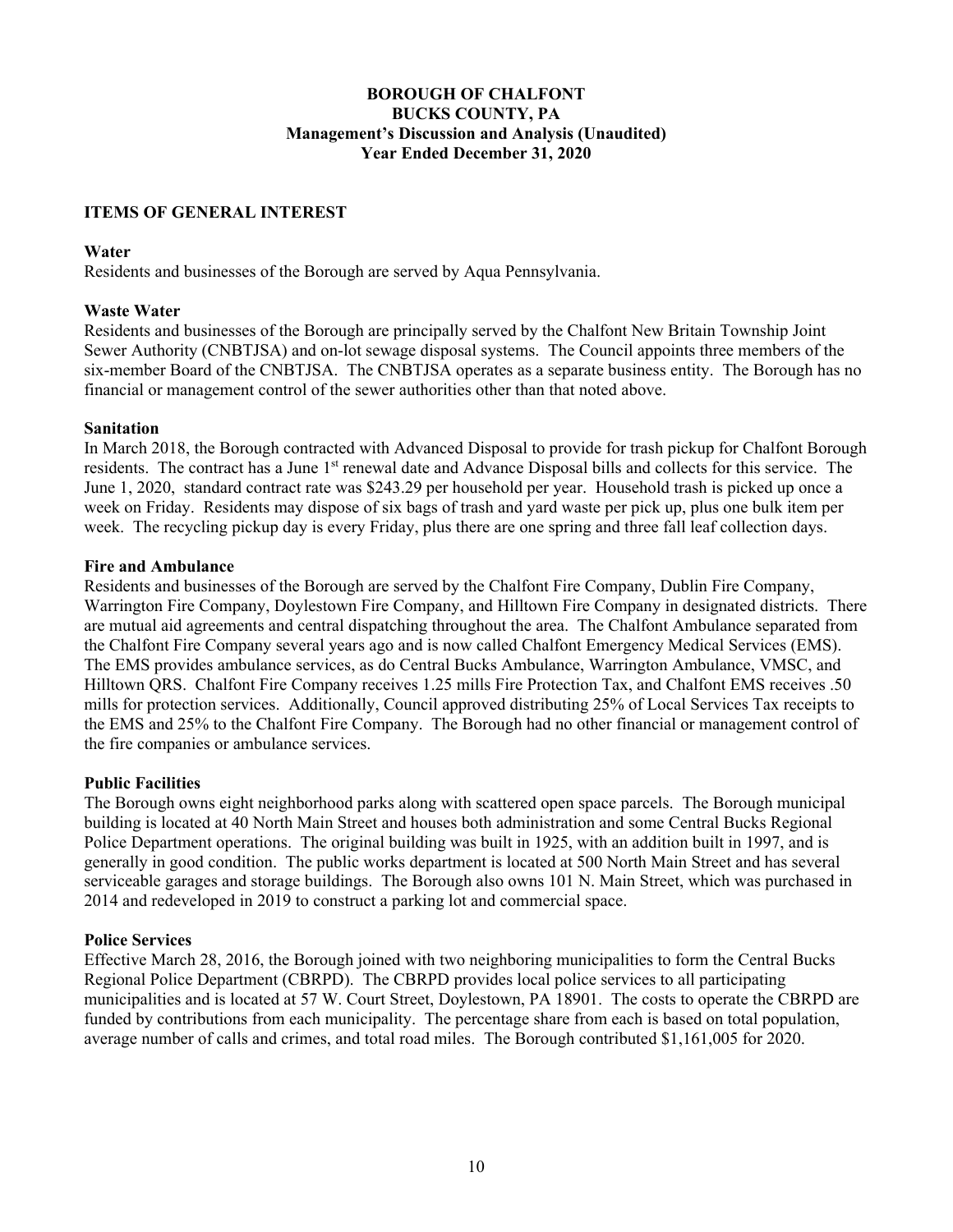**BOROUGH OF CHALFONT**
**BUCKS COUNTY, PA**
**Management's Discussion and Analysis (Unaudited)**
**Year Ended December 31, 2020**

## ITEMS OF GENERAL INTEREST

### Water

Residents and businesses of the Borough are served by Aqua Pennsylvania.

### Waste Water

Residents and businesses of the Borough are principally served by the Chalfont New Britain Township Joint Sewer Authority (CNBTJSA) and on-lot sewage disposal systems. The Council appoints three members of the six-member Board of the CNBTJSA. The CNBTJSA operates as a separate business entity. The Borough has no financial or management control of the sewer authorities other than that noted above.

### Sanitation

In March 2018, the Borough contracted with Advanced Disposal to provide for trash pickup for Chalfont Borough residents. The contract has a June 1st renewal date and Advance Disposal bills and collects for this service. The June 1, 2020, standard contract rate was $243.29 per household per year. Household trash is picked up once a week on Friday. Residents may dispose of six bags of trash and yard waste per pick up, plus one bulk item per week. The recycling pickup day is every Friday, plus there are one spring and three fall leaf collection days.

### Fire and Ambulance

Residents and businesses of the Borough are served by the Chalfont Fire Company, Dublin Fire Company, Warrington Fire Company, Doylestown Fire Company, and Hilltown Fire Company in designated districts. There are mutual aid agreements and central dispatching throughout the area. The Chalfont Ambulance separated from the Chalfont Fire Company several years ago and is now called Chalfont Emergency Medical Services (EMS). The EMS provides ambulance services, as do Central Bucks Ambulance, Warrington Ambulance, VMSC, and Hilltown QRS. Chalfont Fire Company receives 1.25 mills Fire Protection Tax, and Chalfont EMS receives .50 mills for protection services. Additionally, Council approved distributing 25% of Local Services Tax receipts to the EMS and 25% to the Chalfont Fire Company. The Borough had no other financial or management control of the fire companies or ambulance services.

### Public Facilities

The Borough owns eight neighborhood parks along with scattered open space parcels. The Borough municipal building is located at 40 North Main Street and houses both administration and some Central Bucks Regional Police Department operations. The original building was built in 1925, with an addition built in 1997, and is generally in good condition. The public works department is located at 500 North Main Street and has several serviceable garages and storage buildings. The Borough also owns 101 N. Main Street, which was purchased in 2014 and redeveloped in 2019 to construct a parking lot and commercial space.

### Police Services

Effective March 28, 2016, the Borough joined with two neighboring municipalities to form the Central Bucks Regional Police Department (CBRPD). The CBRPD provides local police services to all participating municipalities and is located at 57 W. Court Street, Doylestown, PA 18901. The costs to operate the CBRPD are funded by contributions from each municipality. The percentage share from each is based on total population, average number of calls and crimes, and total road miles. The Borough contributed $1,161,005 for 2020.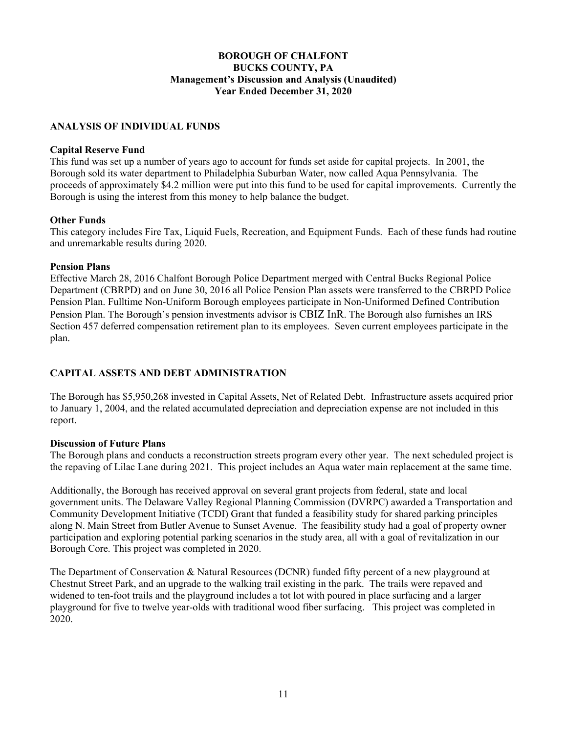**BOROUGH OF CHALFONT**
**BUCKS COUNTY, PA**
**Management's Discussion and Analysis (Unaudited)**
**Year Ended December 31, 2020**

## ANALYSIS OF INDIVIDUAL FUNDS

### Capital Reserve Fund

This fund was set up a number of years ago to account for funds set aside for capital projects. In 2001, the Borough sold its water department to Philadelphia Suburban Water, now called Aqua Pennsylvania. The proceeds of approximately $4.2 million were put into this fund to be used for capital improvements. Currently the Borough is using the interest from this money to help balance the budget.

### Other Funds

This category includes Fire Tax, Liquid Fuels, Recreation, and Equipment Funds. Each of these funds had routine and unremarkable results during 2020.

### Pension Plans

Effective March 28, 2016 Chalfont Borough Police Department merged with Central Bucks Regional Police Department (CBRPD) and on June 30, 2016 all Police Pension Plan assets were transferred to the CBRPD Police Pension Plan. Fulltime Non-Uniform Borough employees participate in Non-Uniformed Defined Contribution Pension Plan. The Borough's pension investments advisor is CBIZ InR. The Borough also furnishes an IRS Section 457 deferred compensation retirement plan to its employees. Seven current employees participate in the plan.

## CAPITAL ASSETS AND DEBT ADMINISTRATION

The Borough has $5,950,268 invested in Capital Assets, Net of Related Debt. Infrastructure assets acquired prior to January 1, 2004, and the related accumulated depreciation and depreciation expense are not included in this report.

### Discussion of Future Plans

The Borough plans and conducts a reconstruction streets program every other year. The next scheduled project is the repaving of Lilac Lane during 2021. This project includes an Aqua water main replacement at the same time.

Additionally, the Borough has received approval on several grant projects from federal, state and local government units. The Delaware Valley Regional Planning Commission (DVRPC) awarded a Transportation and Community Development Initiative (TCDI) Grant that funded a feasibility study for shared parking principles along N. Main Street from Butler Avenue to Sunset Avenue. The feasibility study had a goal of property owner participation and exploring potential parking scenarios in the study area, all with a goal of revitalization in our Borough Core. This project was completed in 2020.

The Department of Conservation & Natural Resources (DCNR) funded fifty percent of a new playground at Chestnut Street Park, and an upgrade to the walking trail existing in the park. The trails were repaved and widened to ten-foot trails and the playground includes a tot lot with poured in place surfacing and a larger playground for five to twelve year-olds with traditional wood fiber surfacing. This project was completed in 2020.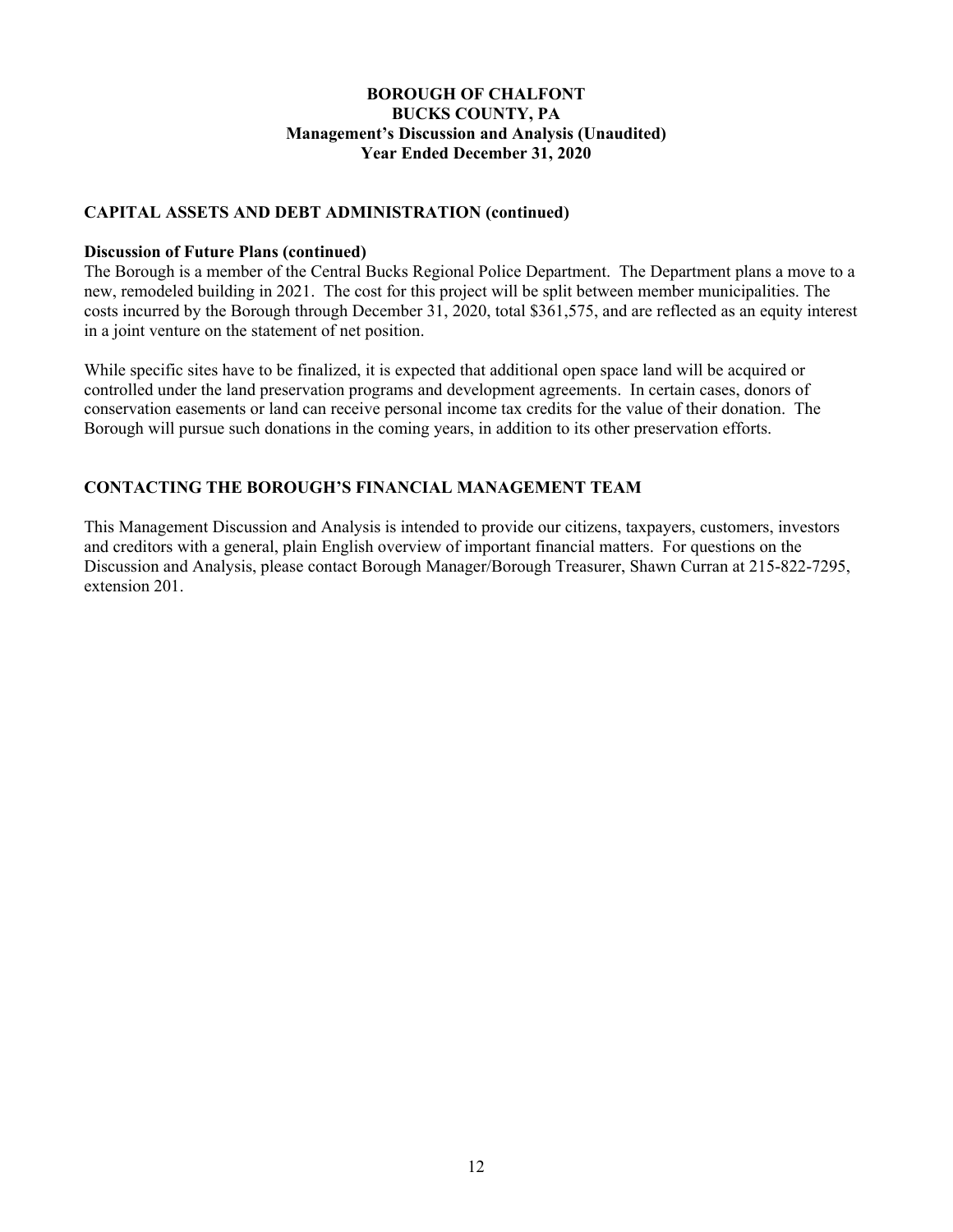## CAPITAL ASSETS AND DEBT ADMINISTRATION (continued)

**Discussion of Future Plans (continued)**

The Borough is a member of the Central Bucks Regional Police Department. The Department plans a move to a new, remodeled building in 2021. The cost for this project will be split between member municipalities. The costs incurred by the Borough through December 31, 2020, total $361,575, and are reflected as an equity interest in a joint venture on the statement of net position.

While specific sites have to be finalized, it is expected that additional open space land will be acquired or controlled under the land preservation programs and development agreements. In certain cases, donors of conservation easements or land can receive personal income tax credits for the value of their donation. The Borough will pursue such donations in the coming years, in addition to its other preservation efforts.

## CONTACTING THE BOROUGH'S FINANCIAL MANAGEMENT TEAM

This Management Discussion and Analysis is intended to provide our citizens, taxpayers, customers, investors and creditors with a general, plain English overview of important financial matters. For questions on the Discussion and Analysis, please contact Borough Manager/Borough Treasurer, Shawn Curran at 215-822-7295, extension 201.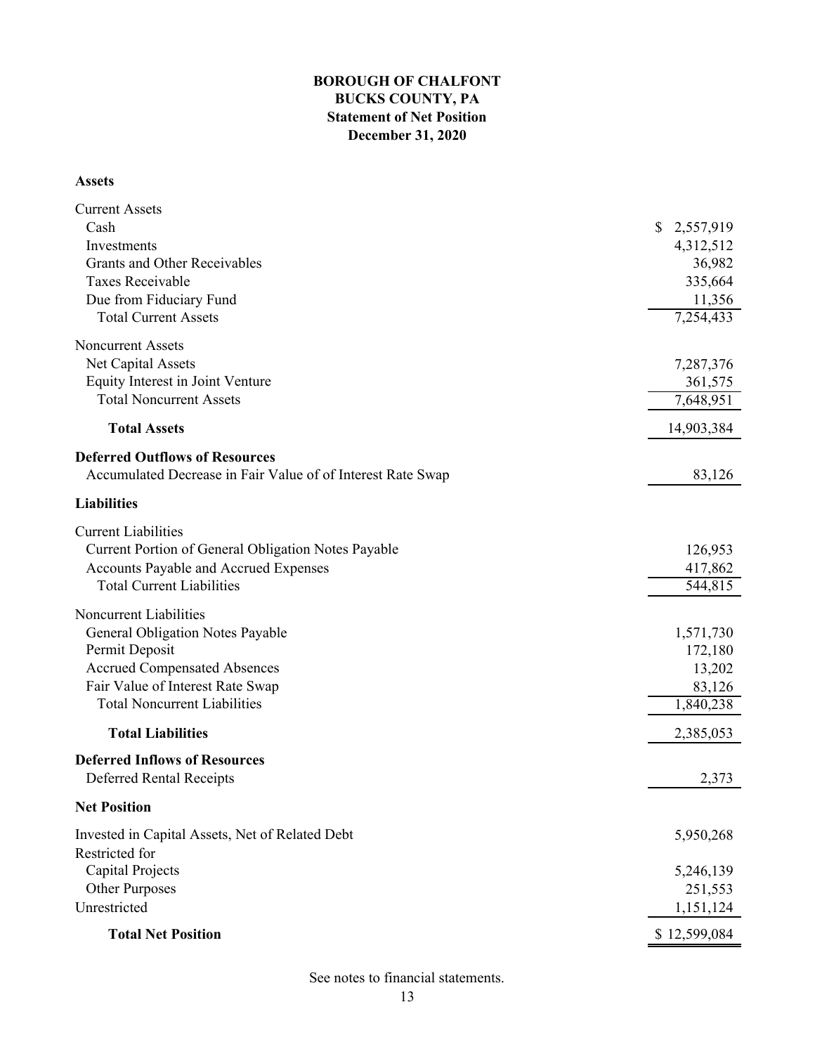# BOROUGH OF CHALFONT
## BUCKS COUNTY, PA
## Statement of Net Position
## December 31, 2020

| | |
|---|---|
| **Assets** | |
| Current Assets | |
| Cash | $ 2,557,919 |
| Investments | 4,312,512 |
| Grants and Other Receivables | 36,982 |
| Taxes Receivable | 335,664 |
| Due from Fiduciary Fund | 11,356 |
| Total Current Assets | 7,254,433 |
| Noncurrent Assets | |
| Net Capital Assets | 7,287,376 |
| Equity Interest in Joint Venture | 361,575 |
| Total Noncurrent Assets | 7,648,951 |
| **Total Assets** | 14,903,384 |
| **Deferred Outflows of Resources** | |
| Accumulated Decrease in Fair Value of of Interest Rate Swap | 83,126 |
| **Liabilities** | |
| Current Liabilities | |
| Current Portion of General Obligation Notes Payable | 126,953 |
| Accounts Payable and Accrued Expenses | 417,862 |
| Total Current Liabilities | 544,815 |
| Noncurrent Liabilities | |
| General Obligation Notes Payable | 1,571,730 |
| Permit Deposit | 172,180 |
| Accrued Compensated Absences | 13,202 |
| Fair Value of Interest Rate Swap | 83,126 |
| Total Noncurrent Liabilities | 1,840,238 |
| **Total Liabilities** | 2,385,053 |
| **Deferred Inflows of Resources** | |
| Deferred Rental Receipts | 2,373 |
| **Net Position** | |
| Invested in Capital Assets, Net of Related Debt | 5,950,268 |
| Restricted for | |
| Capital Projects | 5,246,139 |
| Other Purposes | 251,553 |
| Unrestricted | 1,151,124 |
| **Total Net Position** | $ 12,599,084 |

See notes to financial statements.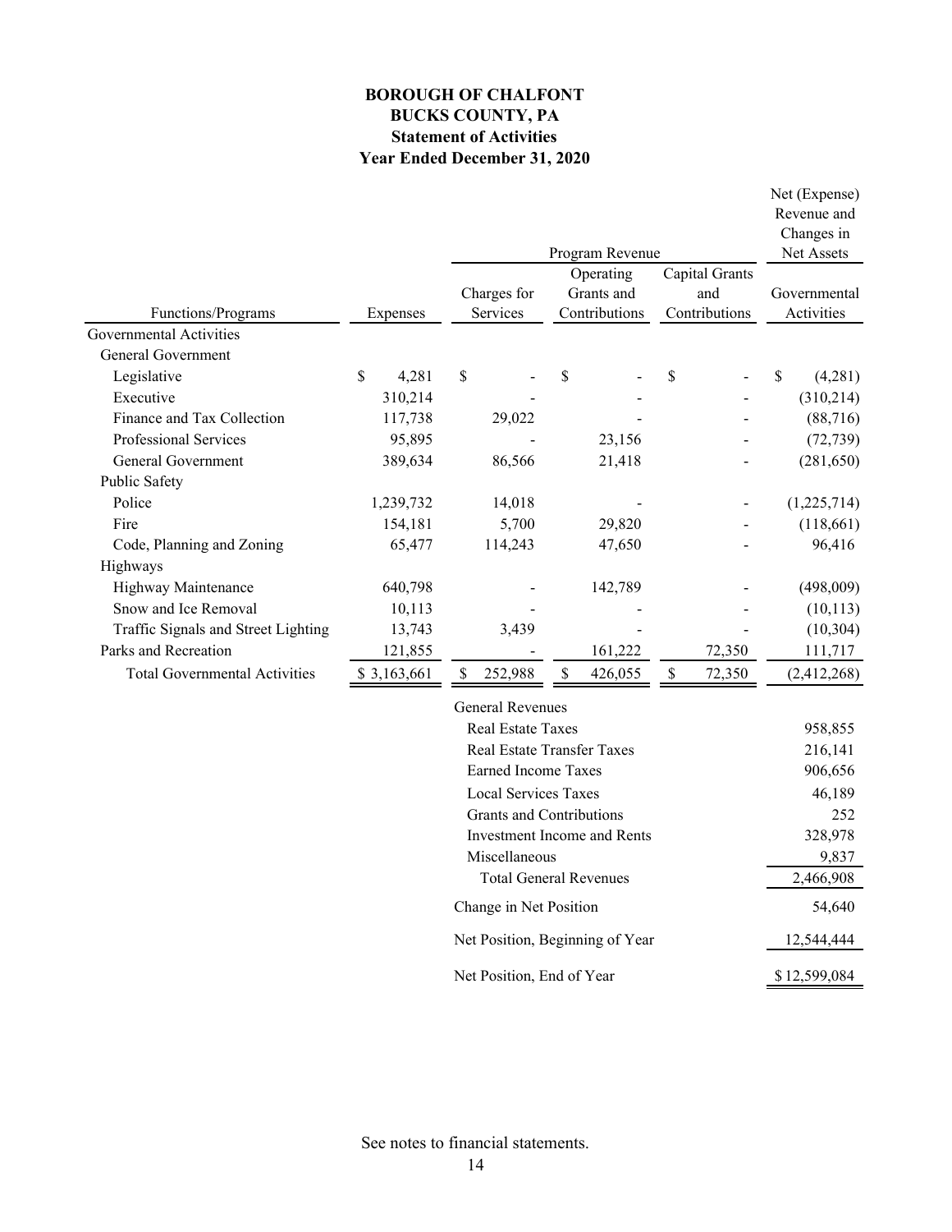**BOROUGH OF CHALFONT**
**BUCKS COUNTY, PA**
**Statement of Activities**
**Year Ended December 31, 2020**

| Functions/Programs | Expenses | Program Revenue: Charges for Services | Program Revenue: Operating Grants and Contributions | Program Revenue: Capital Grants and Contributions | Net (Expense) Revenue and Changes in Net Assets: Governmental Activities |
|---|---|---|---|---|---|
| Governmental Activities | | | | | |
| General Government | | | | | |
| Legislative | $ 4,281 | $ - | $ - | $ - | $ (4,281) |
| Executive | 310,214 | - | - | - | (310,214) |
| Finance and Tax Collection | 117,738 | 29,022 | - | - | (88,716) |
| Professional Services | 95,895 | - | 23,156 | - | (72,739) |
| General Government | 389,634 | 86,566 | 21,418 | - | (281,650) |
| Public Safety | | | | | |
| Police | 1,239,732 | 14,018 | - | - | (1,225,714) |
| Fire | 154,181 | 5,700 | 29,820 | - | (118,661) |
| Code, Planning and Zoning | 65,477 | 114,243 | 47,650 | - | 96,416 |
| Highways | | | | | |
| Highway Maintenance | 640,798 | - | 142,789 | - | (498,009) |
| Snow and Ice Removal | 10,113 | - | - | - | (10,113) |
| Traffic Signals and Street Lighting | 13,743 | 3,439 | - | - | (10,304) |
| Parks and Recreation | 121,855 | - | 161,222 | 72,350 | 111,717 |
| Total Governmental Activities | $ 3,163,661 | $ 252,988 | $ 426,055 | $ 72,350 | (2,412,268) |
| | | General Revenues | | | |
| | | Real Estate Taxes | | | 958,855 |
| | | Real Estate Transfer Taxes | | | 216,141 |
| | | Earned Income Taxes | | | 906,656 |
| | | Local Services Taxes | | | 46,189 |
| | | Grants and Contributions | | | 252 |
| | | Investment Income and Rents | | | 328,978 |
| | | Miscellaneous | | | 9,837 |
| | | Total General Revenues | | | 2,466,908 |
| | | Change in Net Position | | | 54,640 |
| | | Net Position, Beginning of Year | | | 12,544,444 |
| | | Net Position, End of Year | | | $ 12,599,084 |

See notes to financial statements.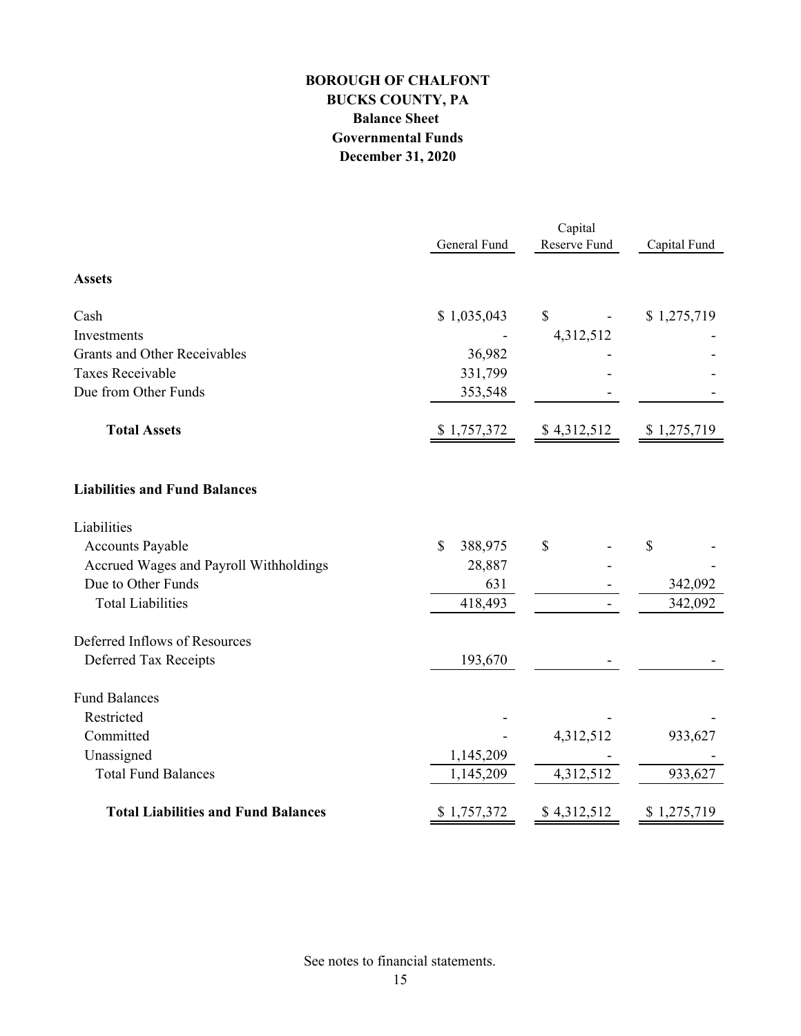**BOROUGH OF CHALFONT**
**BUCKS COUNTY, PA**
**Balance Sheet**
**Governmental Funds**
**December 31, 2020**

| | General Fund | Capital Reserve Fund | Capital Fund |
|---|---|---|---|
| **Assets** | | | |
| Cash | $ 1,035,043 | $ - | $ 1,275,719 |
| Investments | - | 4,312,512 | - |
| Grants and Other Receivables | 36,982 | - | - |
| Taxes Receivable | 331,799 | - | - |
| Due from Other Funds | 353,548 | - | - |
| **Total Assets** | $ 1,757,372 | $ 4,312,512 | $ 1,275,719 |
| **Liabilities and Fund Balances** | | | |
| Liabilities | | | |
| Accounts Payable | $ 388,975 | $ - | $ - |
| Accrued Wages and Payroll Withholdings | 28,887 | - | - |
| Due to Other Funds | 631 | - | 342,092 |
| Total Liabilities | 418,493 | - | 342,092 |
| Deferred Inflows of Resources | | | |
| Deferred Tax Receipts | 193,670 | - | - |
| Fund Balances | | | |
| Restricted | - | - | - |
| Committed | - | 4,312,512 | 933,627 |
| Unassigned | 1,145,209 | - | - |
| Total Fund Balances | 1,145,209 | 4,312,512 | 933,627 |
| **Total Liabilities and Fund Balances** | $ 1,757,372 | $ 4,312,512 | $ 1,275,719 |

See notes to financial statements.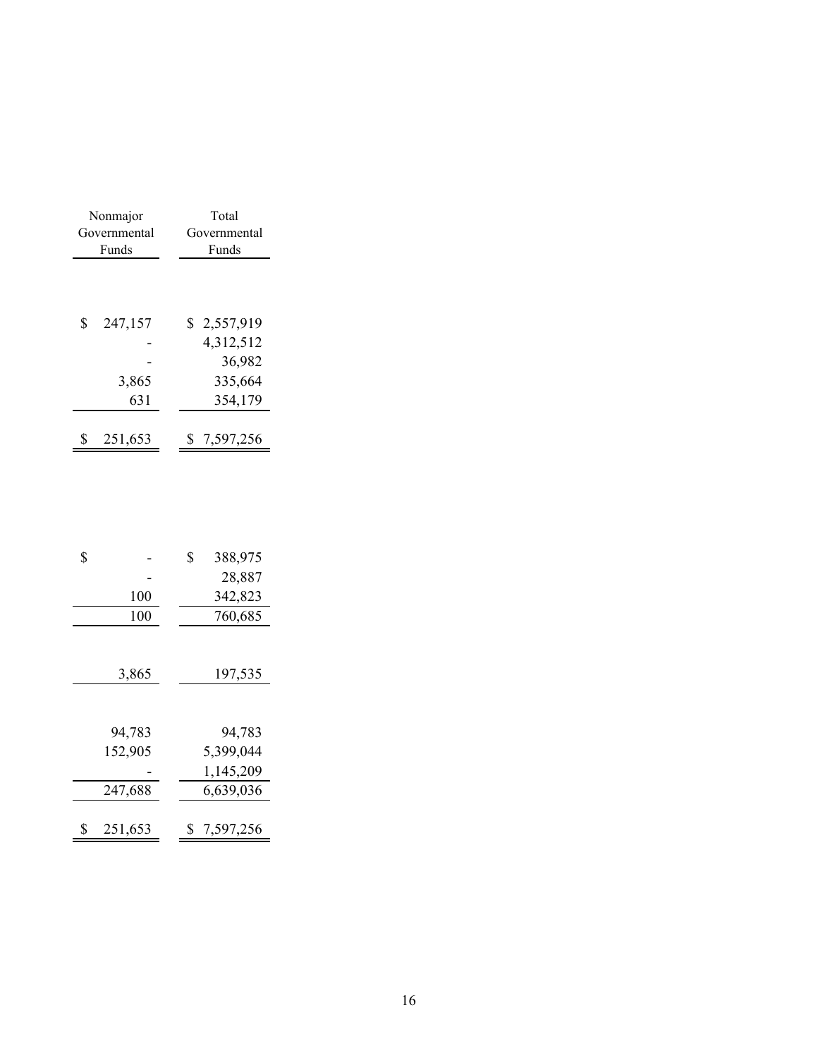| Nonmajor Governmental Funds | Total Governmental Funds |
|---|---|
| $ 247,157 | $ 2,557,919 |
| - | 4,312,512 |
| - | 36,982 |
| 3,865 | 335,664 |
| 631 | 354,179 |
| $ 251,653 | $ 7,597,256 |
| | |
| $ - | $ 388,975 |
| - | 28,887 |
| 100 | 342,823 |
| 100 | 760,685 |
| | |
| 3,865 | 197,535 |
| | |
| 94,783 | 94,783 |
| 152,905 | 5,399,044 |
| - | 1,145,209 |
| 247,688 | 6,639,036 |
| $ 251,653 | $ 7,597,256 |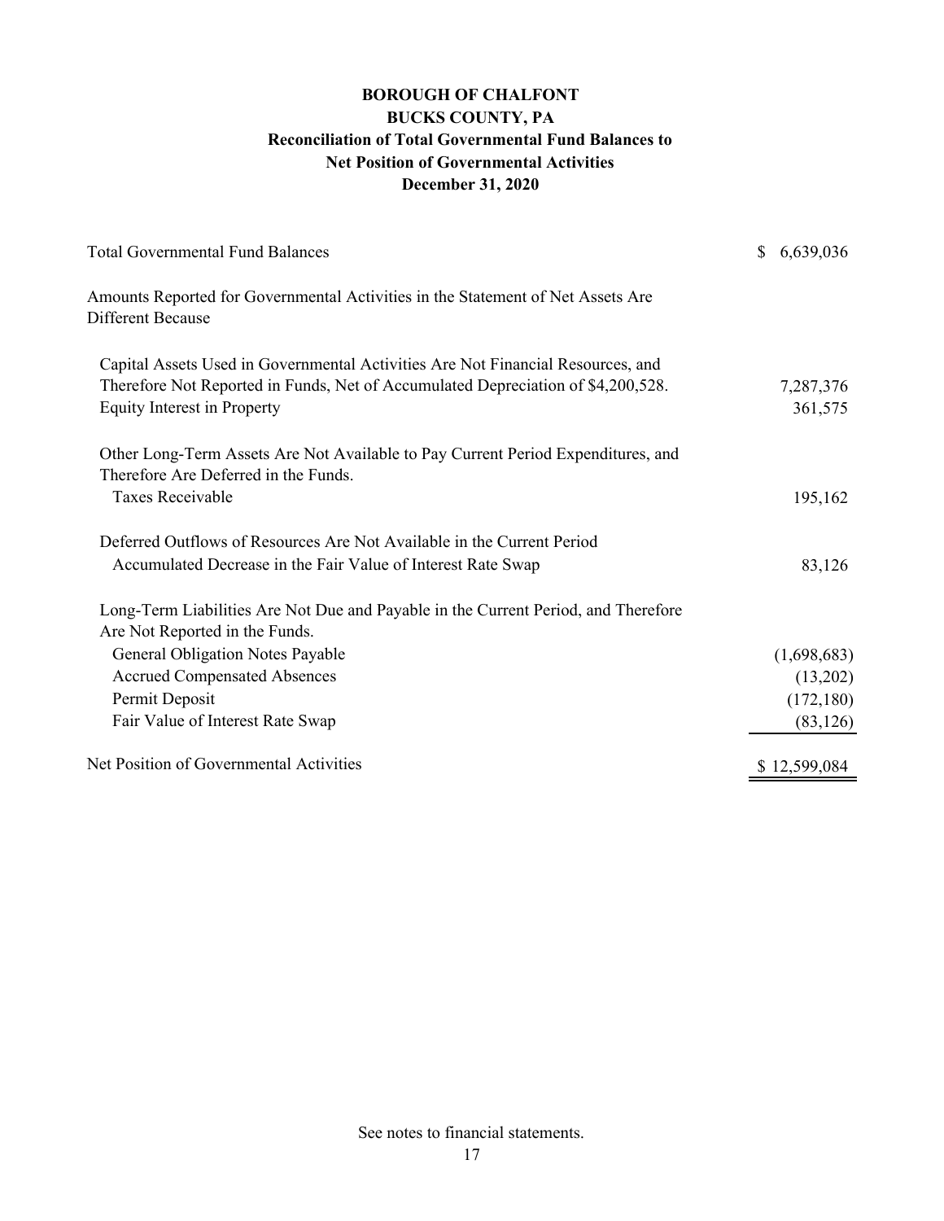# BOROUGH OF CHALFONT
## BUCKS COUNTY, PA
## Reconciliation of Total Governmental Fund Balances to Net Position of Governmental Activities
## December 31, 2020

| | |
|---|---|
| Total Governmental Fund Balances | $ 6,639,036 |
| Amounts Reported for Governmental Activities in the Statement of Net Assets Are Different Because | |
| Capital Assets Used in Governmental Activities Are Not Financial Resources, and Therefore Not Reported in Funds, Net of Accumulated Depreciation of $4,200,528. | 7,287,376 |
| Equity Interest in Property | 361,575 |
| Other Long-Term Assets Are Not Available to Pay Current Period Expenditures, and Therefore Are Deferred in the Funds. | |
| Taxes Receivable | 195,162 |
| Deferred Outflows of Resources Are Not Available in the Current Period | |
| Accumulated Decrease in the Fair Value of Interest Rate Swap | 83,126 |
| Long-Term Liabilities Are Not Due and Payable in the Current Period, and Therefore Are Not Reported in the Funds. | |
| General Obligation Notes Payable | (1,698,683) |
| Accrued Compensated Absences | (13,202) |
| Permit Deposit | (172,180) |
| Fair Value of Interest Rate Swap | (83,126) |
| Net Position of Governmental Activities | $ 12,599,084 |

See notes to financial statements.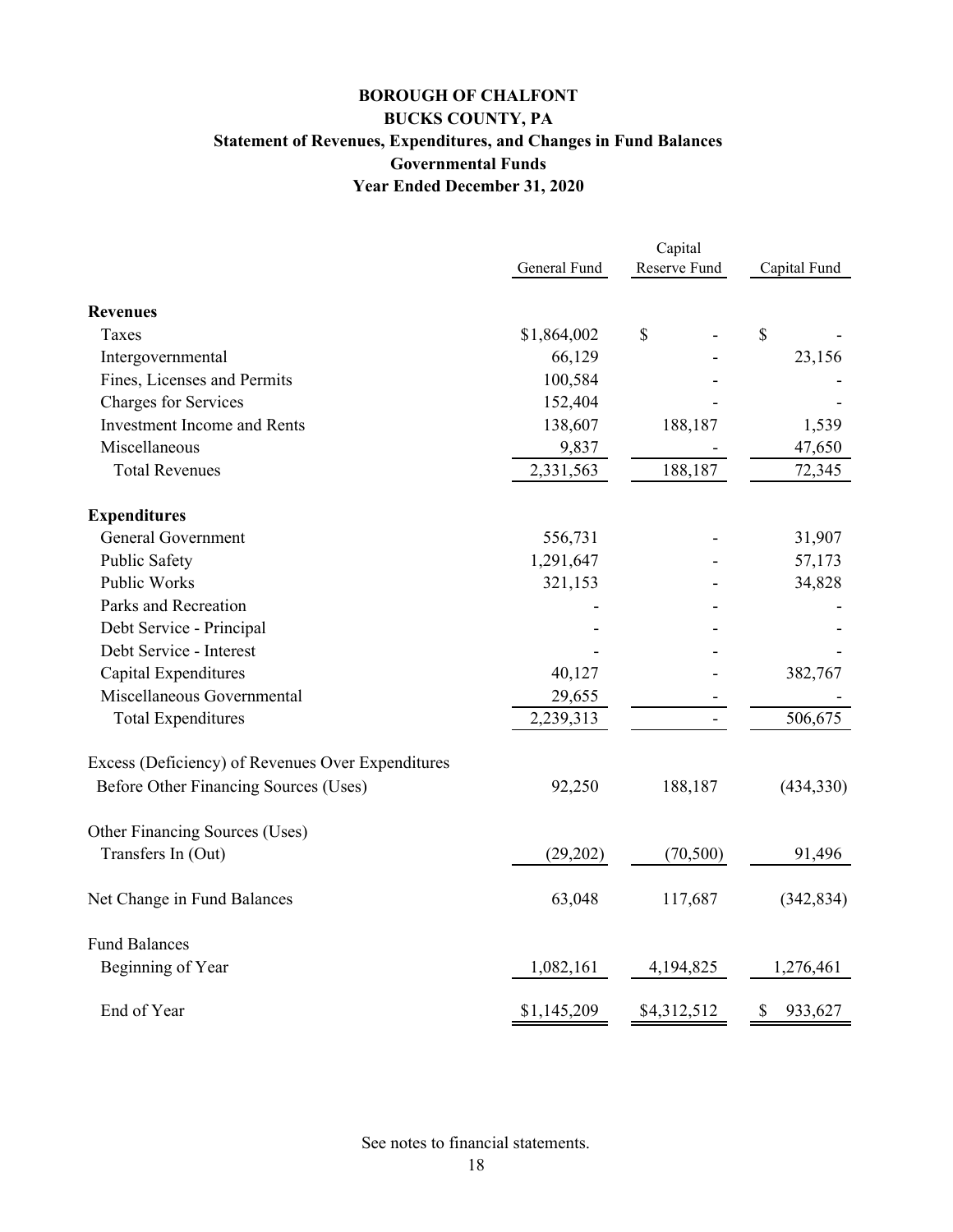# BOROUGH OF CHALFONT

## BUCKS COUNTY, PA

### Statement of Revenues, Expenditures, and Changes in Fund Balances

### Governmental Funds

### Year Ended December 31, 2020

| | General Fund | Capital Reserve Fund | Capital Fund |
|---|---|---|---|
| **Revenues** | | | |
| Taxes | $1,864,002 | $ - | $ - |
| Intergovernmental | 66,129 | - | 23,156 |
| Fines, Licenses and Permits | 100,584 | - | - |
| Charges for Services | 152,404 | - | - |
| Investment Income and Rents | 138,607 | 188,187 | 1,539 |
| Miscellaneous | 9,837 | - | 47,650 |
| Total Revenues | 2,331,563 | 188,187 | 72,345 |
| **Expenditures** | | | |
| General Government | 556,731 | - | 31,907 |
| Public Safety | 1,291,647 | - | 57,173 |
| Public Works | 321,153 | - | 34,828 |
| Parks and Recreation | - | - | - |
| Debt Service - Principal | - | - | - |
| Debt Service - Interest | - | - | - |
| Capital Expenditures | 40,127 | - | 382,767 |
| Miscellaneous Governmental | 29,655 | - | - |
| Total Expenditures | 2,239,313 | - | 506,675 |
| Excess (Deficiency) of Revenues Over Expenditures Before Other Financing Sources (Uses) | 92,250 | 188,187 | (434,330) |
| Other Financing Sources (Uses) | | | |
| Transfers In (Out) | (29,202) | (70,500) | 91,496 |
| Net Change in Fund Balances | 63,048 | 117,687 | (342,834) |
| Fund Balances | | | |
| Beginning of Year | 1,082,161 | 4,194,825 | 1,276,461 |
| End of Year | $1,145,209 | $4,312,512 | $ 933,627 |

See notes to financial statements.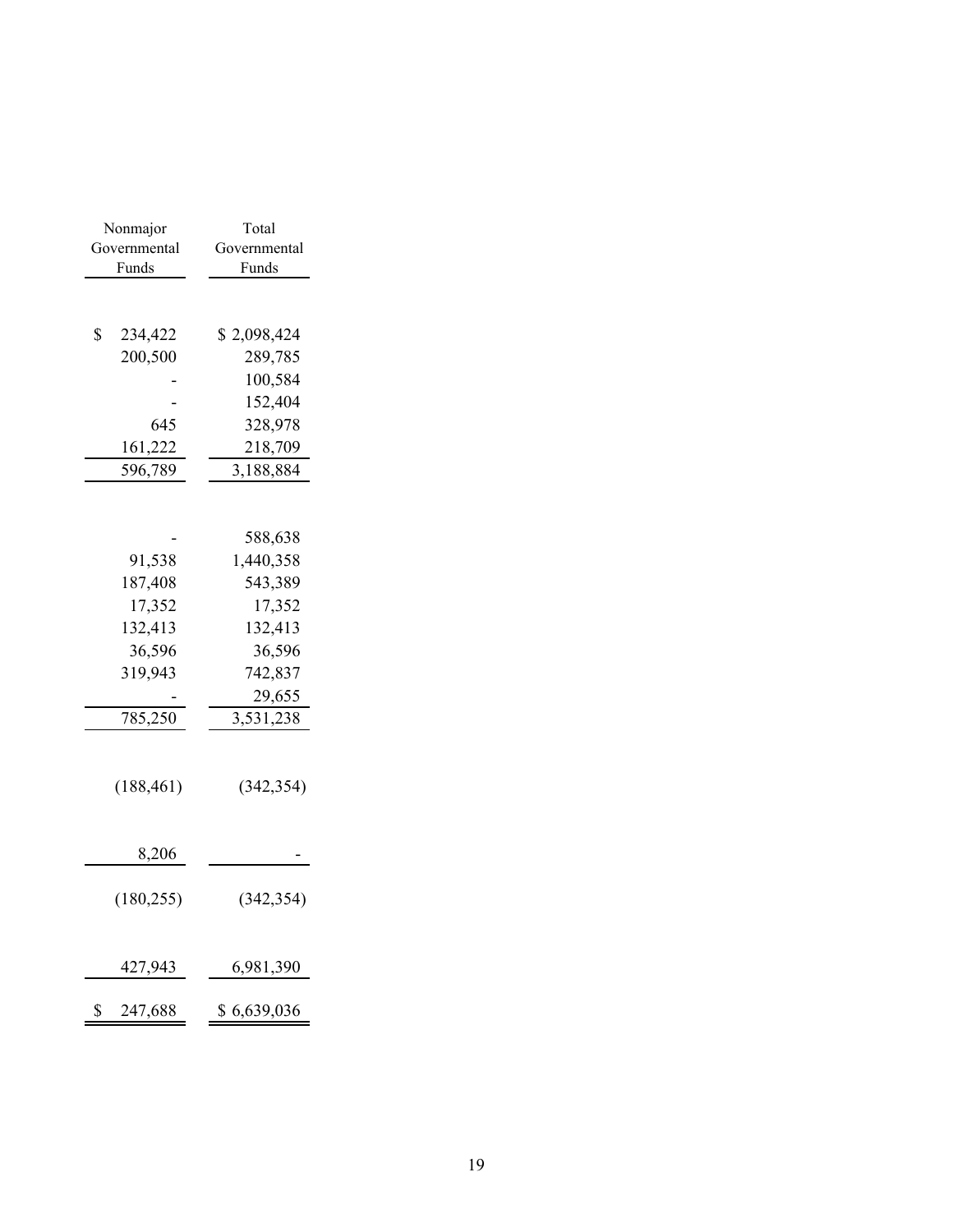| Nonmajor Governmental Funds | Total Governmental Funds |
|---|---|
| | |
| $ 234,422 | $ 2,098,424 |
| 200,500 | 289,785 |
| - | 100,584 |
| - | 152,404 |
| 645 | 328,978 |
| 161,222 | 218,709 |
| 596,789 | 3,188,884 |
| | |
| - | 588,638 |
| 91,538 | 1,440,358 |
| 187,408 | 543,389 |
| 17,352 | 17,352 |
| 132,413 | 132,413 |
| 36,596 | 36,596 |
| 319,943 | 742,837 |
| - | 29,655 |
| 785,250 | 3,531,238 |
| | |
| (188,461) | (342,354) |
| | |
| 8,206 | - |
| | |
| (180,255) | (342,354) |
| | |
| 427,943 | 6,981,390 |
| | |
| $ 247,688 | $ 6,639,036 |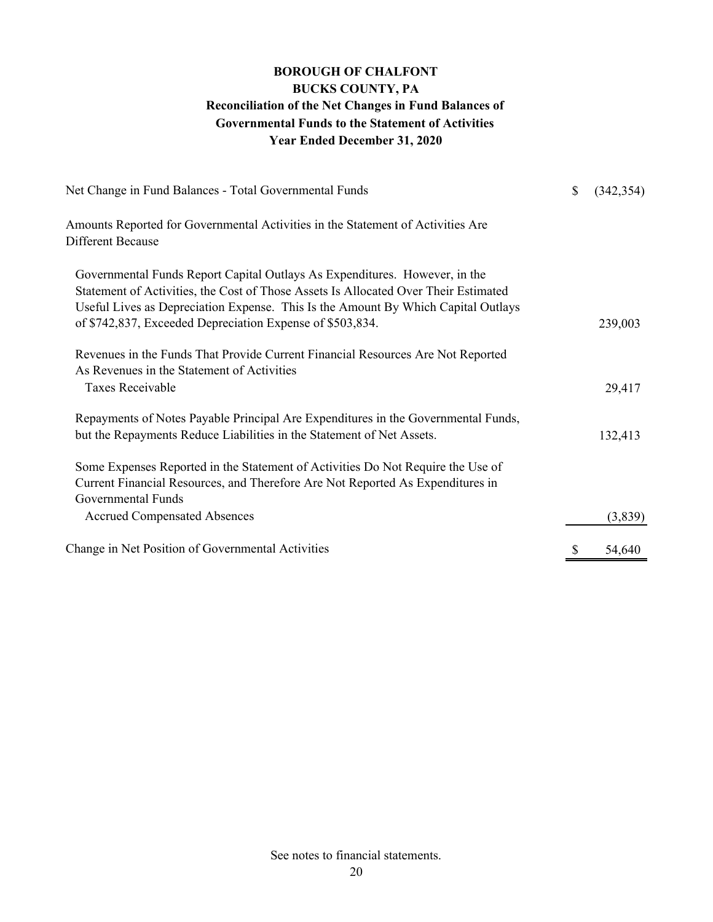**BOROUGH OF CHALFONT**
**BUCKS COUNTY, PA**
**Reconciliation of the Net Changes in Fund Balances of**
**Governmental Funds to the Statement of Activities**
**Year Ended December 31, 2020**

| | |
|---|---|
| Net Change in Fund Balances - Total Governmental Funds | $ (342,354) |
| Amounts Reported for Governmental Activities in the Statement of Activities Are Different Because | |
| Governmental Funds Report Capital Outlays As Expenditures. However, in the Statement of Activities, the Cost of Those Assets Is Allocated Over Their Estimated Useful Lives as Depreciation Expense. This Is the Amount By Which Capital Outlays of $742,837, Exceeded Depreciation Expense of $503,834. | 239,003 |
| Revenues in the Funds That Provide Current Financial Resources Are Not Reported As Revenues in the Statement of Activities | |
| Taxes Receivable | 29,417 |
| Repayments of Notes Payable Principal Are Expenditures in the Governmental Funds, but the Repayments Reduce Liabilities in the Statement of Net Assets. | 132,413 |
| Some Expenses Reported in the Statement of Activities Do Not Require the Use of Current Financial Resources, and Therefore Are Not Reported As Expenditures in Governmental Funds | |
| Accrued Compensated Absences | (3,839) |
| Change in Net Position of Governmental Activities | $ 54,640 |

See notes to financial statements.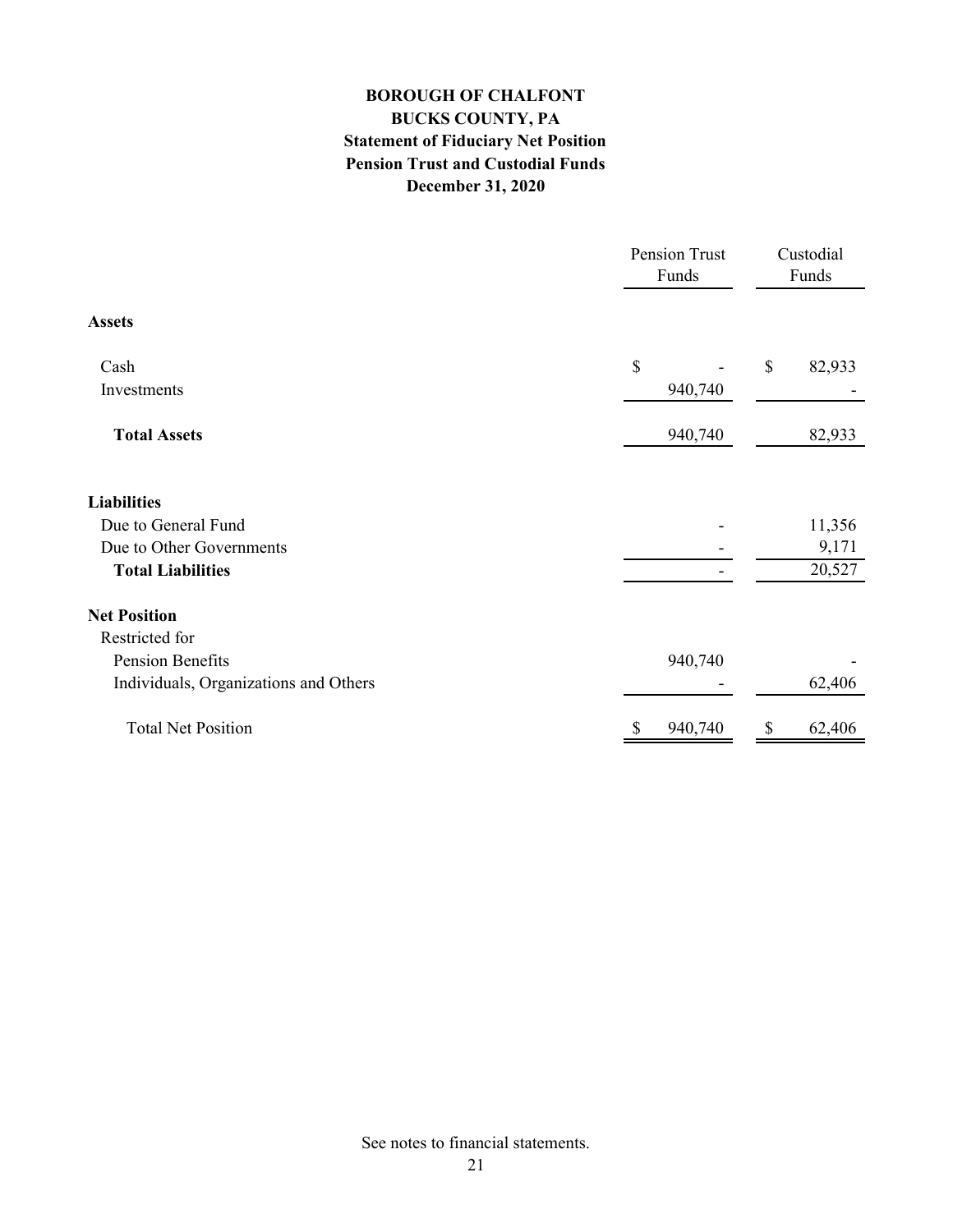# BOROUGH OF CHALFONT
## BUCKS COUNTY, PA
### Statement of Fiduciary Net Position
### Pension Trust and Custodial Funds
### December 31, 2020

| | Pension Trust Funds | Custodial Funds |
|---|---|---|
| **Assets** | | |
| Cash | $ - | $ 82,933 |
| Investments | 940,740 | - |
| **Total Assets** | 940,740 | 82,933 |
| **Liabilities** | | |
| Due to General Fund | - | 11,356 |
| Due to Other Governments | - | 9,171 |
| **Total Liabilities** | - | 20,527 |
| **Net Position** | | |
| Restricted for | | |
| Pension Benefits | 940,740 | - |
| Individuals, Organizations and Others | - | 62,406 |
| Total Net Position | $ 940,740 | $ 62,406 |

See notes to financial statements.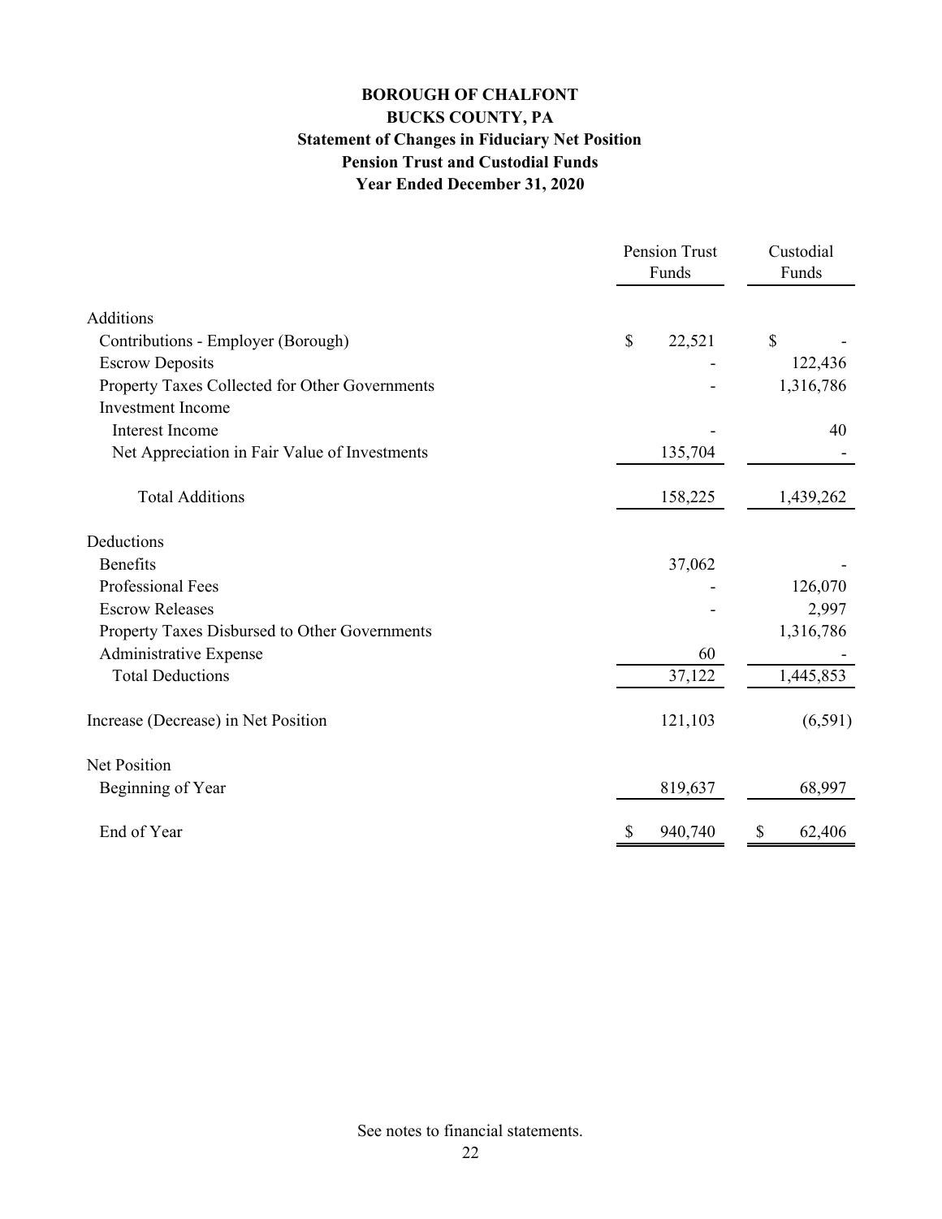# BOROUGH OF CHALFONT
## BUCKS COUNTY, PA
### Statement of Changes in Fiduciary Net Position
### Pension Trust and Custodial Funds
### Year Ended December 31, 2020

| | Pension Trust Funds | Custodial Funds |
|---|---|---|
| Additions | | |
| Contributions - Employer (Borough) | $ 22,521 | $ - |
| Escrow Deposits | - | 122,436 |
| Property Taxes Collected for Other Governments | - | 1,316,786 |
| Investment Income | | |
| Interest Income | - | 40 |
| Net Appreciation in Fair Value of Investments | 135,704 | - |
| Total Additions | 158,225 | 1,439,262 |
| Deductions | | |
| Benefits | 37,062 | - |
| Professional Fees | - | 126,070 |
| Escrow Releases | - | 2,997 |
| Property Taxes Disbursed to Other Governments | | 1,316,786 |
| Administrative Expense | 60 | - |
| Total Deductions | 37,122 | 1,445,853 |
| Increase (Decrease) in Net Position | 121,103 | (6,591) |
| Net Position | | |
| Beginning of Year | 819,637 | 68,997 |
| End of Year | $ 940,740 | $ 62,406 |

See notes to financial statements.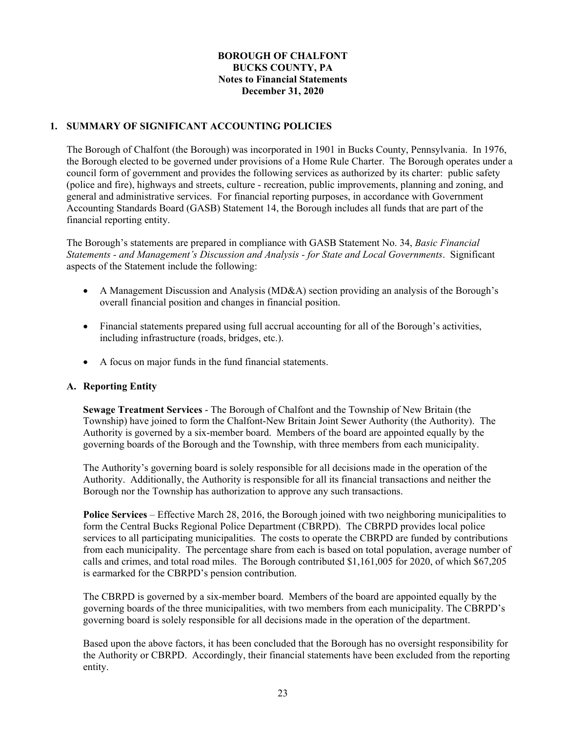**BOROUGH OF CHALFONT**
**BUCKS COUNTY, PA**
**Notes to Financial Statements**
**December 31, 2020**

## 1. SUMMARY OF SIGNIFICANT ACCOUNTING POLICIES

The Borough of Chalfont (the Borough) was incorporated in 1901 in Bucks County, Pennsylvania. In 1976, the Borough elected to be governed under provisions of a Home Rule Charter. The Borough operates under a council form of government and provides the following services as authorized by its charter: public safety (police and fire), highways and streets, culture - recreation, public improvements, planning and zoning, and general and administrative services. For financial reporting purposes, in accordance with Government Accounting Standards Board (GASB) Statement 14, the Borough includes all funds that are part of the financial reporting entity.

The Borough's statements are prepared in compliance with GASB Statement No. 34, *Basic Financial Statements - and Management's Discussion and Analysis - for State and Local Governments*. Significant aspects of the Statement include the following:

- A Management Discussion and Analysis (MD&A) section providing an analysis of the Borough's overall financial position and changes in financial position.
- Financial statements prepared using full accrual accounting for all of the Borough's activities, including infrastructure (roads, bridges, etc.).
- A focus on major funds in the fund financial statements.

### A. Reporting Entity

**Sewage Treatment Services** - The Borough of Chalfont and the Township of New Britain (the Township) have joined to form the Chalfont-New Britain Joint Sewer Authority (the Authority). The Authority is governed by a six-member board. Members of the board are appointed equally by the governing boards of the Borough and the Township, with three members from each municipality.

The Authority's governing board is solely responsible for all decisions made in the operation of the Authority. Additionally, the Authority is responsible for all its financial transactions and neither the Borough nor the Township has authorization to approve any such transactions.

**Police Services** – Effective March 28, 2016, the Borough joined with two neighboring municipalities to form the Central Bucks Regional Police Department (CBRPD). The CBRPD provides local police services to all participating municipalities. The costs to operate the CBRPD are funded by contributions from each municipality. The percentage share from each is based on total population, average number of calls and crimes, and total road miles. The Borough contributed $1,161,005 for 2020, of which $67,205 is earmarked for the CBRPD's pension contribution.

The CBRPD is governed by a six-member board. Members of the board are appointed equally by the governing boards of the three municipalities, with two members from each municipality. The CBRPD's governing board is solely responsible for all decisions made in the operation of the department.

Based upon the above factors, it has been concluded that the Borough has no oversight responsibility for the Authority or CBRPD. Accordingly, their financial statements have been excluded from the reporting entity.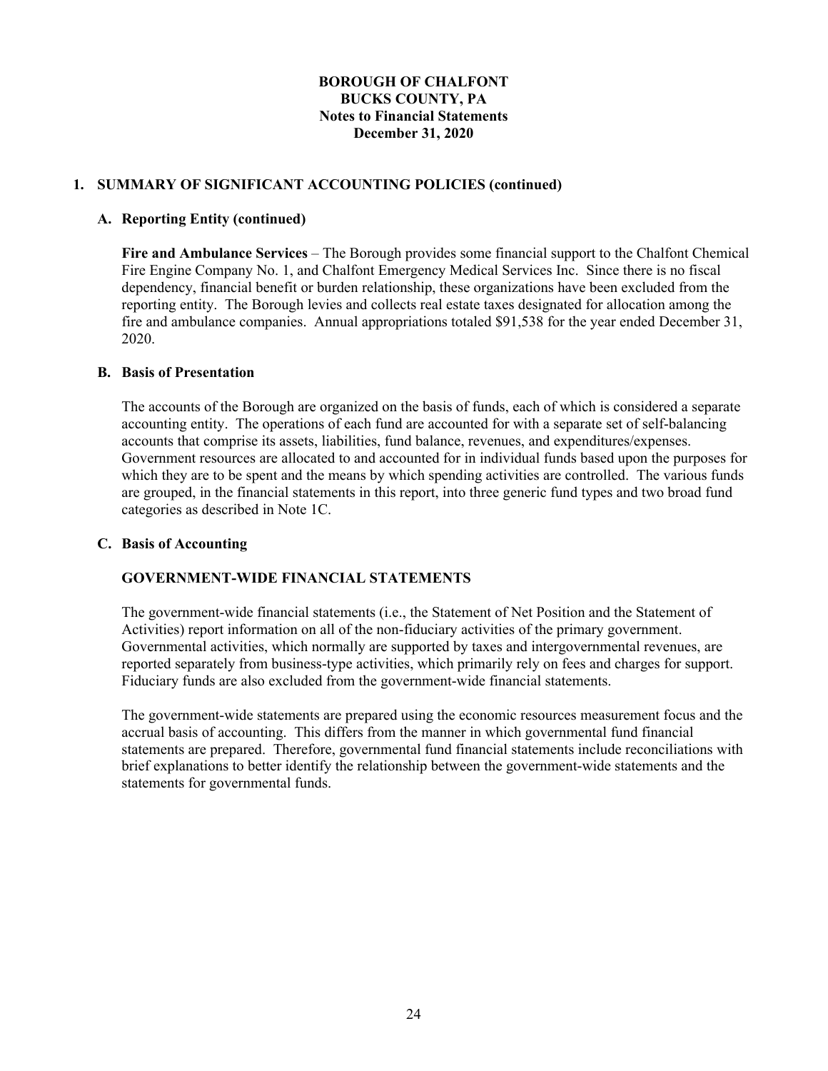## 1. SUMMARY OF SIGNIFICANT ACCOUNTING POLICIES (continued)

### A. Reporting Entity (continued)

**Fire and Ambulance Services** – The Borough provides some financial support to the Chalfont Chemical Fire Engine Company No. 1, and Chalfont Emergency Medical Services Inc. Since there is no fiscal dependency, financial benefit or burden relationship, these organizations have been excluded from the reporting entity. The Borough levies and collects real estate taxes designated for allocation among the fire and ambulance companies. Annual appropriations totaled $91,538 for the year ended December 31, 2020.

### B. Basis of Presentation

The accounts of the Borough are organized on the basis of funds, each of which is considered a separate accounting entity. The operations of each fund are accounted for with a separate set of self-balancing accounts that comprise its assets, liabilities, fund balance, revenues, and expenditures/expenses. Government resources are allocated to and accounted for in individual funds based upon the purposes for which they are to be spent and the means by which spending activities are controlled. The various funds are grouped, in the financial statements in this report, into three generic fund types and two broad fund categories as described in Note 1C.

### C. Basis of Accounting

#### GOVERNMENT-WIDE FINANCIAL STATEMENTS

The government-wide financial statements (i.e., the Statement of Net Position and the Statement of Activities) report information on all of the non-fiduciary activities of the primary government. Governmental activities, which normally are supported by taxes and intergovernmental revenues, are reported separately from business-type activities, which primarily rely on fees and charges for support. Fiduciary funds are also excluded from the government-wide financial statements.

The government-wide statements are prepared using the economic resources measurement focus and the accrual basis of accounting. This differs from the manner in which governmental fund financial statements are prepared. Therefore, governmental fund financial statements include reconciliations with brief explanations to better identify the relationship between the government-wide statements and the statements for governmental funds.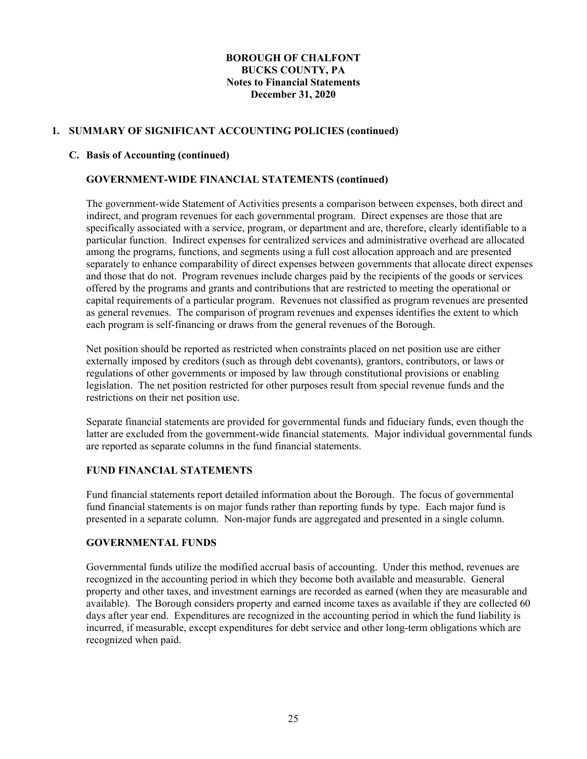**BOROUGH OF CHALFONT**
**BUCKS COUNTY, PA**
**Notes to Financial Statements**
**December 31, 2020**

## 1. SUMMARY OF SIGNIFICANT ACCOUNTING POLICIES (continued)

### C. Basis of Accounting (continued)

#### GOVERNMENT-WIDE FINANCIAL STATEMENTS (continued)

The government-wide Statement of Activities presents a comparison between expenses, both direct and indirect, and program revenues for each governmental program. Direct expenses are those that are specifically associated with a service, program, or department and are, therefore, clearly identifiable to a particular function. Indirect expenses for centralized services and administrative overhead are allocated among the programs, functions, and segments using a full cost allocation approach and are presented separately to enhance comparability of direct expenses between governments that allocate direct expenses and those that do not. Program revenues include charges paid by the recipients of the goods or services offered by the programs and grants and contributions that are restricted to meeting the operational or capital requirements of a particular program. Revenues not classified as program revenues are presented as general revenues. The comparison of program revenues and expenses identifies the extent to which each program is self-financing or draws from the general revenues of the Borough.

Net position should be reported as restricted when constraints placed on net position use are either externally imposed by creditors (such as through debt covenants), grantors, contributors, or laws or regulations of other governments or imposed by law through constitutional provisions or enabling legislation. The net position restricted for other purposes result from special revenue funds and the restrictions on their net position use.

Separate financial statements are provided for governmental funds and fiduciary funds, even though the latter are excluded from the government-wide financial statements. Major individual governmental funds are reported as separate columns in the fund financial statements.

#### FUND FINANCIAL STATEMENTS

Fund financial statements report detailed information about the Borough. The focus of governmental fund financial statements is on major funds rather than reporting funds by type. Each major fund is presented in a separate column. Non-major funds are aggregated and presented in a single column.

#### GOVERNMENTAL FUNDS

Governmental funds utilize the modified accrual basis of accounting. Under this method, revenues are recognized in the accounting period in which they become both available and measurable. General property and other taxes, and investment earnings are recorded as earned (when they are measurable and available). The Borough considers property and earned income taxes as available if they are collected 60 days after year end. Expenditures are recognized in the accounting period in which the fund liability is incurred, if measurable, except expenditures for debt service and other long-term obligations which are recognized when paid.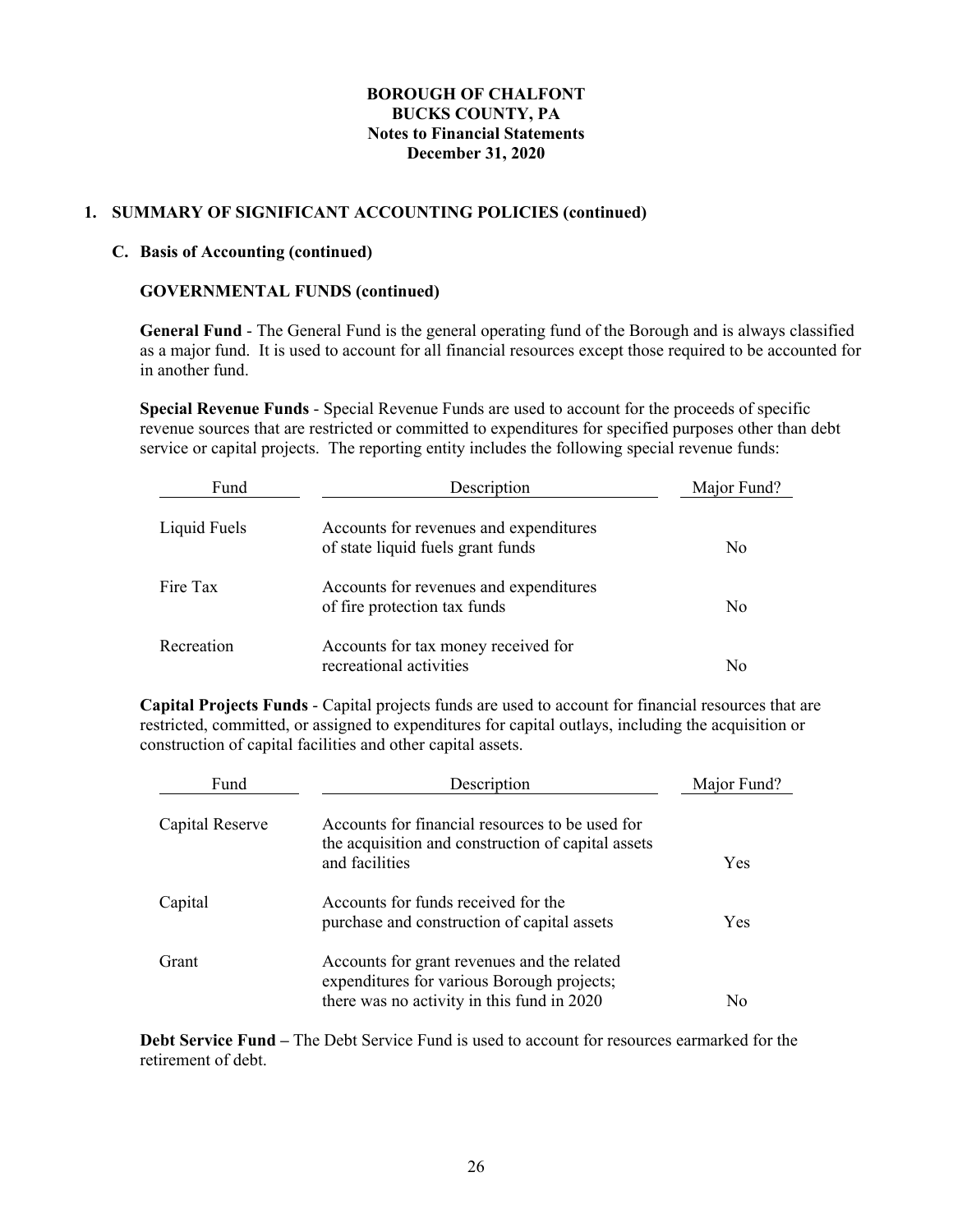# BOROUGH OF CHALFONT
## BUCKS COUNTY, PA
### Notes to Financial Statements
### December 31, 2020

## 1. SUMMARY OF SIGNIFICANT ACCOUNTING POLICIES (continued)

### C. Basis of Accounting (continued)

#### GOVERNMENTAL FUNDS (continued)

**General Fund** - The General Fund is the general operating fund of the Borough and is always classified as a major fund. It is used to account for all financial resources except those required to be accounted for in another fund.

**Special Revenue Funds** - Special Revenue Funds are used to account for the proceeds of specific revenue sources that are restricted or committed to expenditures for specified purposes other than debt service or capital projects. The reporting entity includes the following special revenue funds:

| Fund | Description | Major Fund? |
|---|---|---|
| Liquid Fuels | Accounts for revenues and expenditures of state liquid fuels grant funds | No |
| Fire Tax | Accounts for revenues and expenditures of fire protection tax funds | No |
| Recreation | Accounts for tax money received for recreational activities | No |

**Capital Projects Funds** - Capital projects funds are used to account for financial resources that are restricted, committed, or assigned to expenditures for capital outlays, including the acquisition or construction of capital facilities and other capital assets.

| Fund | Description | Major Fund? |
|---|---|---|
| Capital Reserve | Accounts for financial resources to be used for the acquisition and construction of capital assets and facilities | Yes |
| Capital | Accounts for funds received for the purchase and construction of capital assets | Yes |
| Grant | Accounts for grant revenues and the related expenditures for various Borough projects; there was no activity in this fund in 2020 | No |

**Debt Service Fund –** The Debt Service Fund is used to account for resources earmarked for the retirement of debt.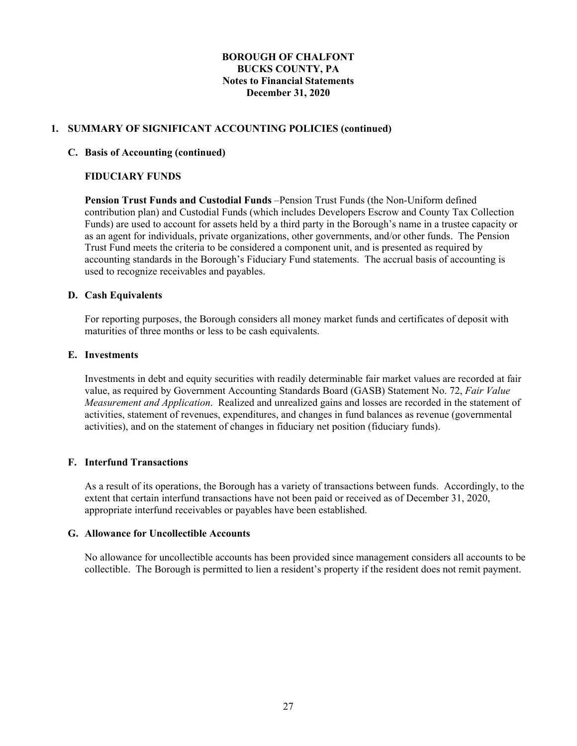**BOROUGH OF CHALFONT**
**BUCKS COUNTY, PA**
**Notes to Financial Statements**
**December 31, 2020**

## 1. SUMMARY OF SIGNIFICANT ACCOUNTING POLICIES (continued)

### C. Basis of Accounting (continued)

**FIDUCIARY FUNDS**

**Pension Trust Funds and Custodial Funds** –Pension Trust Funds (the Non-Uniform defined contribution plan) and Custodial Funds (which includes Developers Escrow and County Tax Collection Funds) are used to account for assets held by a third party in the Borough's name in a trustee capacity or as an agent for individuals, private organizations, other governments, and/or other funds. The Pension Trust Fund meets the criteria to be considered a component unit, and is presented as required by accounting standards in the Borough's Fiduciary Fund statements. The accrual basis of accounting is used to recognize receivables and payables.

### D. Cash Equivalents

For reporting purposes, the Borough considers all money market funds and certificates of deposit with maturities of three months or less to be cash equivalents.

### E. Investments

Investments in debt and equity securities with readily determinable fair market values are recorded at fair value, as required by Government Accounting Standards Board (GASB) Statement No. 72, *Fair Value Measurement and Application*. Realized and unrealized gains and losses are recorded in the statement of activities, statement of revenues, expenditures, and changes in fund balances as revenue (governmental activities), and on the statement of changes in fiduciary net position (fiduciary funds).

### F. Interfund Transactions

As a result of its operations, the Borough has a variety of transactions between funds. Accordingly, to the extent that certain interfund transactions have not been paid or received as of December 31, 2020, appropriate interfund receivables or payables have been established.

### G. Allowance for Uncollectible Accounts

No allowance for uncollectible accounts has been provided since management considers all accounts to be collectible. The Borough is permitted to lien a resident's property if the resident does not remit payment.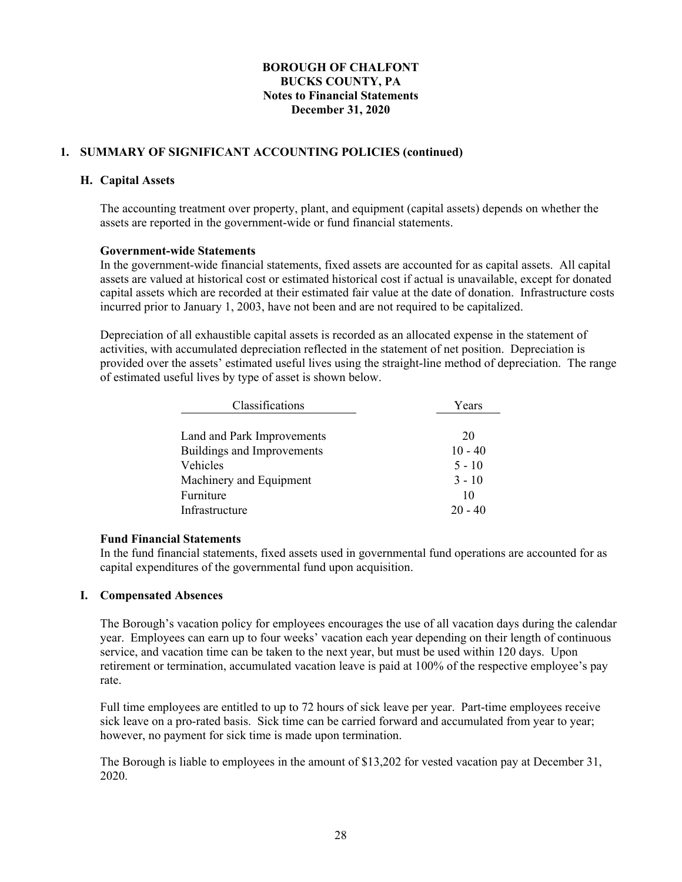# BOROUGH OF CHALFONT
## BUCKS COUNTY, PA
## Notes to Financial Statements
## December 31, 2020

## 1. SUMMARY OF SIGNIFICANT ACCOUNTING POLICIES (continued)

### H. Capital Assets

The accounting treatment over property, plant, and equipment (capital assets) depends on whether the assets are reported in the government-wide or fund financial statements.

**Government-wide Statements**
In the government-wide financial statements, fixed assets are accounted for as capital assets. All capital assets are valued at historical cost or estimated historical cost if actual is unavailable, except for donated capital assets which are recorded at their estimated fair value at the date of donation. Infrastructure costs incurred prior to January 1, 2003, have not been and are not required to be capitalized.

Depreciation of all exhaustible capital assets is recorded as an allocated expense in the statement of activities, with accumulated depreciation reflected in the statement of net position. Depreciation is provided over the assets' estimated useful lives using the straight-line method of depreciation. The range of estimated useful lives by type of asset is shown below.

| Classifications | Years |
|---|---|
| Land and Park Improvements | 20 |
| Buildings and Improvements | 10 - 40 |
| Vehicles | 5 - 10 |
| Machinery and Equipment | 3 - 10 |
| Furniture | 10 |
| Infrastructure | 20 - 40 |

**Fund Financial Statements**
In the fund financial statements, fixed assets used in governmental fund operations are accounted for as capital expenditures of the governmental fund upon acquisition.

### I. Compensated Absences

The Borough's vacation policy for employees encourages the use of all vacation days during the calendar year. Employees can earn up to four weeks' vacation each year depending on their length of continuous service, and vacation time can be taken to the next year, but must be used within 120 days. Upon retirement or termination, accumulated vacation leave is paid at 100% of the respective employee's pay rate.

Full time employees are entitled to up to 72 hours of sick leave per year. Part-time employees receive sick leave on a pro-rated basis. Sick time can be carried forward and accumulated from year to year; however, no payment for sick time is made upon termination.

The Borough is liable to employees in the amount of $13,202 for vested vacation pay at December 31, 2020.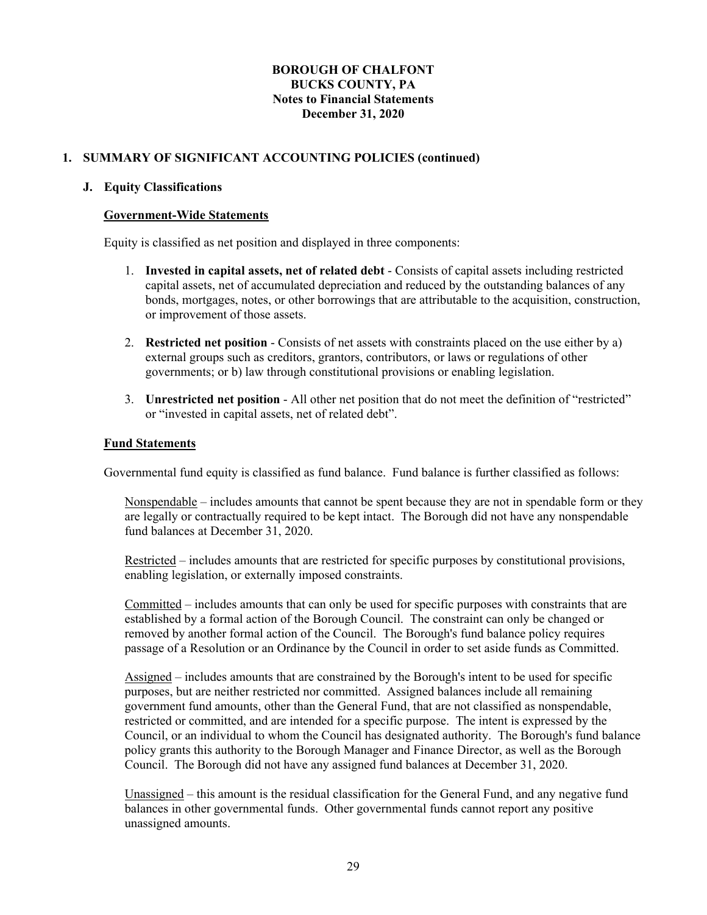# BOROUGH OF CHALFONT
## BUCKS COUNTY, PA
## Notes to Financial Statements
## December 31, 2020

## 1. SUMMARY OF SIGNIFICANT ACCOUNTING POLICIES (continued)

### J. Equity Classifications

**Government-Wide Statements**

Equity is classified as net position and displayed in three components:

1. **Invested in capital assets, net of related debt** - Consists of capital assets including restricted capital assets, net of accumulated depreciation and reduced by the outstanding balances of any bonds, mortgages, notes, or other borrowings that are attributable to the acquisition, construction, or improvement of those assets.

2. **Restricted net position** - Consists of net assets with constraints placed on the use either by a) external groups such as creditors, grantors, contributors, or laws or regulations of other governments; or b) law through constitutional provisions or enabling legislation.

3. **Unrestricted net position** - All other net position that do not meet the definition of "restricted" or "invested in capital assets, net of related debt".

**Fund Statements**

Governmental fund equity is classified as fund balance. Fund balance is further classified as follows:

Nonspendable – includes amounts that cannot be spent because they are not in spendable form or they are legally or contractually required to be kept intact. The Borough did not have any nonspendable fund balances at December 31, 2020.

Restricted – includes amounts that are restricted for specific purposes by constitutional provisions, enabling legislation, or externally imposed constraints.

Committed – includes amounts that can only be used for specific purposes with constraints that are established by a formal action of the Borough Council. The constraint can only be changed or removed by another formal action of the Council. The Borough's fund balance policy requires passage of a Resolution or an Ordinance by the Council in order to set aside funds as Committed.

Assigned – includes amounts that are constrained by the Borough's intent to be used for specific purposes, but are neither restricted nor committed. Assigned balances include all remaining government fund amounts, other than the General Fund, that are not classified as nonspendable, restricted or committed, and are intended for a specific purpose. The intent is expressed by the Council, or an individual to whom the Council has designated authority. The Borough's fund balance policy grants this authority to the Borough Manager and Finance Director, as well as the Borough Council. The Borough did not have any assigned fund balances at December 31, 2020.

Unassigned – this amount is the residual classification for the General Fund, and any negative fund balances in other governmental funds. Other governmental funds cannot report any positive unassigned amounts.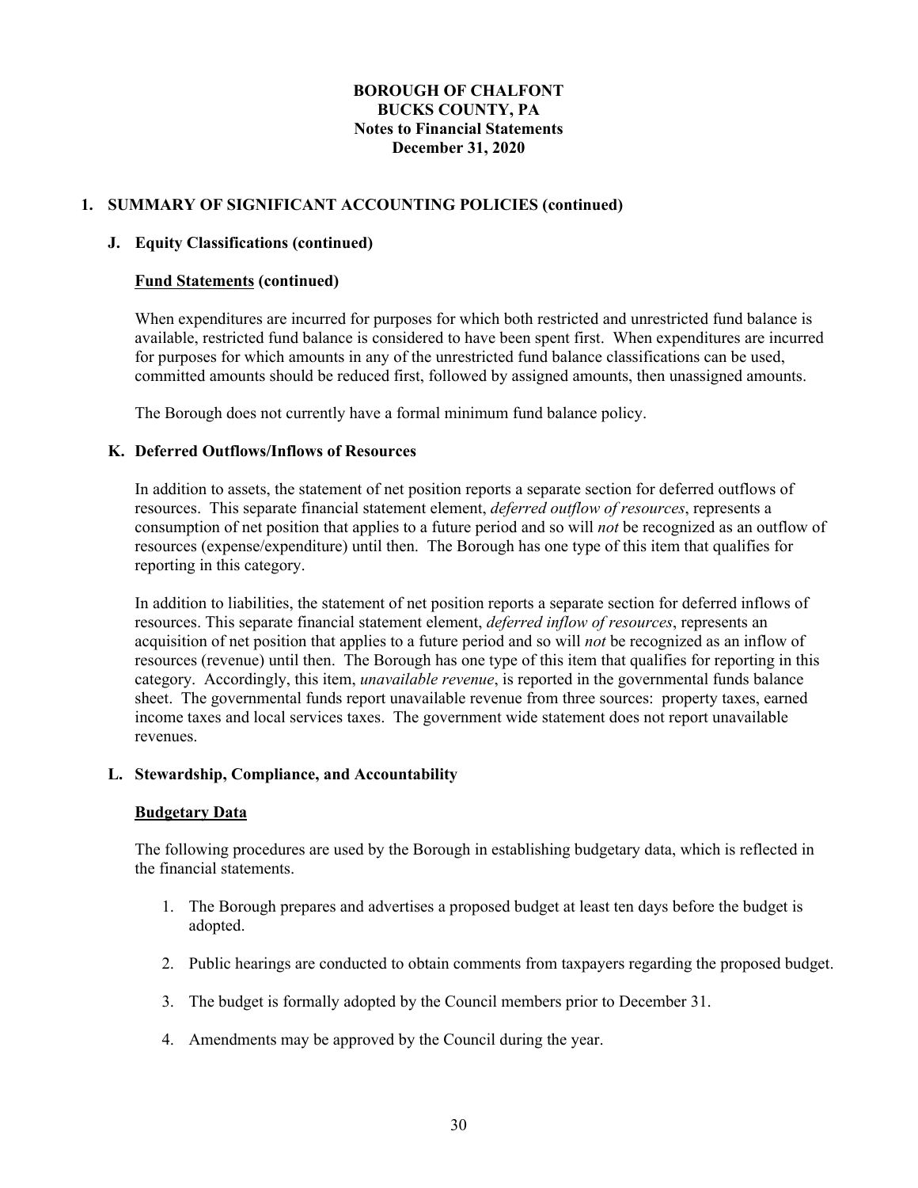# BOROUGH OF CHALFONT
## BUCKS COUNTY, PA
## Notes to Financial Statements
## December 31, 2020

### 1. SUMMARY OF SIGNIFICANT ACCOUNTING POLICIES (continued)

#### J. Equity Classifications (continued)

**Fund Statements (continued)**

When expenditures are incurred for purposes for which both restricted and unrestricted fund balance is available, restricted fund balance is considered to have been spent first. When expenditures are incurred for purposes for which amounts in any of the unrestricted fund balance classifications can be used, committed amounts should be reduced first, followed by assigned amounts, then unassigned amounts.

The Borough does not currently have a formal minimum fund balance policy.

#### K. Deferred Outflows/Inflows of Resources

In addition to assets, the statement of net position reports a separate section for deferred outflows of resources. This separate financial statement element, *deferred outflow of resources*, represents a consumption of net position that applies to a future period and so will *not* be recognized as an outflow of resources (expense/expenditure) until then. The Borough has one type of this item that qualifies for reporting in this category.

In addition to liabilities, the statement of net position reports a separate section for deferred inflows of resources. This separate financial statement element, *deferred inflow of resources*, represents an acquisition of net position that applies to a future period and so will *not* be recognized as an inflow of resources (revenue) until then. The Borough has one type of this item that qualifies for reporting in this category. Accordingly, this item, *unavailable revenue*, is reported in the governmental funds balance sheet. The governmental funds report unavailable revenue from three sources: property taxes, earned income taxes and local services taxes. The government wide statement does not report unavailable revenues.

#### L. Stewardship, Compliance, and Accountability

**Budgetary Data**

The following procedures are used by the Borough in establishing budgetary data, which is reflected in the financial statements.

1. The Borough prepares and advertises a proposed budget at least ten days before the budget is adopted.

2. Public hearings are conducted to obtain comments from taxpayers regarding the proposed budget.

3. The budget is formally adopted by the Council members prior to December 31.

4. Amendments may be approved by the Council during the year.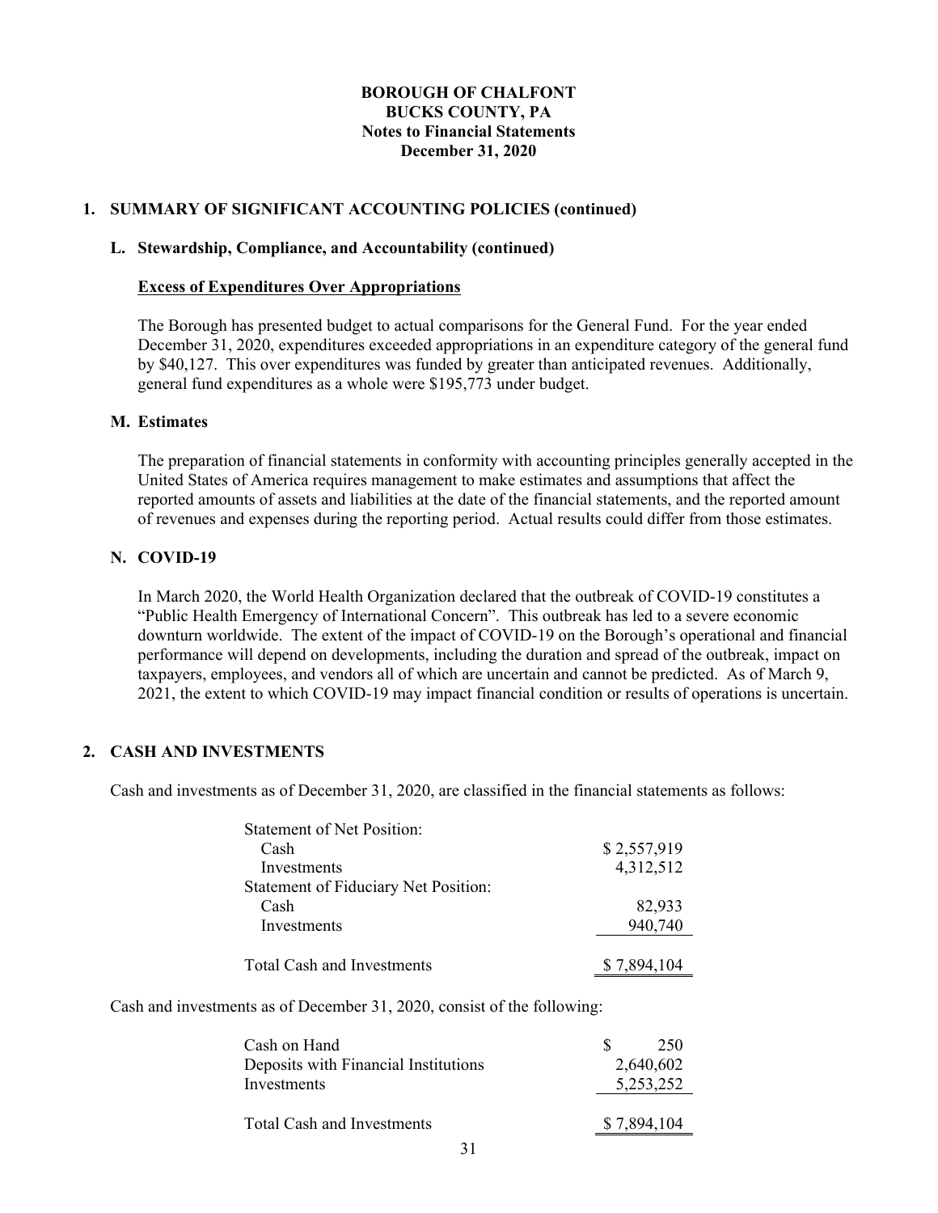**BOROUGH OF CHALFONT**
**BUCKS COUNTY, PA**
**Notes to Financial Statements**
**December 31, 2020**

## 1. SUMMARY OF SIGNIFICANT ACCOUNTING POLICIES (continued)

### L. Stewardship, Compliance, and Accountability (continued)

**Excess of Expenditures Over Appropriations**

The Borough has presented budget to actual comparisons for the General Fund. For the year ended December 31, 2020, expenditures exceeded appropriations in an expenditure category of the general fund by $40,127. This over expenditures was funded by greater than anticipated revenues. Additionally, general fund expenditures as a whole were $195,773 under budget.

### M. Estimates

The preparation of financial statements in conformity with accounting principles generally accepted in the United States of America requires management to make estimates and assumptions that affect the reported amounts of assets and liabilities at the date of the financial statements, and the reported amount of revenues and expenses during the reporting period. Actual results could differ from those estimates.

### N. COVID-19

In March 2020, the World Health Organization declared that the outbreak of COVID-19 constitutes a "Public Health Emergency of International Concern". This outbreak has led to a severe economic downturn worldwide. The extent of the impact of COVID-19 on the Borough's operational and financial performance will depend on developments, including the duration and spread of the outbreak, impact on taxpayers, employees, and vendors all of which are uncertain and cannot be predicted. As of March 9, 2021, the extent to which COVID-19 may impact financial condition or results of operations is uncertain.

## 2. CASH AND INVESTMENTS

Cash and investments as of December 31, 2020, are classified in the financial statements as follows:

| | |
|---|---|
| Statement of Net Position: | |
| Cash | $ 2,557,919 |
| Investments | 4,312,512 |
| Statement of Fiduciary Net Position: | |
| Cash | 82,933 |
| Investments | 940,740 |
| Total Cash and Investments | $ 7,894,104 |

Cash and investments as of December 31, 2020, consist of the following:

| | |
|---|---|
| Cash on Hand | $ 250 |
| Deposits with Financial Institutions | 2,640,602 |
| Investments | 5,253,252 |
| Total Cash and Investments | $ 7,894,104 |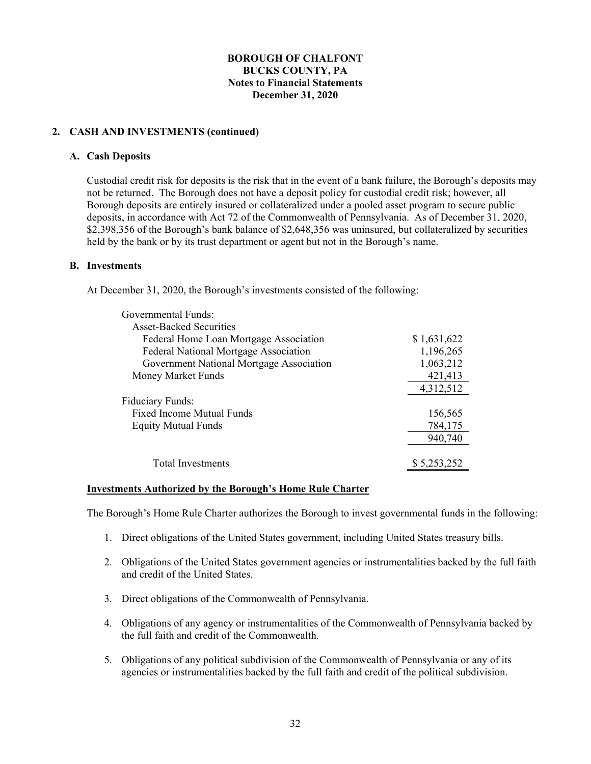**BOROUGH OF CHALFONT**
**BUCKS COUNTY, PA**
**Notes to Financial Statements**
**December 31, 2020**

## 2. CASH AND INVESTMENTS (continued)

### A. Cash Deposits

Custodial credit risk for deposits is the risk that in the event of a bank failure, the Borough's deposits may not be returned. The Borough does not have a deposit policy for custodial credit risk; however, all Borough deposits are entirely insured or collateralized under a pooled asset program to secure public deposits, in accordance with Act 72 of the Commonwealth of Pennsylvania. As of December 31, 2020, $2,398,356 of the Borough's bank balance of $2,648,356 was uninsured, but collateralized by securities held by the bank or by its trust department or agent but not in the Borough's name.

### B. Investments

At December 31, 2020, the Borough's investments consisted of the following:

| | |
|---|---|
| Governmental Funds: | |
| Asset-Backed Securities | |
| Federal Home Loan Mortgage Association | $ 1,631,622 |
| Federal National Mortgage Association | 1,196,265 |
| Government National Mortgage Association | 1,063,212 |
| Money Market Funds | 421,413 |
| | 4,312,512 |
| Fiduciary Funds: | |
| Fixed Income Mutual Funds | 156,565 |
| Equity Mutual Funds | 784,175 |
| | 940,740 |
| Total Investments | $ 5,253,252 |

**Investments Authorized by the Borough's Home Rule Charter**

The Borough's Home Rule Charter authorizes the Borough to invest governmental funds in the following:

1. Direct obligations of the United States government, including United States treasury bills.

2. Obligations of the United States government agencies or instrumentalities backed by the full faith and credit of the United States.

3. Direct obligations of the Commonwealth of Pennsylvania.

4. Obligations of any agency or instrumentalities of the Commonwealth of Pennsylvania backed by the full faith and credit of the Commonwealth.

5. Obligations of any political subdivision of the Commonwealth of Pennsylvania or any of its agencies or instrumentalities backed by the full faith and credit of the political subdivision.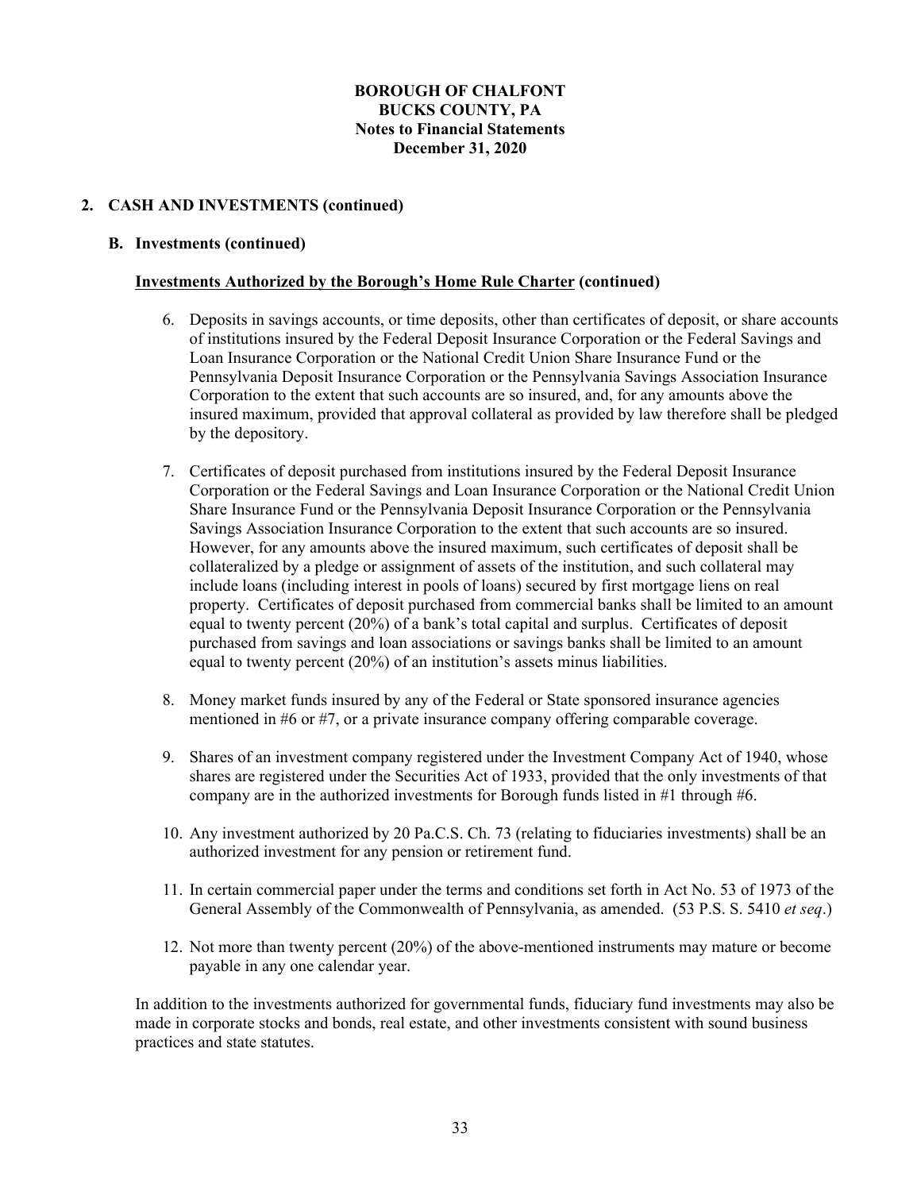## 2. CASH AND INVESTMENTS (continued)

### B. Investments (continued)

**<u>Investments Authorized by the Borough's Home Rule Charter</u> (continued)**

6. Deposits in savings accounts, or time deposits, other than certificates of deposit, or share accounts of institutions insured by the Federal Deposit Insurance Corporation or the Federal Savings and Loan Insurance Corporation or the National Credit Union Share Insurance Fund or the Pennsylvania Deposit Insurance Corporation or the Pennsylvania Savings Association Insurance Corporation to the extent that such accounts are so insured, and, for any amounts above the insured maximum, provided that approval collateral as provided by law therefore shall be pledged by the depository.

7. Certificates of deposit purchased from institutions insured by the Federal Deposit Insurance Corporation or the Federal Savings and Loan Insurance Corporation or the National Credit Union Share Insurance Fund or the Pennsylvania Deposit Insurance Corporation or the Pennsylvania Savings Association Insurance Corporation to the extent that such accounts are so insured. However, for any amounts above the insured maximum, such certificates of deposit shall be collateralized by a pledge or assignment of assets of the institution, and such collateral may include loans (including interest in pools of loans) secured by first mortgage liens on real property. Certificates of deposit purchased from commercial banks shall be limited to an amount equal to twenty percent (20%) of a bank's total capital and surplus. Certificates of deposit purchased from savings and loan associations or savings banks shall be limited to an amount equal to twenty percent (20%) of an institution's assets minus liabilities.

8. Money market funds insured by any of the Federal or State sponsored insurance agencies mentioned in #6 or #7, or a private insurance company offering comparable coverage.

9. Shares of an investment company registered under the Investment Company Act of 1940, whose shares are registered under the Securities Act of 1933, provided that the only investments of that company are in the authorized investments for Borough funds listed in #1 through #6.

10. Any investment authorized by 20 Pa.C.S. Ch. 73 (relating to fiduciaries investments) shall be an authorized investment for any pension or retirement fund.

11. In certain commercial paper under the terms and conditions set forth in Act No. 53 of 1973 of the General Assembly of the Commonwealth of Pennsylvania, as amended. (53 P.S. S. 5410 *et seq*.)

12. Not more than twenty percent (20%) of the above-mentioned instruments may mature or become payable in any one calendar year.

In addition to the investments authorized for governmental funds, fiduciary fund investments may also be made in corporate stocks and bonds, real estate, and other investments consistent with sound business practices and state statutes.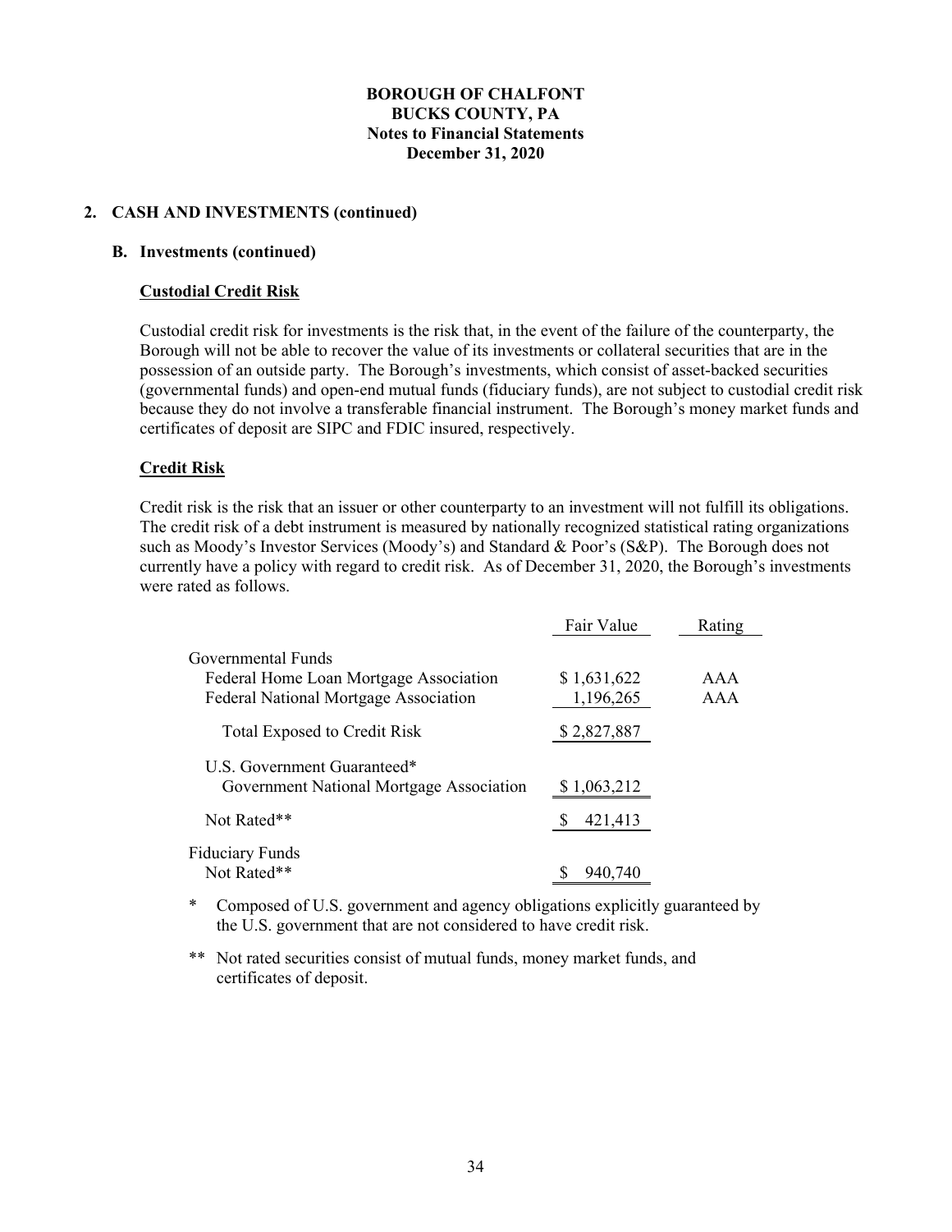**BOROUGH OF CHALFONT**
**BUCKS COUNTY, PA**
**Notes to Financial Statements**
**December 31, 2020**

## 2. CASH AND INVESTMENTS (continued)

### B. Investments (continued)

#### Custodial Credit Risk

Custodial credit risk for investments is the risk that, in the event of the failure of the counterparty, the Borough will not be able to recover the value of its investments or collateral securities that are in the possession of an outside party. The Borough's investments, which consist of asset-backed securities (governmental funds) and open-end mutual funds (fiduciary funds), are not subject to custodial credit risk because they do not involve a transferable financial instrument. The Borough's money market funds and certificates of deposit are SIPC and FDIC insured, respectively.

#### Credit Risk

Credit risk is the risk that an issuer or other counterparty to an investment will not fulfill its obligations. The credit risk of a debt instrument is measured by nationally recognized statistical rating organizations such as Moody's Investor Services (Moody's) and Standard & Poor's (S&P). The Borough does not currently have a policy with regard to credit risk. As of December 31, 2020, the Borough's investments were rated as follows.

| | Fair Value | Rating |
|---|---|---|
| Governmental Funds | | |
| Federal Home Loan Mortgage Association | $ 1,631,622 | AAA |
| Federal National Mortgage Association | 1,196,265 | AAA |
| Total Exposed to Credit Risk | $ 2,827,887 | |
| U.S. Government Guaranteed* | | |
| Government National Mortgage Association | $ 1,063,212 | |
| Not Rated** | $ 421,413 | |
| Fiduciary Funds | | |
| Not Rated** | $ 940,740 | |

\* Composed of U.S. government and agency obligations explicitly guaranteed by the U.S. government that are not considered to have credit risk.

\*\* Not rated securities consist of mutual funds, money market funds, and certificates of deposit.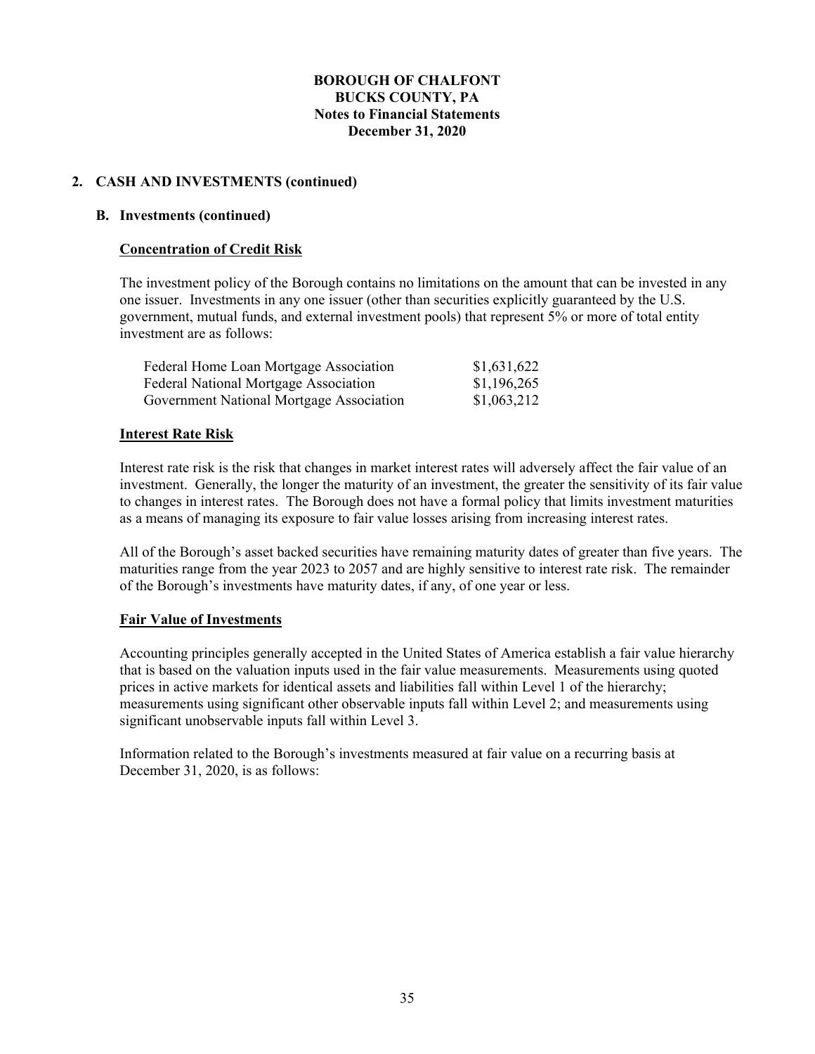# BOROUGH OF CHALFONT
# BUCKS COUNTY, PA
# Notes to Financial Statements
# December 31, 2020

## 2. CASH AND INVESTMENTS (continued)

### B. Investments (continued)

#### Concentration of Credit Risk

The investment policy of the Borough contains no limitations on the amount that can be invested in any one issuer. Investments in any one issuer (other than securities explicitly guaranteed by the U.S. government, mutual funds, and external investment pools) that represent 5% or more of total entity investment are as follows:

| | |
|---|---|
| Federal Home Loan Mortgage Association | $1,631,622 |
| Federal National Mortgage Association | $1,196,265 |
| Government National Mortgage Association | $1,063,212 |

#### Interest Rate Risk

Interest rate risk is the risk that changes in market interest rates will adversely affect the fair value of an investment. Generally, the longer the maturity of an investment, the greater the sensitivity of its fair value to changes in interest rates. The Borough does not have a formal policy that limits investment maturities as a means of managing its exposure to fair value losses arising from increasing interest rates.

All of the Borough's asset backed securities have remaining maturity dates of greater than five years. The maturities range from the year 2023 to 2057 and are highly sensitive to interest rate risk. The remainder of the Borough's investments have maturity dates, if any, of one year or less.

#### Fair Value of Investments

Accounting principles generally accepted in the United States of America establish a fair value hierarchy that is based on the valuation inputs used in the fair value measurements. Measurements using quoted prices in active markets for identical assets and liabilities fall within Level 1 of the hierarchy; measurements using significant other observable inputs fall within Level 2; and measurements using significant unobservable inputs fall within Level 3.

Information related to the Borough's investments measured at fair value on a recurring basis at December 31, 2020, is as follows: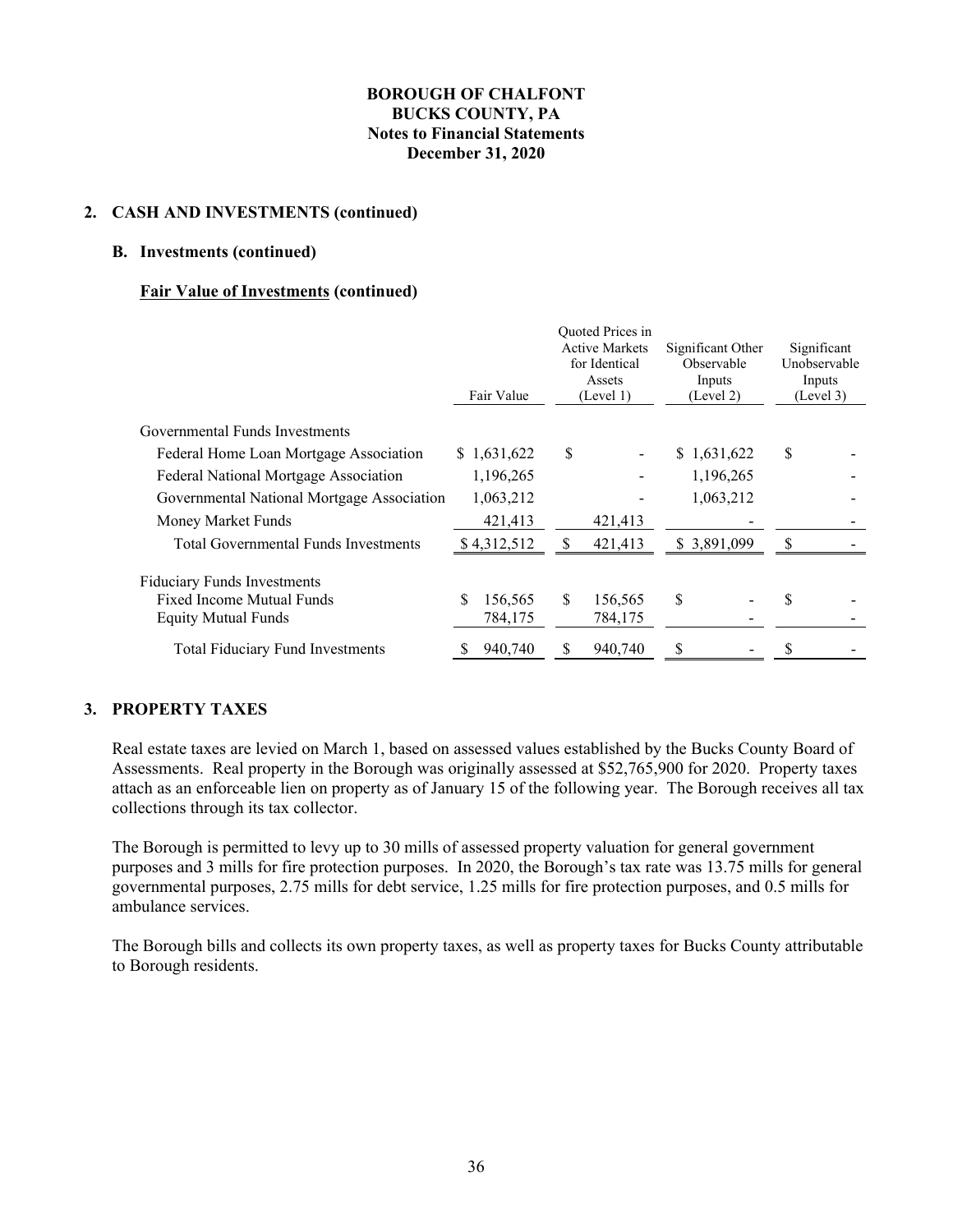**BOROUGH OF CHALFONT**
**BUCKS COUNTY, PA**
**Notes to Financial Statements**
**December 31, 2020**

## 2. CASH AND INVESTMENTS (continued)

### B. Investments (continued)

**Fair Value of Investments (continued)**

| | Fair Value | Quoted Prices in Active Markets for Identical Assets (Level 1) | Significant Other Observable Inputs (Level 2) | Significant Unobservable Inputs (Level 3) |
|---|---|---|---|---|
| Governmental Funds Investments | | | | |
| Federal Home Loan Mortgage Association | $ 1,631,622 | $ - | $ 1,631,622 | $ - |
| Federal National Mortgage Association | 1,196,265 | - | 1,196,265 | - |
| Governmental National Mortgage Association | 1,063,212 | - | 1,063,212 | - |
| Money Market Funds | 421,413 | 421,413 | - | - |
| Total Governmental Funds Investments | $ 4,312,512 | $ 421,413 | $ 3,891,099 | $ - |
| Fiduciary Funds Investments | | | | |
| Fixed Income Mutual Funds | $ 156,565 | $ 156,565 | $ - | $ - |
| Equity Mutual Funds | 784,175 | 784,175 | - | - |
| Total Fiduciary Fund Investments | $ 940,740 | $ 940,740 | $ - | $ - |

## 3. PROPERTY TAXES

Real estate taxes are levied on March 1, based on assessed values established by the Bucks County Board of Assessments. Real property in the Borough was originally assessed at $52,765,900 for 2020. Property taxes attach as an enforceable lien on property as of January 15 of the following year. The Borough receives all tax collections through its tax collector.

The Borough is permitted to levy up to 30 mills of assessed property valuation for general government purposes and 3 mills for fire protection purposes. In 2020, the Borough's tax rate was 13.75 mills for general governmental purposes, 2.75 mills for debt service, 1.25 mills for fire protection purposes, and 0.5 mills for ambulance services.

The Borough bills and collects its own property taxes, as well as property taxes for Bucks County attributable to Borough residents.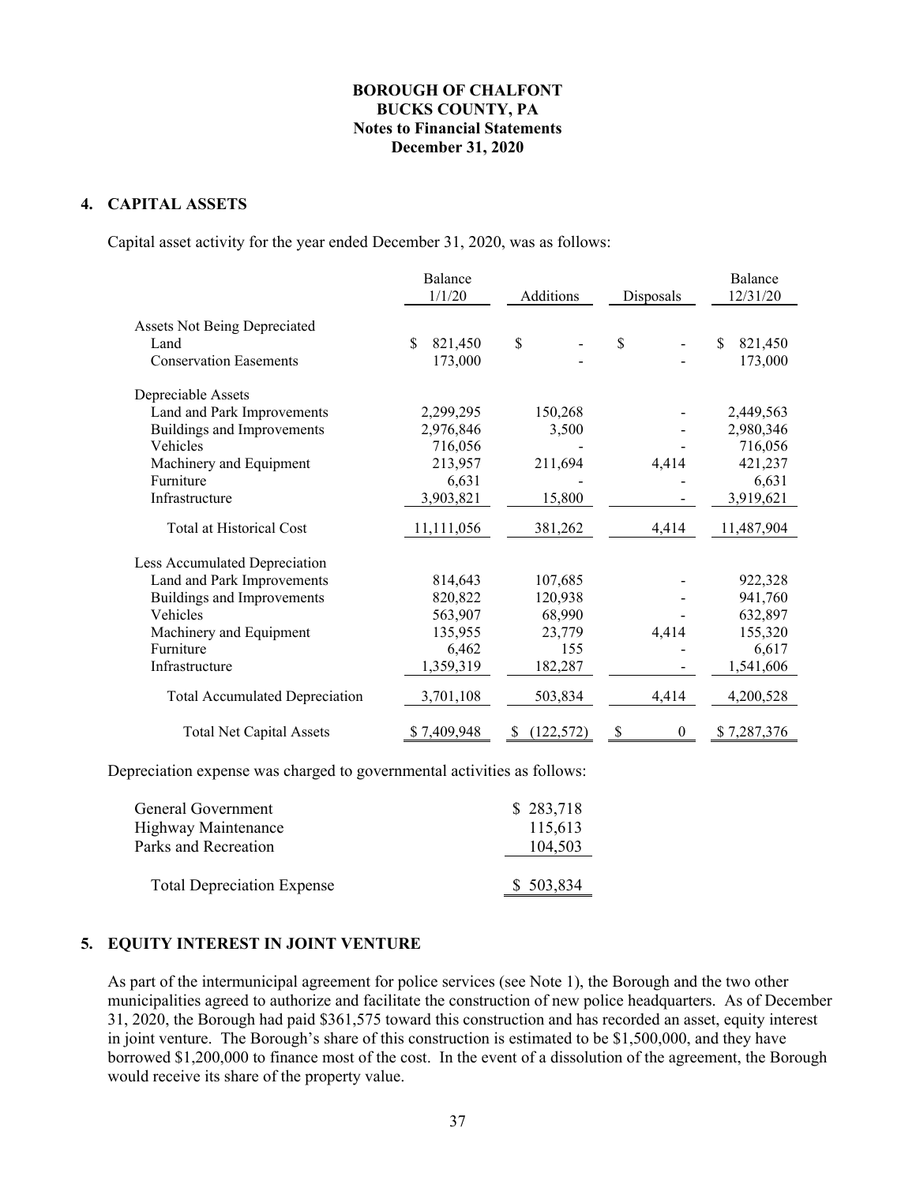**BOROUGH OF CHALFONT**
**BUCKS COUNTY, PA**
**Notes to Financial Statements**
**December 31, 2020**

## 4. CAPITAL ASSETS

Capital asset activity for the year ended December 31, 2020, was as follows:

| | Balance 1/1/20 | Additions | Disposals | Balance 12/31/20 |
|---|---|---|---|---|
| Assets Not Being Depreciated | | | | |
| Land | $ 821,450 | $ - | $ - | $ 821,450 |
| Conservation Easements | 173,000 | - | - | 173,000 |
| Depreciable Assets | | | | |
| Land and Park Improvements | 2,299,295 | 150,268 | - | 2,449,563 |
| Buildings and Improvements | 2,976,846 | 3,500 | - | 2,980,346 |
| Vehicles | 716,056 | - | - | 716,056 |
| Machinery and Equipment | 213,957 | 211,694 | 4,414 | 421,237 |
| Furniture | 6,631 | - | - | 6,631 |
| Infrastructure | 3,903,821 | 15,800 | - | 3,919,621 |
| Total at Historical Cost | 11,111,056 | 381,262 | 4,414 | 11,487,904 |
| Less Accumulated Depreciation | | | | |
| Land and Park Improvements | 814,643 | 107,685 | - | 922,328 |
| Buildings and Improvements | 820,822 | 120,938 | - | 941,760 |
| Vehicles | 563,907 | 68,990 | - | 632,897 |
| Machinery and Equipment | 135,955 | 23,779 | 4,414 | 155,320 |
| Furniture | 6,462 | 155 | - | 6,617 |
| Infrastructure | 1,359,319 | 182,287 | - | 1,541,606 |
| Total Accumulated Depreciation | 3,701,108 | 503,834 | 4,414 | 4,200,528 |
| Total Net Capital Assets | $ 7,409,948 | $ (122,572) | $ 0 | $ 7,287,376 |

Depreciation expense was charged to governmental activities as follows:

| | |
|---|---|
| General Government | $ 283,718 |
| Highway Maintenance | 115,613 |
| Parks and Recreation | 104,503 |
| Total Depreciation Expense | $ 503,834 |

## 5. EQUITY INTEREST IN JOINT VENTURE

As part of the intermunicipal agreement for police services (see Note 1), the Borough and the two other municipalities agreed to authorize and facilitate the construction of new police headquarters. As of December 31, 2020, the Borough had paid $361,575 toward this construction and has recorded an asset, equity interest in joint venture. The Borough's share of this construction is estimated to be $1,500,000, and they have borrowed $1,200,000 to finance most of the cost. In the event of a dissolution of the agreement, the Borough would receive its share of the property value.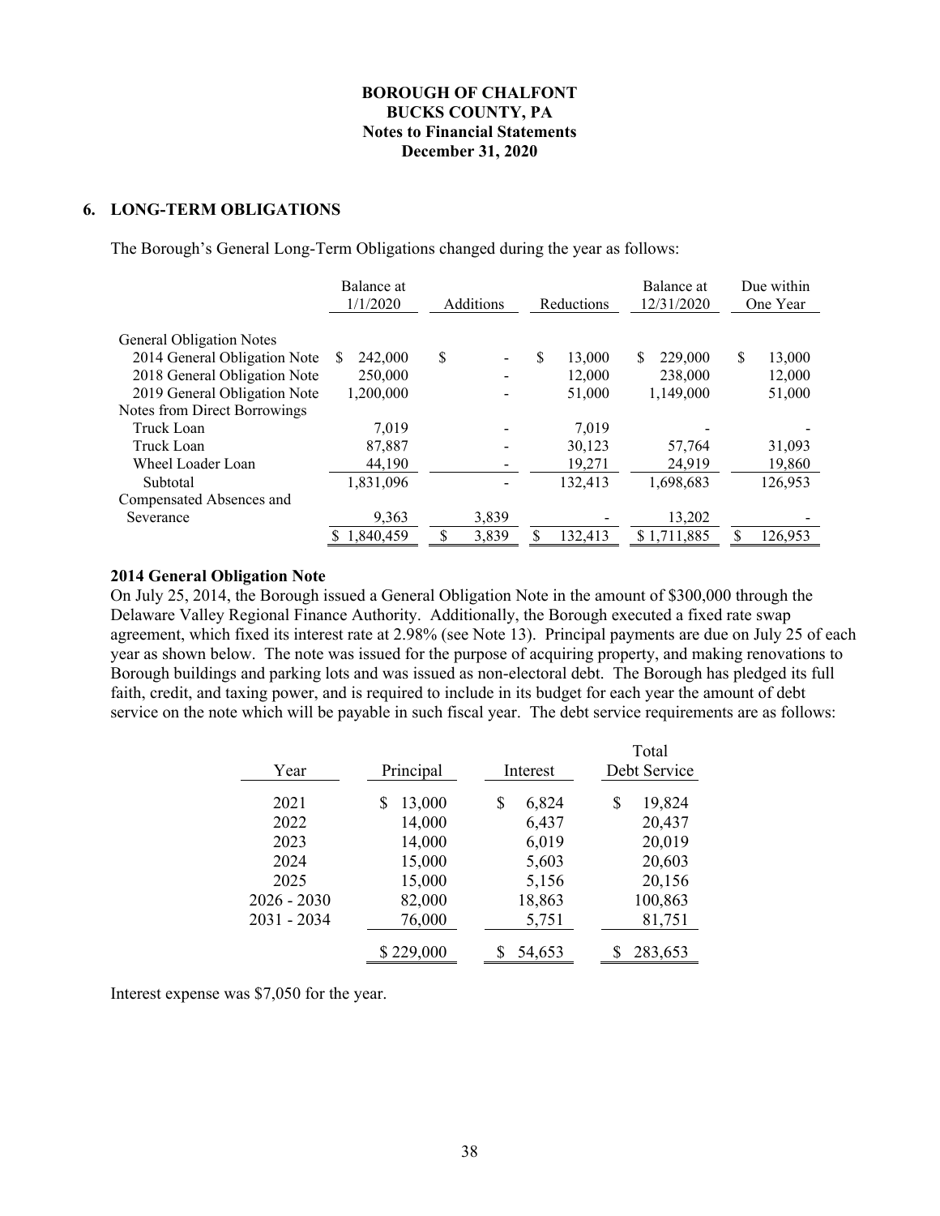**BOROUGH OF CHALFONT**
**BUCKS COUNTY, PA**
**Notes to Financial Statements**
**December 31, 2020**

## 6. LONG-TERM OBLIGATIONS

The Borough's General Long-Term Obligations changed during the year as follows:

| | Balance at 1/1/2020 | Additions | Reductions | Balance at 12/31/2020 | Due within One Year |
|---|---|---|---|---|---|
| General Obligation Notes | | | | | |
| 2014 General Obligation Note | $ 242,000 | $ - | $ 13,000 | $ 229,000 | $ 13,000 |
| 2018 General Obligation Note | 250,000 | - | 12,000 | 238,000 | 12,000 |
| 2019 General Obligation Note | 1,200,000 | - | 51,000 | 1,149,000 | 51,000 |
| Notes from Direct Borrowings | | | | | |
| Truck Loan | 7,019 | - | 7,019 | - | - |
| Truck Loan | 87,887 | - | 30,123 | 57,764 | 31,093 |
| Wheel Loader Loan | 44,190 | - | 19,271 | 24,919 | 19,860 |
| Subtotal | 1,831,096 | - | 132,413 | 1,698,683 | 126,953 |
| Compensated Absences and Severance | 9,363 | 3,839 | - | 13,202 | - |
| | $ 1,840,459 | $ 3,839 | $ 132,413 | $ 1,711,885 | $ 126,953 |

**2014 General Obligation Note**

On July 25, 2014, the Borough issued a General Obligation Note in the amount of $300,000 through the Delaware Valley Regional Finance Authority. Additionally, the Borough executed a fixed rate swap agreement, which fixed its interest rate at 2.98% (see Note 13). Principal payments are due on July 25 of each year as shown below. The note was issued for the purpose of acquiring property, and making renovations to Borough buildings and parking lots and was issued as non-electoral debt. The Borough has pledged its full faith, credit, and taxing power, and is required to include in its budget for each year the amount of debt service on the note which will be payable in such fiscal year. The debt service requirements are as follows:

| Year | Principal | Interest | Total Debt Service |
|---|---|---|---|
| 2021 | $ 13,000 | $ 6,824 | $ 19,824 |
| 2022 | 14,000 | 6,437 | 20,437 |
| 2023 | 14,000 | 6,019 | 20,019 |
| 2024 | 15,000 | 5,603 | 20,603 |
| 2025 | 15,000 | 5,156 | 20,156 |
| 2026 - 2030 | 82,000 | 18,863 | 100,863 |
| 2031 - 2034 | 76,000 | 5,751 | 81,751 |
| | $ 229,000 | $ 54,653 | $ 283,653 |

Interest expense was $7,050 for the year.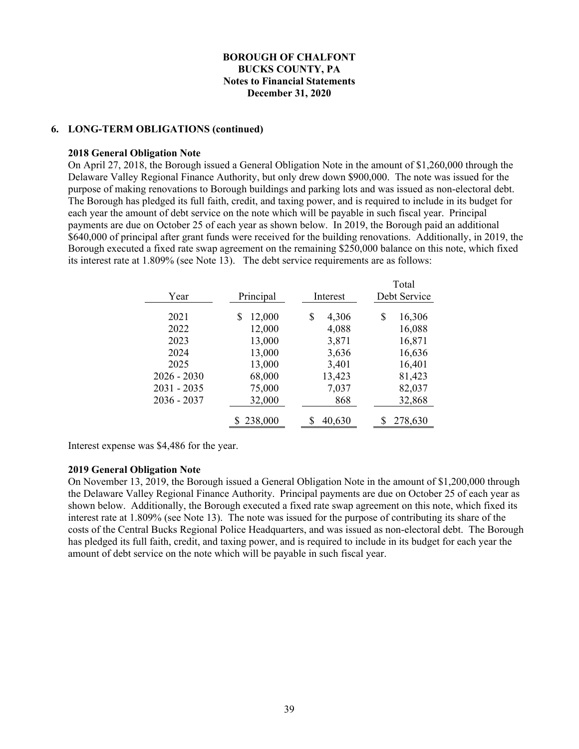## 6. LONG-TERM OBLIGATIONS (continued)

### 2018 General Obligation Note

On April 27, 2018, the Borough issued a General Obligation Note in the amount of $1,260,000 through the Delaware Valley Regional Finance Authority, but only drew down $900,000. The note was issued for the purpose of making renovations to Borough buildings and parking lots and was issued as non-electoral debt. The Borough has pledged its full faith, credit, and taxing power, and is required to include in its budget for each year the amount of debt service on the note which will be payable in such fiscal year. Principal payments are due on October 25 of each year as shown below. In 2019, the Borough paid an additional $640,000 of principal after grant funds were received for the building renovations. Additionally, in 2019, the Borough executed a fixed rate swap agreement on the remaining $250,000 balance on this note, which fixed its interest rate at 1.809% (see Note 13). The debt service requirements are as follows:

| Year | Principal | Interest | Total Debt Service |
|---|---|---|---|
| 2021 | $ 12,000 | $ 4,306 | $ 16,306 |
| 2022 | 12,000 | 4,088 | 16,088 |
| 2023 | 13,000 | 3,871 | 16,871 |
| 2024 | 13,000 | 3,636 | 16,636 |
| 2025 | 13,000 | 3,401 | 16,401 |
| 2026 - 2030 | 68,000 | 13,423 | 81,423 |
| 2031 - 2035 | 75,000 | 7,037 | 82,037 |
| 2036 - 2037 | 32,000 | 868 | 32,868 |
| | $ 238,000 | $ 40,630 | $ 278,630 |

Interest expense was $4,486 for the year.

### 2019 General Obligation Note

On November 13, 2019, the Borough issued a General Obligation Note in the amount of $1,200,000 through the Delaware Valley Regional Finance Authority. Principal payments are due on October 25 of each year as shown below. Additionally, the Borough executed a fixed rate swap agreement on this note, which fixed its interest rate at 1.809% (see Note 13). The note was issued for the purpose of contributing its share of the costs of the Central Bucks Regional Police Headquarters, and was issued as non-electoral debt. The Borough has pledged its full faith, credit, and taxing power, and is required to include in its budget for each year the amount of debt service on the note which will be payable in such fiscal year.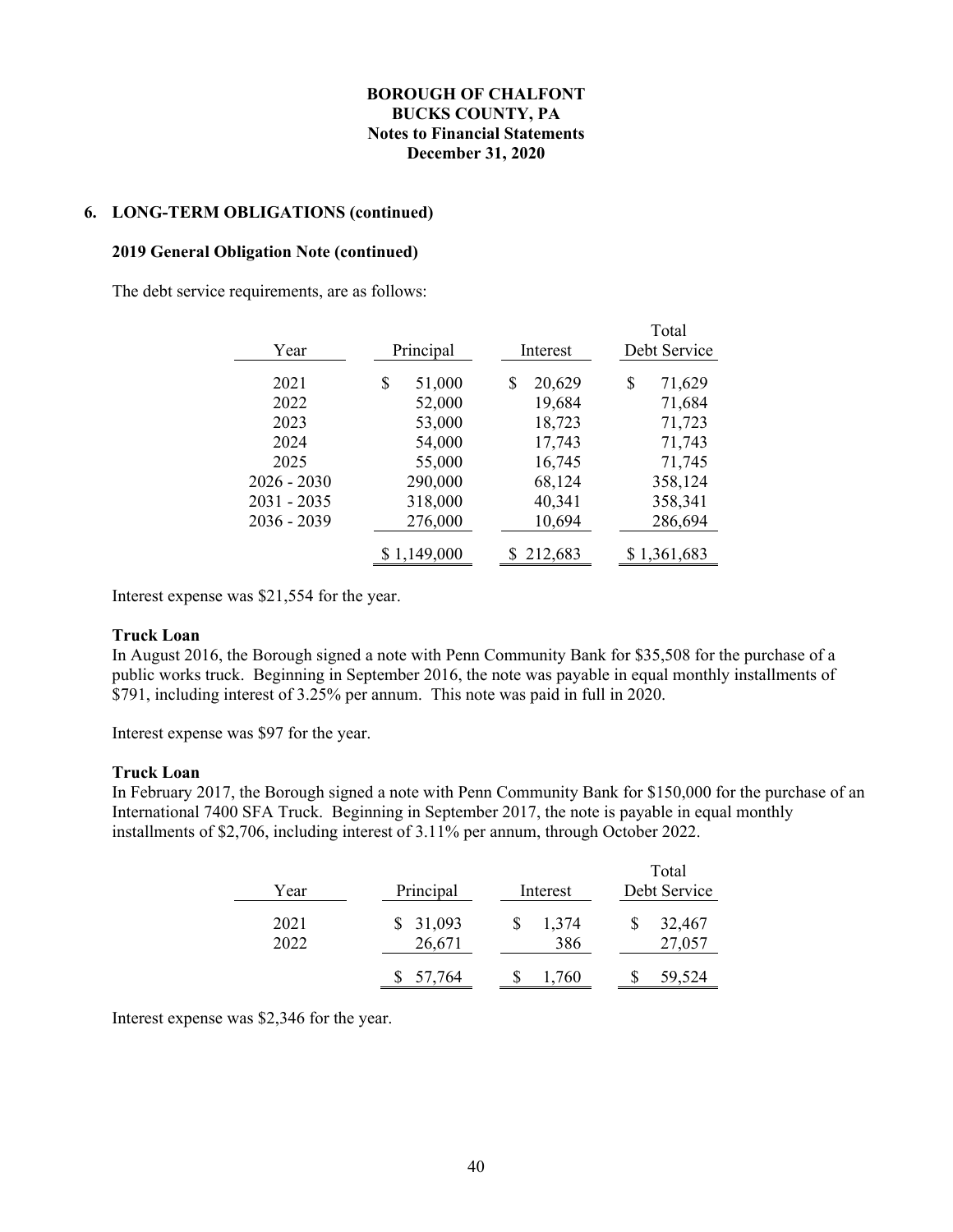## 6. LONG-TERM OBLIGATIONS (continued)

### 2019 General Obligation Note (continued)

The debt service requirements, are as follows:

| Year | Principal | Interest | Total Debt Service |
|---|---|---|---|
| 2021 | $ 51,000 | $ 20,629 | $ 71,629 |
| 2022 | 52,000 | 19,684 | 71,684 |
| 2023 | 53,000 | 18,723 | 71,723 |
| 2024 | 54,000 | 17,743 | 71,743 |
| 2025 | 55,000 | 16,745 | 71,745 |
| 2026 - 2030 | 290,000 | 68,124 | 358,124 |
| 2031 - 2035 | 318,000 | 40,341 | 358,341 |
| 2036 - 2039 | 276,000 | 10,694 | 286,694 |
| | $ 1,149,000 | $ 212,683 | $ 1,361,683 |

Interest expense was $21,554 for the year.

**Truck Loan**

In August 2016, the Borough signed a note with Penn Community Bank for $35,508 for the purchase of a public works truck. Beginning in September 2016, the note was payable in equal monthly installments of $791, including interest of 3.25% per annum. This note was paid in full in 2020.

Interest expense was $97 for the year.

**Truck Loan**

In February 2017, the Borough signed a note with Penn Community Bank for $150,000 for the purchase of an International 7400 SFA Truck. Beginning in September 2017, the note is payable in equal monthly installments of $2,706, including interest of 3.11% per annum, through October 2022.

| Year | Principal | Interest | Total Debt Service |
|---|---|---|---|
| 2021 | $ 31,093 | $ 1,374 | $ 32,467 |
| 2022 | 26,671 | 386 | 27,057 |
| | $ 57,764 | $ 1,760 | $ 59,524 |

Interest expense was $2,346 for the year.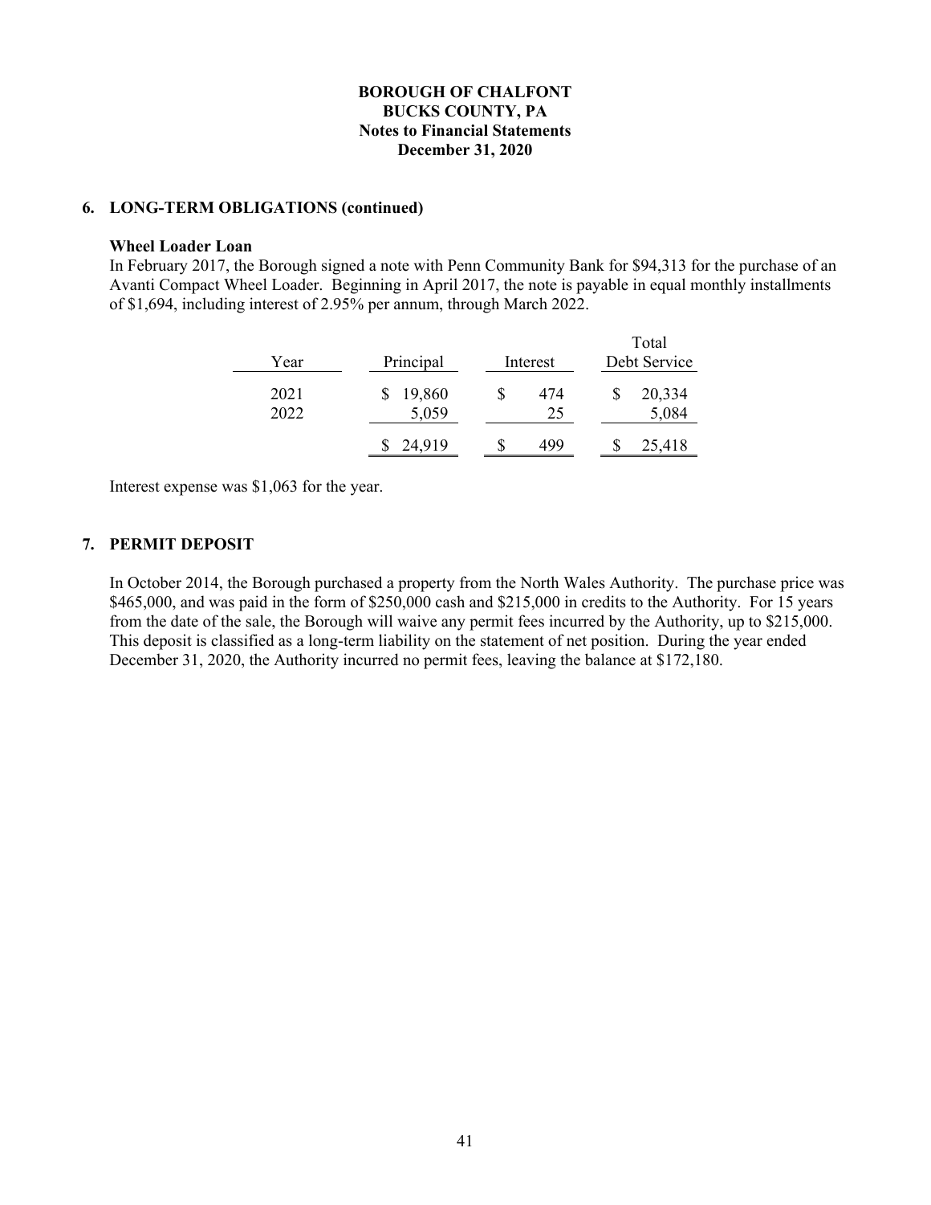**BOROUGH OF CHALFONT**
**BUCKS COUNTY, PA**
**Notes to Financial Statements**
**December 31, 2020**

## 6. LONG-TERM OBLIGATIONS (continued)

### Wheel Loader Loan

In February 2017, the Borough signed a note with Penn Community Bank for $94,313 for the purchase of an Avanti Compact Wheel Loader. Beginning in April 2017, the note is payable in equal monthly installments of $1,694, including interest of 2.95% per annum, through March 2022.

| Year | Principal | Interest | Total Debt Service |
|---|---|---|---|
| 2021 | $ 19,860 | $ 474 | $ 20,334 |
| 2022 | 5,059 | 25 | 5,084 |
| | $ 24,919 | $ 499 | $ 25,418 |

Interest expense was $1,063 for the year.

## 7. PERMIT DEPOSIT

In October 2014, the Borough purchased a property from the North Wales Authority. The purchase price was $465,000, and was paid in the form of $250,000 cash and $215,000 in credits to the Authority. For 15 years from the date of the sale, the Borough will waive any permit fees incurred by the Authority, up to $215,000. This deposit is classified as a long-term liability on the statement of net position. During the year ended December 31, 2020, the Authority incurred no permit fees, leaving the balance at $172,180.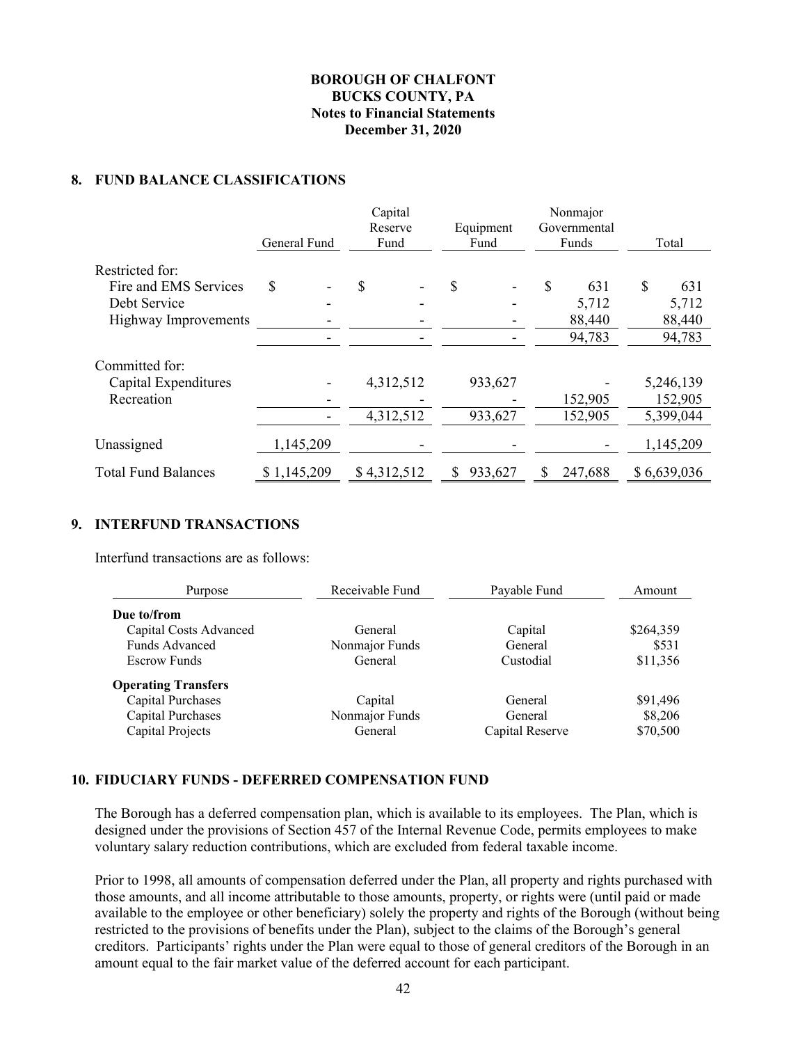## 8. FUND BALANCE CLASSIFICATIONS

| | General Fund | Capital Reserve Fund | Equipment Fund | Nonmajor Governmental Funds | Total |
|---|---|---|---|---|---|
| Restricted for: | | | | | |
| Fire and EMS Services | $ - | $ - | $ - | $ 631 | $ 631 |
| Debt Service | - | - | - | 5,712 | 5,712 |
| Highway Improvements | - | - | - | 88,440 | 88,440 |
| | - | - | - | 94,783 | 94,783 |
| Committed for: | | | | | |
| Capital Expenditures | - | 4,312,512 | 933,627 | - | 5,246,139 |
| Recreation | - | - | - | 152,905 | 152,905 |
| | - | 4,312,512 | 933,627 | 152,905 | 5,399,044 |
| Unassigned | 1,145,209 | - | - | - | 1,145,209 |
| Total Fund Balances | $ 1,145,209 | $ 4,312,512 | $ 933,627 | $ 247,688 | $ 6,639,036 |

## 9. INTERFUND TRANSACTIONS

Interfund transactions are as follows:

| Purpose | Receivable Fund | Payable Fund | Amount |
|---|---|---|---|
| **Due to/from** | | | |
| Capital Costs Advanced | General | Capital | $264,359 |
| Funds Advanced | Nonmajor Funds | General | $531 |
| Escrow Funds | General | Custodial | $11,356 |
| **Operating Transfers** | | | |
| Capital Purchases | Capital | General | $91,496 |
| Capital Purchases | Nonmajor Funds | General | $8,206 |
| Capital Projects | General | Capital Reserve | $70,500 |

## 10. FIDUCIARY FUNDS - DEFERRED COMPENSATION FUND

The Borough has a deferred compensation plan, which is available to its employees. The Plan, which is designed under the provisions of Section 457 of the Internal Revenue Code, permits employees to make voluntary salary reduction contributions, which are excluded from federal taxable income.

Prior to 1998, all amounts of compensation deferred under the Plan, all property and rights purchased with those amounts, and all income attributable to those amounts, property, or rights were (until paid or made available to the employee or other beneficiary) solely the property and rights of the Borough (without being restricted to the provisions of benefits under the Plan), subject to the claims of the Borough's general creditors. Participants' rights under the Plan were equal to those of general creditors of the Borough in an amount equal to the fair market value of the deferred account for each participant.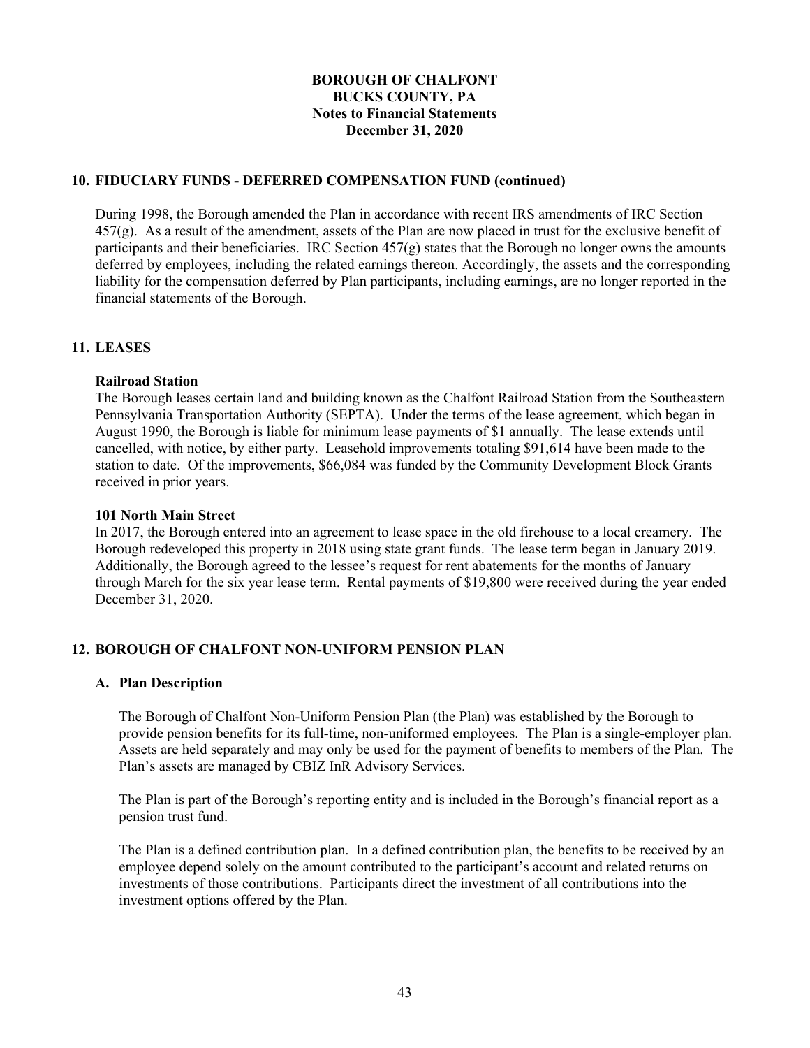## 10. FIDUCIARY FUNDS - DEFERRED COMPENSATION FUND (continued)

During 1998, the Borough amended the Plan in accordance with recent IRS amendments of IRC Section 457(g). As a result of the amendment, assets of the Plan are now placed in trust for the exclusive benefit of participants and their beneficiaries. IRC Section 457(g) states that the Borough no longer owns the amounts deferred by employees, including the related earnings thereon. Accordingly, the assets and the corresponding liability for the compensation deferred by Plan participants, including earnings, are no longer reported in the financial statements of the Borough.

## 11. LEASES

**Railroad Station**

The Borough leases certain land and building known as the Chalfont Railroad Station from the Southeastern Pennsylvania Transportation Authority (SEPTA). Under the terms of the lease agreement, which began in August 1990, the Borough is liable for minimum lease payments of $1 annually. The lease extends until cancelled, with notice, by either party. Leasehold improvements totaling $91,614 have been made to the station to date. Of the improvements, $66,084 was funded by the Community Development Block Grants received in prior years.

**101 North Main Street**

In 2017, the Borough entered into an agreement to lease space in the old firehouse to a local creamery. The Borough redeveloped this property in 2018 using state grant funds. The lease term began in January 2019. Additionally, the Borough agreed to the lessee's request for rent abatements for the months of January through March for the six year lease term. Rental payments of $19,800 were received during the year ended December 31, 2020.

## 12. BOROUGH OF CHALFONT NON-UNIFORM PENSION PLAN

### A. Plan Description

The Borough of Chalfont Non-Uniform Pension Plan (the Plan) was established by the Borough to provide pension benefits for its full-time, non-uniformed employees. The Plan is a single-employer plan. Assets are held separately and may only be used for the payment of benefits to members of the Plan. The Plan's assets are managed by CBIZ InR Advisory Services.

The Plan is part of the Borough's reporting entity and is included in the Borough's financial report as a pension trust fund.

The Plan is a defined contribution plan. In a defined contribution plan, the benefits to be received by an employee depend solely on the amount contributed to the participant's account and related returns on investments of those contributions. Participants direct the investment of all contributions into the investment options offered by the Plan.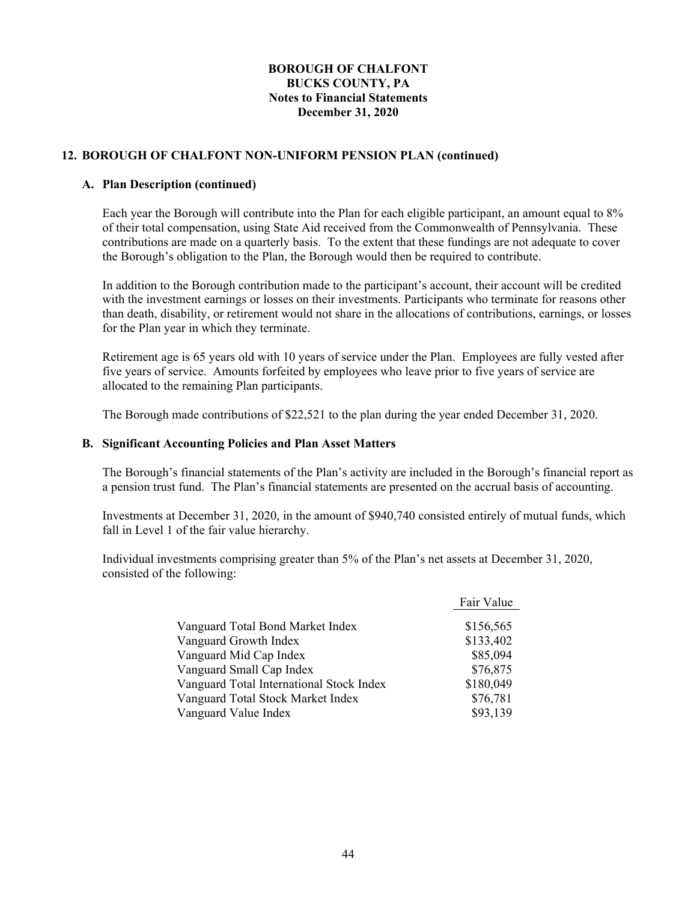**BOROUGH OF CHALFONT**
**BUCKS COUNTY, PA**
**Notes to Financial Statements**
**December 31, 2020**

## 12. BOROUGH OF CHALFONT NON-UNIFORM PENSION PLAN (continued)

### A. Plan Description (continued)

Each year the Borough will contribute into the Plan for each eligible participant, an amount equal to 8% of their total compensation, using State Aid received from the Commonwealth of Pennsylvania. These contributions are made on a quarterly basis. To the extent that these fundings are not adequate to cover the Borough's obligation to the Plan, the Borough would then be required to contribute.

In addition to the Borough contribution made to the participant's account, their account will be credited with the investment earnings or losses on their investments. Participants who terminate for reasons other than death, disability, or retirement would not share in the allocations of contributions, earnings, or losses for the Plan year in which they terminate.

Retirement age is 65 years old with 10 years of service under the Plan. Employees are fully vested after five years of service. Amounts forfeited by employees who leave prior to five years of service are allocated to the remaining Plan participants.

The Borough made contributions of $22,521 to the plan during the year ended December 31, 2020.

### B. Significant Accounting Policies and Plan Asset Matters

The Borough's financial statements of the Plan's activity are included in the Borough's financial report as a pension trust fund. The Plan's financial statements are presented on the accrual basis of accounting.

Investments at December 31, 2020, in the amount of $940,740 consisted entirely of mutual funds, which fall in Level 1 of the fair value hierarchy.

Individual investments comprising greater than 5% of the Plan's net assets at December 31, 2020, consisted of the following:

| | Fair Value |
|---|---|
| Vanguard Total Bond Market Index | $156,565 |
| Vanguard Growth Index | $133,402 |
| Vanguard Mid Cap Index | $85,094 |
| Vanguard Small Cap Index | $76,875 |
| Vanguard Total International Stock Index | $180,049 |
| Vanguard Total Stock Market Index | $76,781 |
| Vanguard Value Index | $93,139 |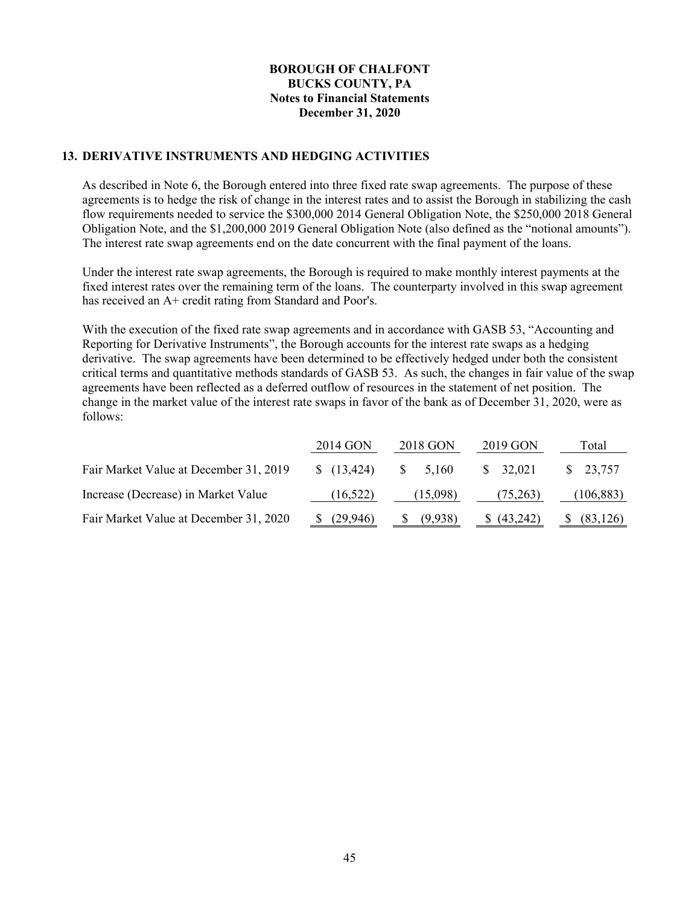**BOROUGH OF CHALFONT**
**BUCKS COUNTY, PA**
**Notes to Financial Statements**
**December 31, 2020**

## 13. DERIVATIVE INSTRUMENTS AND HEDGING ACTIVITIES

As described in Note 6, the Borough entered into three fixed rate swap agreements. The purpose of these agreements is to hedge the risk of change in the interest rates and to assist the Borough in stabilizing the cash flow requirements needed to service the $300,000 2014 General Obligation Note, the $250,000 2018 General Obligation Note, and the $1,200,000 2019 General Obligation Note (also defined as the "notional amounts"). The interest rate swap agreements end on the date concurrent with the final payment of the loans.

Under the interest rate swap agreements, the Borough is required to make monthly interest payments at the fixed interest rates over the remaining term of the loans. The counterparty involved in this swap agreement has received an A+ credit rating from Standard and Poor's.

With the execution of the fixed rate swap agreements and in accordance with GASB 53, "Accounting and Reporting for Derivative Instruments", the Borough accounts for the interest rate swaps as a hedging derivative. The swap agreements have been determined to be effectively hedged under both the consistent critical terms and quantitative methods standards of GASB 53. As such, the changes in fair value of the swap agreements have been reflected as a deferred outflow of resources in the statement of net position. The change in the market value of the interest rate swaps in favor of the bank as of December 31, 2020, were as follows:

| | 2014 GON | 2018 GON | 2019 GON | Total |
|---|---|---|---|---|
| Fair Market Value at December 31, 2019 | $ (13,424) | $ 5,160 | $ 32,021 | $ 23,757 |
| Increase (Decrease) in Market Value | (16,522) | (15,098) | (75,263) | (106,883) |
| Fair Market Value at December 31, 2020 | $ (29,946) | $ (9,938) | $ (43,242) | $ (83,126) |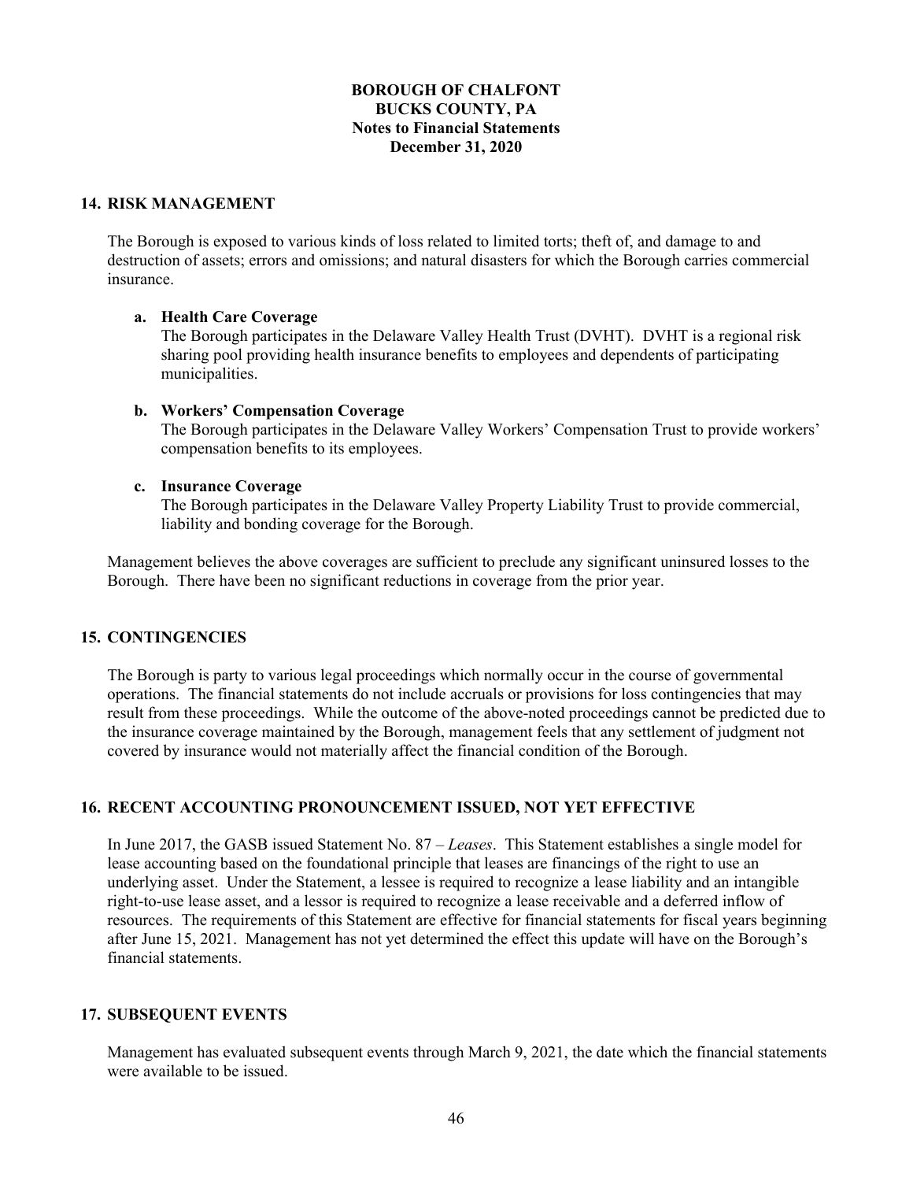**BOROUGH OF CHALFONT**
**BUCKS COUNTY, PA**
**Notes to Financial Statements**
**December 31, 2020**

## 14. RISK MANAGEMENT

The Borough is exposed to various kinds of loss related to limited torts; theft of, and damage to and destruction of assets; errors and omissions; and natural disasters for which the Borough carries commercial insurance.

**a. Health Care Coverage**
The Borough participates in the Delaware Valley Health Trust (DVHT). DVHT is a regional risk sharing pool providing health insurance benefits to employees and dependents of participating municipalities.

**b. Workers' Compensation Coverage**
The Borough participates in the Delaware Valley Workers' Compensation Trust to provide workers' compensation benefits to its employees.

**c. Insurance Coverage**
The Borough participates in the Delaware Valley Property Liability Trust to provide commercial, liability and bonding coverage for the Borough.

Management believes the above coverages are sufficient to preclude any significant uninsured losses to the Borough. There have been no significant reductions in coverage from the prior year.

## 15. CONTINGENCIES

The Borough is party to various legal proceedings which normally occur in the course of governmental operations. The financial statements do not include accruals or provisions for loss contingencies that may result from these proceedings. While the outcome of the above-noted proceedings cannot be predicted due to the insurance coverage maintained by the Borough, management feels that any settlement of judgment not covered by insurance would not materially affect the financial condition of the Borough.

## 16. RECENT ACCOUNTING PRONOUNCEMENT ISSUED, NOT YET EFFECTIVE

In June 2017, the GASB issued Statement No. 87 – *Leases*. This Statement establishes a single model for lease accounting based on the foundational principle that leases are financings of the right to use an underlying asset. Under the Statement, a lessee is required to recognize a lease liability and an intangible right-to-use lease asset, and a lessor is required to recognize a lease receivable and a deferred inflow of resources. The requirements of this Statement are effective for financial statements for fiscal years beginning after June 15, 2021. Management has not yet determined the effect this update will have on the Borough's financial statements.

## 17. SUBSEQUENT EVENTS

Management has evaluated subsequent events through March 9, 2021, the date which the financial statements were available to be issued.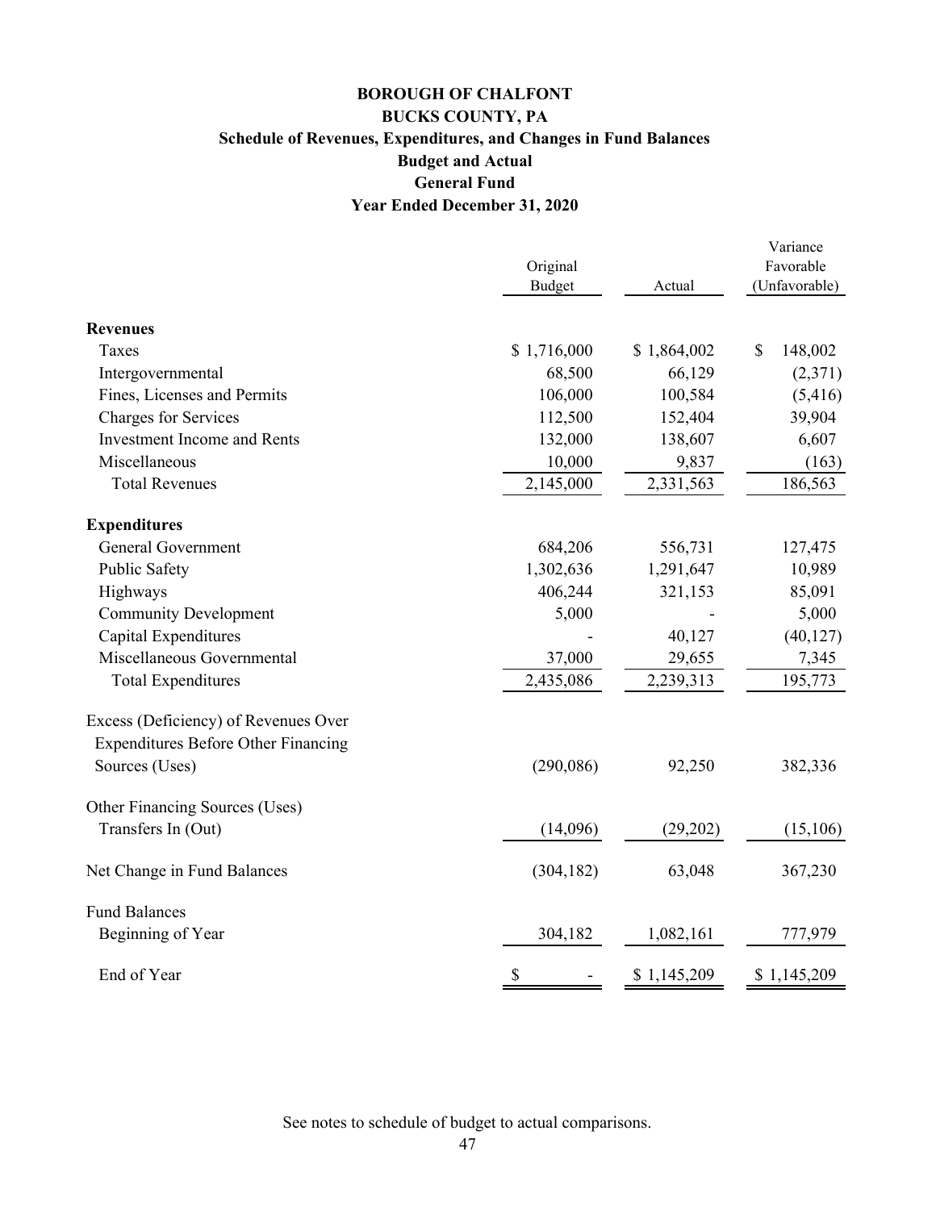# BOROUGH OF CHALFONT

## BUCKS COUNTY, PA

### Schedule of Revenues, Expenditures, and Changes in Fund Balances

### Budget and Actual

### General Fund

### Year Ended December 31, 2020

| | Original Budget | Actual | Variance Favorable (Unfavorable) |
|---|---|---|---|
| **Revenues** | | | |
| Taxes | $ 1,716,000 | $ 1,864,002 | $ 148,002 |
| Intergovernmental | 68,500 | 66,129 | (2,371) |
| Fines, Licenses and Permits | 106,000 | 100,584 | (5,416) |
| Charges for Services | 112,500 | 152,404 | 39,904 |
| Investment Income and Rents | 132,000 | 138,607 | 6,607 |
| Miscellaneous | 10,000 | 9,837 | (163) |
| Total Revenues | 2,145,000 | 2,331,563 | 186,563 |
| **Expenditures** | | | |
| General Government | 684,206 | 556,731 | 127,475 |
| Public Safety | 1,302,636 | 1,291,647 | 10,989 |
| Highways | 406,244 | 321,153 | 85,091 |
| Community Development | 5,000 | - | 5,000 |
| Capital Expenditures | - | 40,127 | (40,127) |
| Miscellaneous Governmental | 37,000 | 29,655 | 7,345 |
| Total Expenditures | 2,435,086 | 2,239,313 | 195,773 |
| Excess (Deficiency) of Revenues Over Expenditures Before Other Financing Sources (Uses) | (290,086) | 92,250 | 382,336 |
| Other Financing Sources (Uses) | | | |
| Transfers In (Out) | (14,096) | (29,202) | (15,106) |
| Net Change in Fund Balances | (304,182) | 63,048 | 367,230 |
| Fund Balances | | | |
| Beginning of Year | 304,182 | 1,082,161 | 777,979 |
| End of Year | $ - | $ 1,145,209 | $ 1,145,209 |

See notes to schedule of budget to actual comparisons.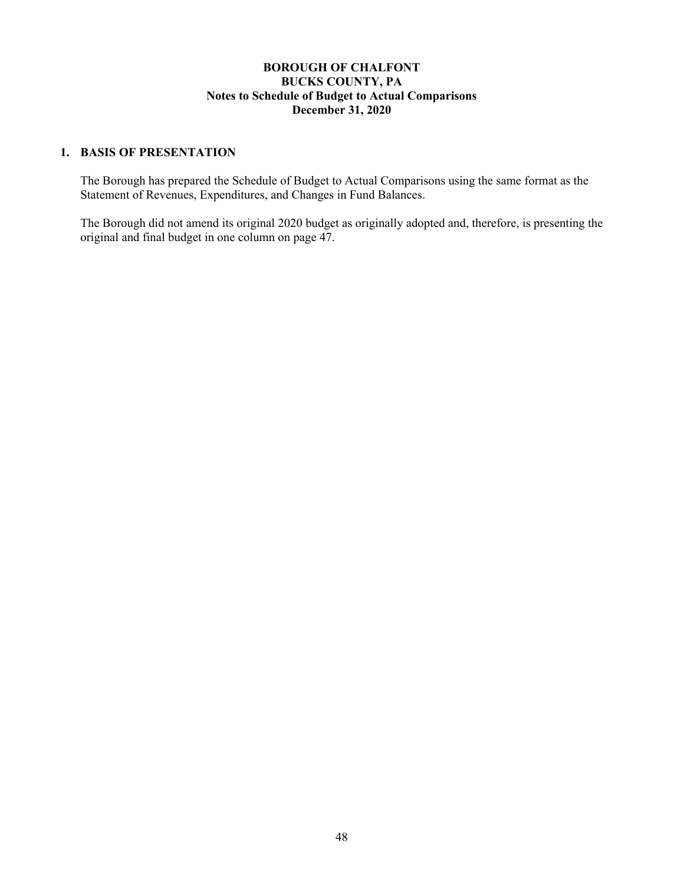# BOROUGH OF CHALFONT
# BUCKS COUNTY, PA
## Notes to Schedule of Budget to Actual Comparisons
## December 31, 2020

### 1. BASIS OF PRESENTATION

The Borough has prepared the Schedule of Budget to Actual Comparisons using the same format as the Statement of Revenues, Expenditures, and Changes in Fund Balances.

The Borough did not amend its original 2020 budget as originally adopted and, therefore, is presenting the original and final budget in one column on page 47.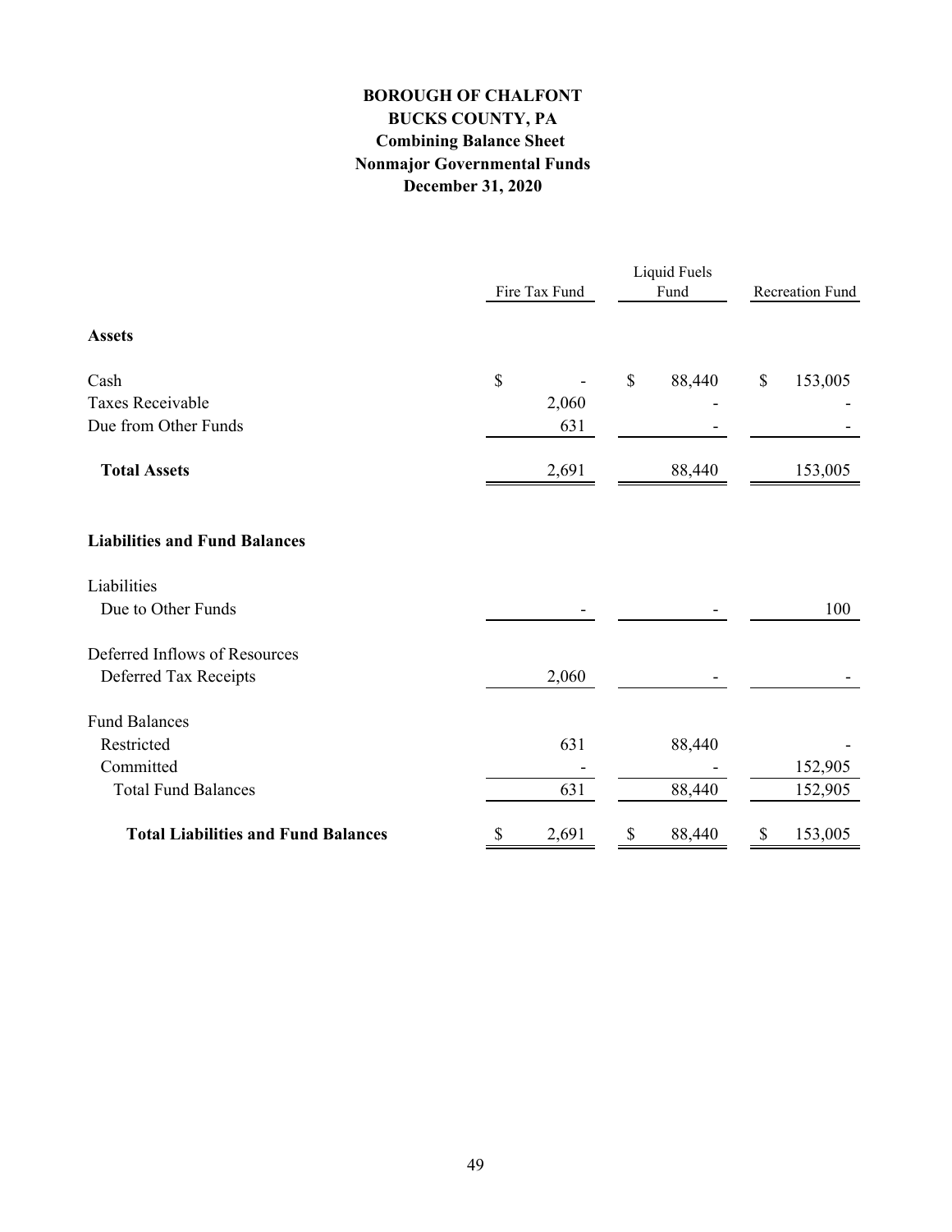# BOROUGH OF CHALFONT
## BUCKS COUNTY, PA
### Combining Balance Sheet
### Nonmajor Governmental Funds
### December 31, 2020

| | Fire Tax Fund | Liquid Fuels Fund | Recreation Fund |
|---|---|---|---|
| **Assets** | | | |
| Cash | $ - | $ 88,440 | $ 153,005 |
| Taxes Receivable | 2,060 | - | - |
| Due from Other Funds | 631 | - | - |
| **Total Assets** | 2,691 | 88,440 | 153,005 |
| **Liabilities and Fund Balances** | | | |
| Liabilities | | | |
| Due to Other Funds | - | - | 100 |
| Deferred Inflows of Resources | | | |
| Deferred Tax Receipts | 2,060 | - | - |
| Fund Balances | | | |
| Restricted | 631 | 88,440 | - |
| Committed | - | - | 152,905 |
| Total Fund Balances | 631 | 88,440 | 152,905 |
| **Total Liabilities and Fund Balances** | $ 2,691 | $ 88,440 | $ 153,005 |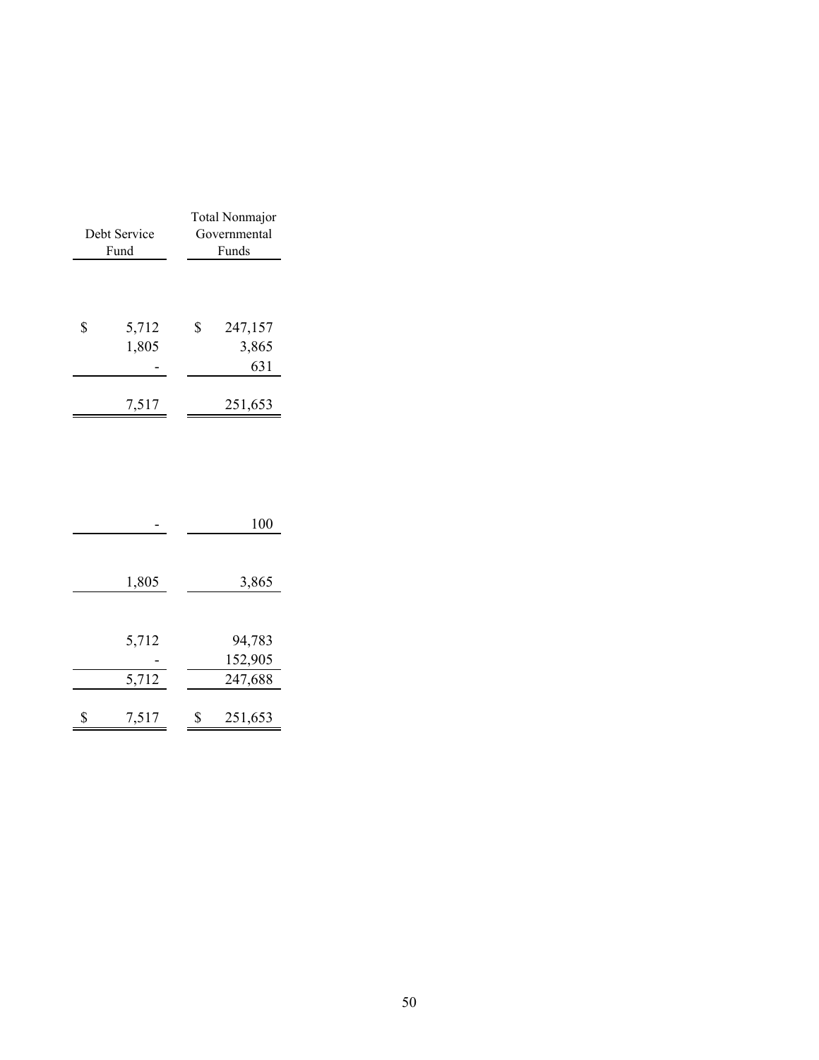| Debt Service Fund | Total Nonmajor Governmental Funds |
|---|---|
| $ 5,712 | $ 247,157 |
| 1,805 | 3,865 |
| - | 631 |
| 7,517 | 251,653 |
| - | 100 |
| 1,805 | 3,865 |
| 5,712 | 94,783 |
| - | 152,905 |
| 5,712 | 247,688 |
| $ 7,517 | $ 251,653 |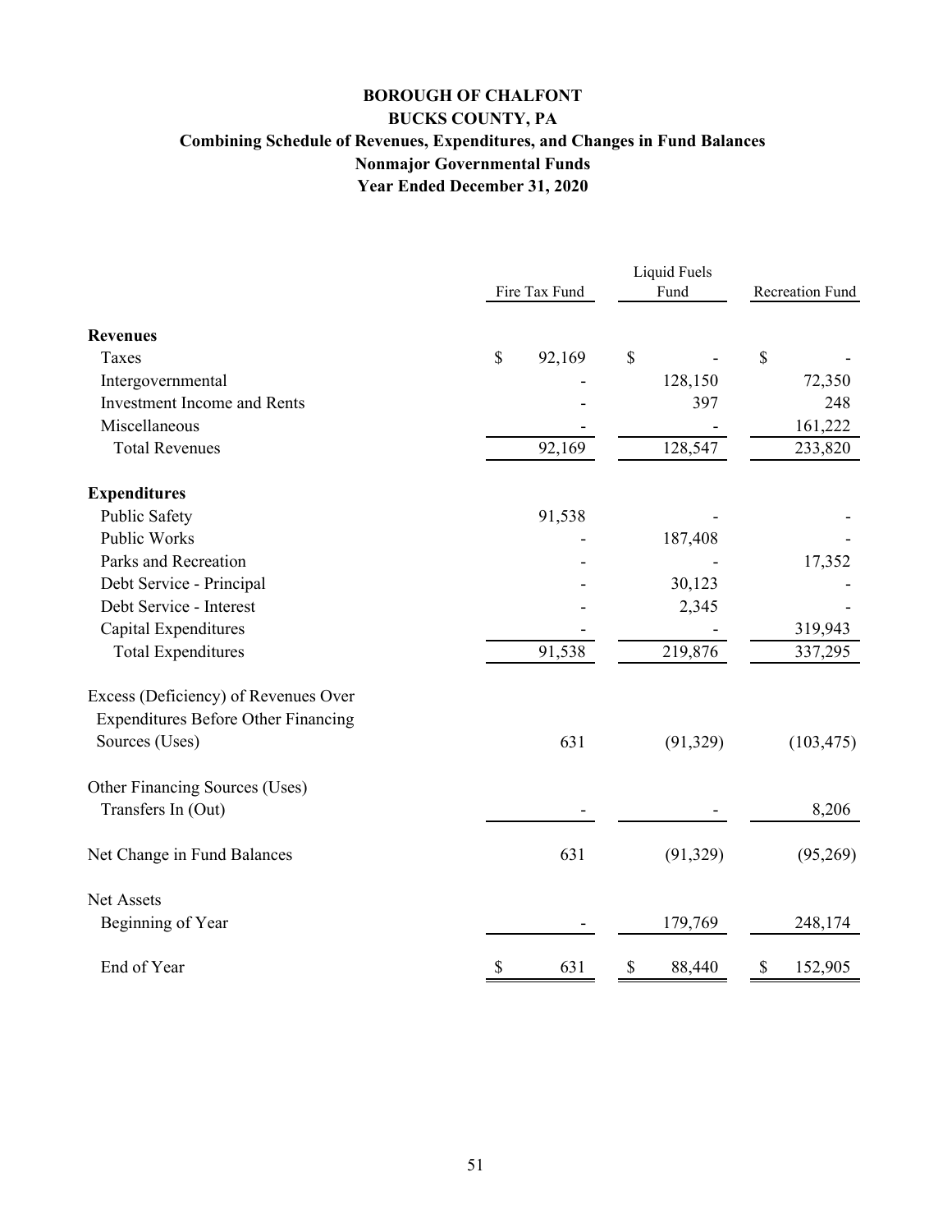# BOROUGH OF CHALFONT
## BUCKS COUNTY, PA
### Combining Schedule of Revenues, Expenditures, and Changes in Fund Balances
### Nonmajor Governmental Funds
### Year Ended December 31, 2020

| | Fire Tax Fund | Liquid Fuels Fund | Recreation Fund |
|---|---|---|---|
| **Revenues** | | | |
| Taxes | $ 92,169 | $ - | $ - |
| Intergovernmental | - | 128,150 | 72,350 |
| Investment Income and Rents | - | 397 | 248 |
| Miscellaneous | - | - | 161,222 |
| Total Revenues | 92,169 | 128,547 | 233,820 |
| **Expenditures** | | | |
| Public Safety | 91,538 | - | - |
| Public Works | - | 187,408 | - |
| Parks and Recreation | - | - | 17,352 |
| Debt Service - Principal | - | 30,123 | - |
| Debt Service - Interest | - | 2,345 | - |
| Capital Expenditures | - | - | 319,943 |
| Total Expenditures | 91,538 | 219,876 | 337,295 |
| Excess (Deficiency) of Revenues Over Expenditures Before Other Financing Sources (Uses) | 631 | (91,329) | (103,475) |
| Other Financing Sources (Uses) | | | |
| Transfers In (Out) | - | - | 8,206 |
| Net Change in Fund Balances | 631 | (91,329) | (95,269) |
| Net Assets | | | |
| Beginning of Year | - | 179,769 | 248,174 |
| End of Year | $ 631 | $ 88,440 | $ 152,905 |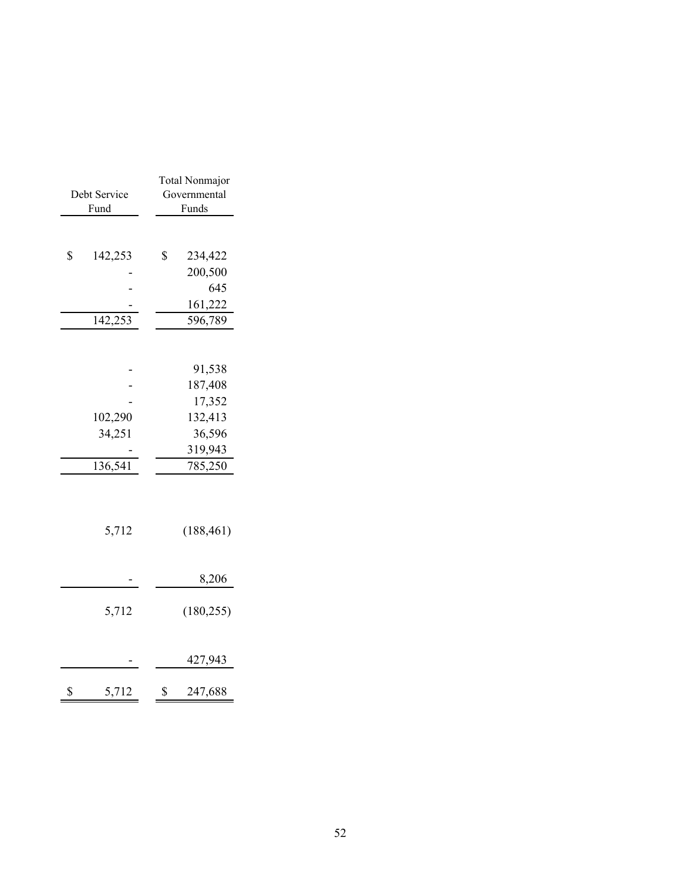| Debt Service Fund | Total Nonmajor Governmental Funds |
|---|---|
| | |
| $ 142,253 | $ 234,422 |
| - | 200,500 |
| - | 645 |
| - | 161,222 |
| 142,253 | 596,789 |
| | |
| - | 91,538 |
| - | 187,408 |
| - | 17,352 |
| 102,290 | 132,413 |
| 34,251 | 36,596 |
| - | 319,943 |
| 136,541 | 785,250 |
| | |
| 5,712 | (188,461) |
| | |
| - | 8,206 |
| | |
| 5,712 | (180,255) |
| | |
| - | 427,943 |
| | |
| $ 5,712 | $ 247,688 |